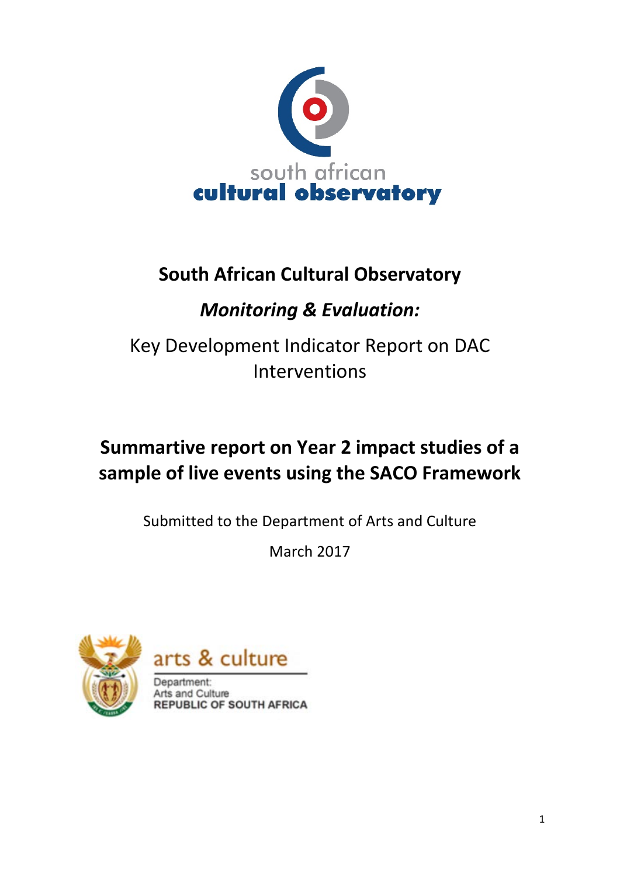south african
**cultural observatory**

# South African Cultural Observatory

## *Monitoring & Evaluation:*

Key Development Indicator Report on DAC Interventions

## Summartive report on Year 2 impact studies of a sample of live events using the SACO Framework

Submitted to the Department of Arts and Culture

March 2017

arts & culture

Department:
Arts and Culture
REPUBLIC OF SOUTH AFRICA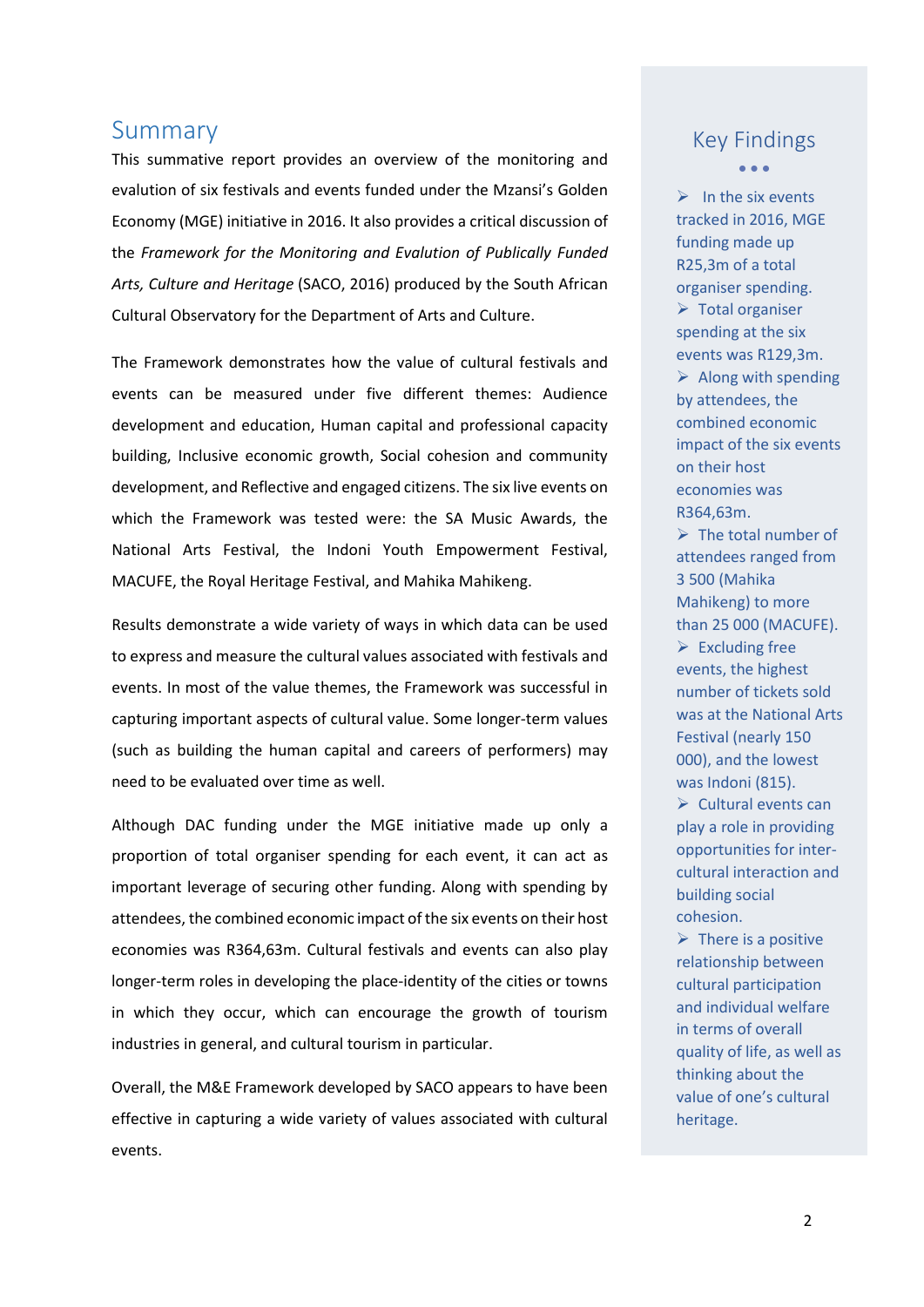## Summary

This summative report provides an overview of the monitoring and evalution of six festivals and events funded under the Mzansi's Golden Economy (MGE) initiative in 2016. It also provides a critical discussion of the *Framework for the Monitoring and Evalution of Publically Funded Arts, Culture and Heritage* (SACO, 2016) produced by the South African Cultural Observatory for the Department of Arts and Culture.

The Framework demonstrates how the value of cultural festivals and events can be measured under five different themes: Audience development and education, Human capital and professional capacity building, Inclusive economic growth, Social cohesion and community development, and Reflective and engaged citizens. The six live events on which the Framework was tested were: the SA Music Awards, the National Arts Festival, the Indoni Youth Empowerment Festival, MACUFE, the Royal Heritage Festival, and Mahika Mahikeng.

Results demonstrate a wide variety of ways in which data can be used to express and measure the cultural values associated with festivals and events. In most of the value themes, the Framework was successful in capturing important aspects of cultural value. Some longer-term values (such as building the human capital and careers of performers) may need to be evaluated over time as well.

Although DAC funding under the MGE initiative made up only a proportion of total organiser spending for each event, it can act as important leverage of securing other funding. Along with spending by attendees, the combined economic impact of the six events on their host economies was R364,63m. Cultural festivals and events can also play longer-term roles in developing the place-identity of the cities or towns in which they occur, which can encourage the growth of tourism industries in general, and cultural tourism in particular.

Overall, the M&E Framework developed by SACO appears to have been effective in capturing a wide variety of values associated with cultural events.

## Key Findings

- In the six events tracked in 2016, MGE funding made up R25,3m of a total organiser spending.
- Total organiser spending at the six events was R129,3m.
- Along with spending by attendees, the combined economic impact of the six events on their host economies was R364,63m.
- The total number of attendees ranged from 3 500 (Mahika Mahikeng) to more than 25 000 (MACUFE).
- Excluding free events, the highest number of tickets sold was at the National Arts Festival (nearly 150 000), and the lowest was Indoni (815).
- Cultural events can play a role in providing opportunities for inter-cultural interaction and building social cohesion.
- There is a positive relationship between cultural participation and individual welfare in terms of overall quality of life, as well as thinking about the value of one's cultural heritage.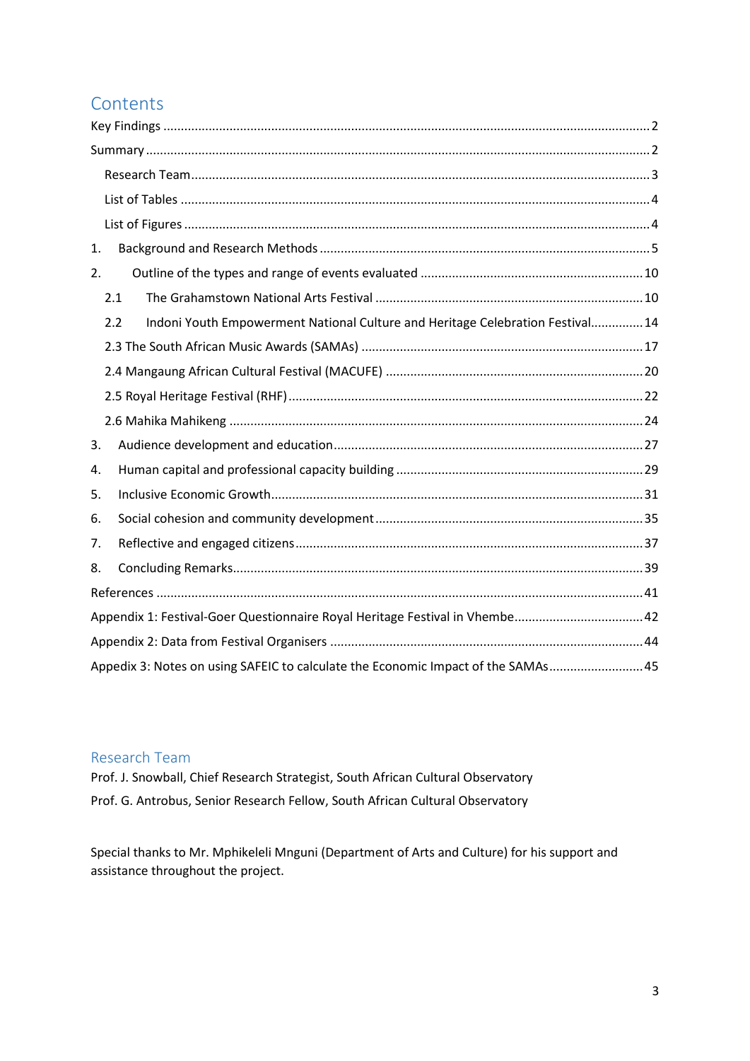## Contents

Key Findings .......... 2

Summary .......... 2

- Research Team .......... 3
- List of Tables .......... 4
- List of Figures .......... 4

1. Background and Research Methods .......... 5
2. Outline of the types and range of events evaluated .......... 10
   - 2.1 The Grahamstown National Arts Festival .......... 10
   - 2.2 Indoni Youth Empowerment National Culture and Heritage Celebration Festival .......... 14
   - 2.3 The South African Music Awards (SAMAs) .......... 17
   - 2.4 Mangaung African Cultural Festival (MACUFE) .......... 20
   - 2.5 Royal Heritage Festival (RHF) .......... 22
   - 2.6 Mahika Mahikeng .......... 24
3. Audience development and education .......... 27
4. Human capital and professional capacity building .......... 29
5. Inclusive Economic Growth .......... 31
6. Social cohesion and community development .......... 35
7. Reflective and engaged citizens .......... 37
8. Concluding Remarks .......... 39

References .......... 41

Appendix 1: Festival-Goer Questionnaire Royal Heritage Festival in Vhembe .......... 42

Appendix 2: Data from Festival Organisers .......... 44

Appedix 3: Notes on using SAFEIC to calculate the Economic Impact of the SAMAs .......... 45

## Research Team

Prof. J. Snowball, Chief Research Strategist, South African Cultural Observatory

Prof. G. Antrobus, Senior Research Fellow, South African Cultural Observatory

Special thanks to Mr. Mphikeleli Mnguni (Department of Arts and Culture) for his support and assistance throughout the project.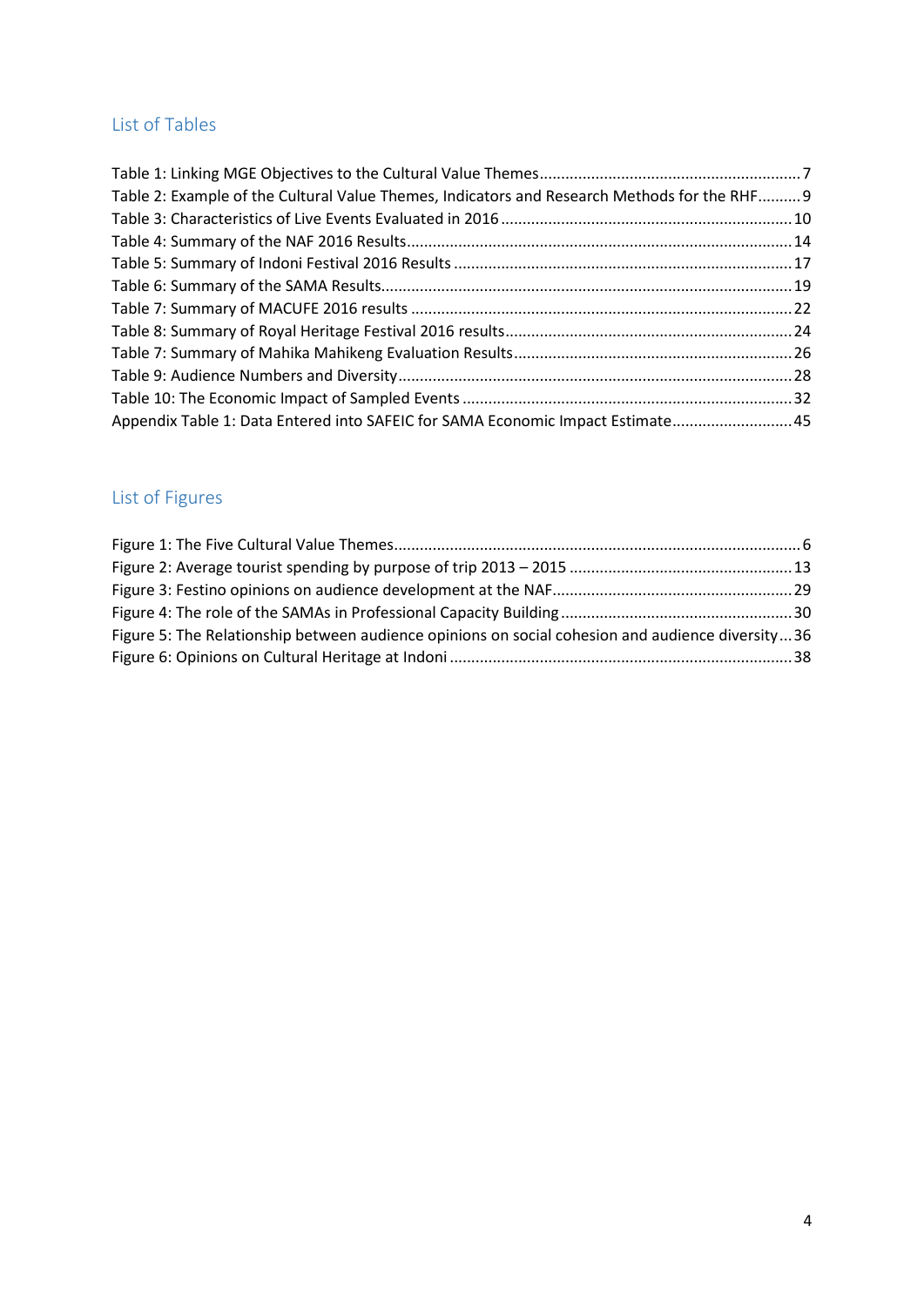## List of Tables

Table 1: Linking MGE Objectives to the Cultural Value Themes .......... 7
Table 2: Example of the Cultural Value Themes, Indicators and Research Methods for the RHF .......... 9
Table 3: Characteristics of Live Events Evaluated in 2016 .......... 10
Table 4: Summary of the NAF 2016 Results .......... 14
Table 5: Summary of Indoni Festival 2016 Results .......... 17
Table 6: Summary of the SAMA Results .......... 19
Table 7: Summary of MACUFE 2016 results .......... 22
Table 8: Summary of Royal Heritage Festival 2016 results .......... 24
Table 7: Summary of Mahika Mahikeng Evaluation Results .......... 26
Table 9: Audience Numbers and Diversity .......... 28
Table 10: The Economic Impact of Sampled Events .......... 32
Appendix Table 1: Data Entered into SAFEIC for SAMA Economic Impact Estimate .......... 45

## List of Figures

Figure 1: The Five Cultural Value Themes .......... 6
Figure 2: Average tourist spending by purpose of trip 2013 – 2015 .......... 13
Figure 3: Festino opinions on audience development at the NAF .......... 29
Figure 4: The role of the SAMAs in Professional Capacity Building .......... 30
Figure 5: The Relationship between audience opinions on social cohesion and audience diversity .......... 36
Figure 6: Opinions on Cultural Heritage at Indoni .......... 38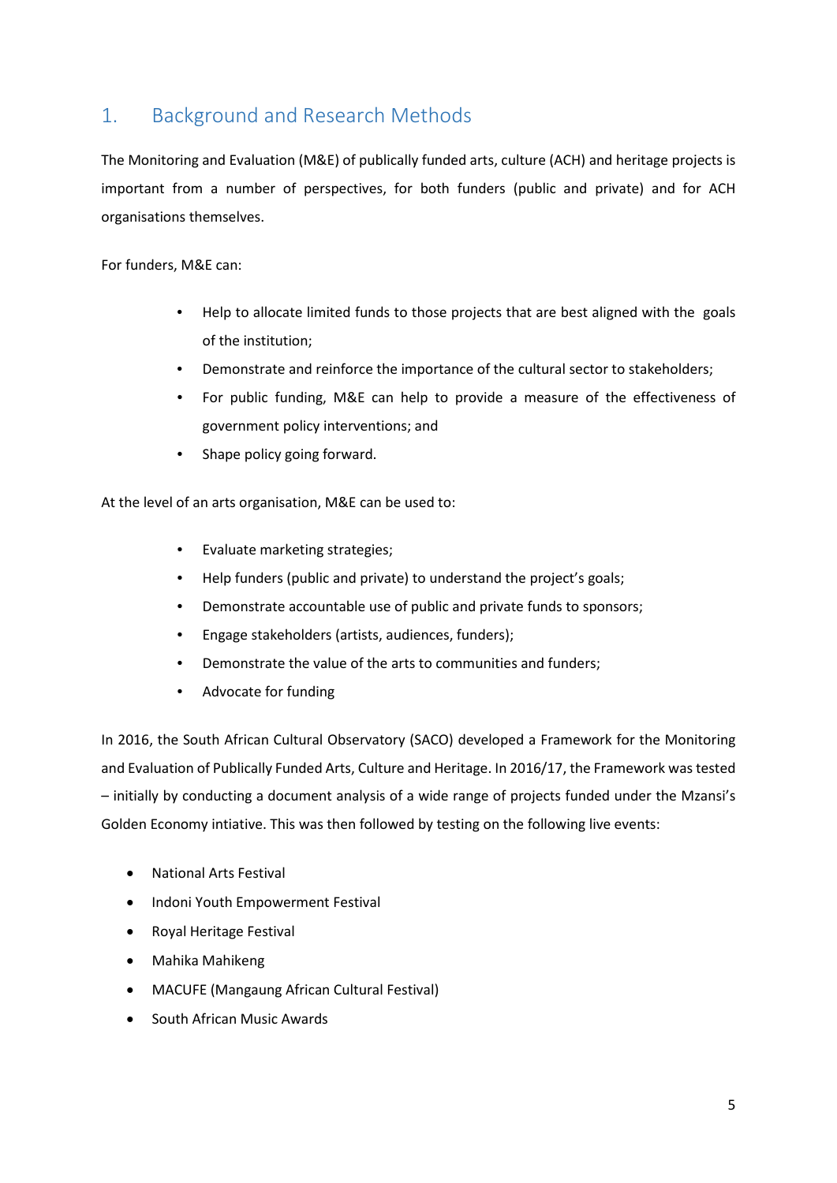# 1. Background and Research Methods

The Monitoring and Evaluation (M&E) of publically funded arts, culture (ACH) and heritage projects is important from a number of perspectives, for both funders (public and private) and for ACH organisations themselves.

For funders, M&E can:

- Help to allocate limited funds to those projects that are best aligned with the goals of the institution;
- Demonstrate and reinforce the importance of the cultural sector to stakeholders;
- For public funding, M&E can help to provide a measure of the effectiveness of government policy interventions; and
- Shape policy going forward.

At the level of an arts organisation, M&E can be used to:

- Evaluate marketing strategies;
- Help funders (public and private) to understand the project's goals;
- Demonstrate accountable use of public and private funds to sponsors;
- Engage stakeholders (artists, audiences, funders);
- Demonstrate the value of the arts to communities and funders;
- Advocate for funding

In 2016, the South African Cultural Observatory (SACO) developed a Framework for the Monitoring and Evaluation of Publically Funded Arts, Culture and Heritage. In 2016/17, the Framework was tested – initially by conducting a document analysis of a wide range of projects funded under the Mzansi's Golden Economy intiative. This was then followed by testing on the following live events:

- National Arts Festival
- Indoni Youth Empowerment Festival
- Royal Heritage Festival
- Mahika Mahikeng
- MACUFE (Mangaung African Cultural Festival)
- South African Music Awards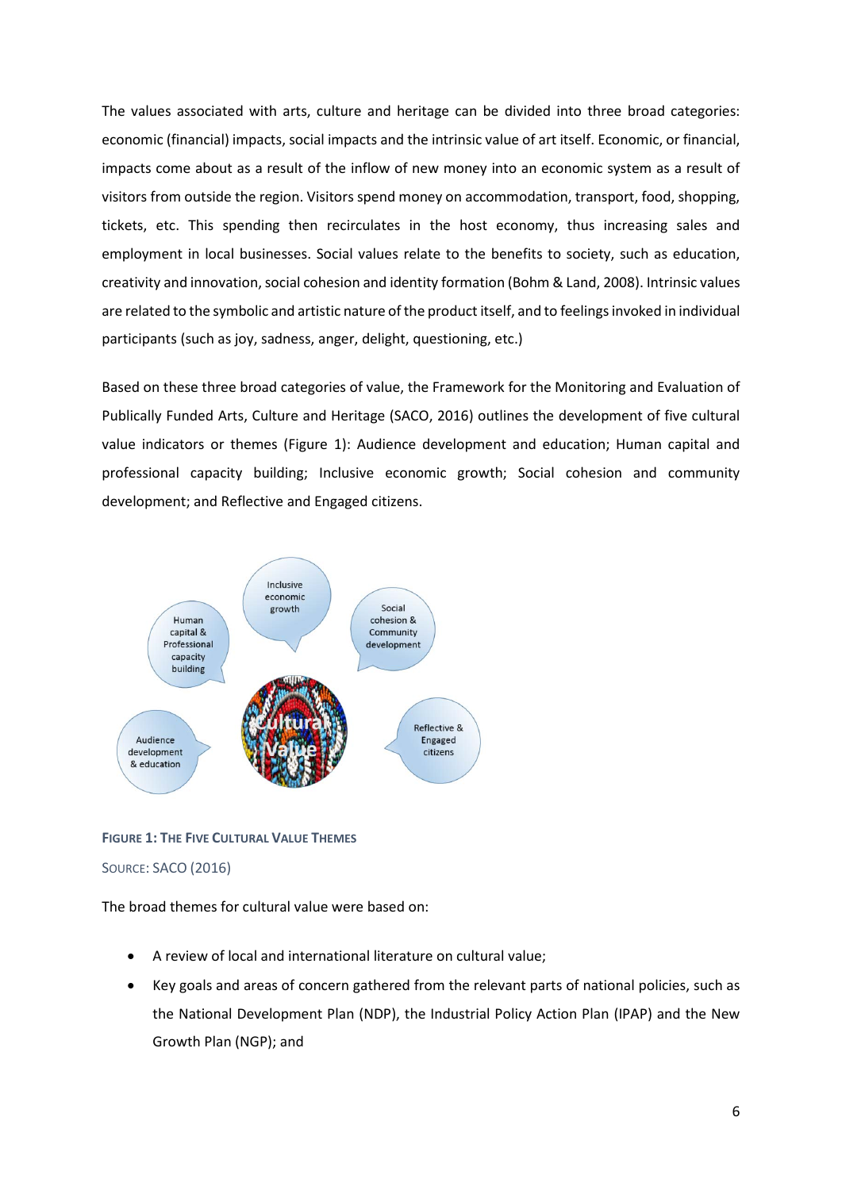The values associated with arts, culture and heritage can be divided into three broad categories: economic (financial) impacts, social impacts and the intrinsic value of art itself. Economic, or financial, impacts come about as a result of the inflow of new money into an economic system as a result of visitors from outside the region. Visitors spend money on accommodation, transport, food, shopping, tickets, etc. This spending then recirculates in the host economy, thus increasing sales and employment in local businesses. Social values relate to the benefits to society, such as education, creativity and innovation, social cohesion and identity formation (Bohm & Land, 2008). Intrinsic values are related to the symbolic and artistic nature of the product itself, and to feelings invoked in individual participants (such as joy, sadness, anger, delight, questioning, etc.)

Based on these three broad categories of value, the Framework for the Monitoring and Evaluation of Publically Funded Arts, Culture and Heritage (SACO, 2016) outlines the development of five cultural value indicators or themes (Figure 1): Audience development and education; Human capital and professional capacity building; Inclusive economic growth; Social cohesion and community development; and Reflective and Engaged citizens.

Inclusive economic growth

Human capital & Professional capacity building

Social cohesion & Community development

Cultural Value

Audience development & education

Reflective & Engaged citizens

**FIGURE 1: THE FIVE CULTURAL VALUE THEMES**

SOURCE: SACO (2016)

The broad themes for cultural value were based on:

- A review of local and international literature on cultural value;
- Key goals and areas of concern gathered from the relevant parts of national policies, such as the National Development Plan (NDP), the Industrial Policy Action Plan (IPAP) and the New Growth Plan (NGP); and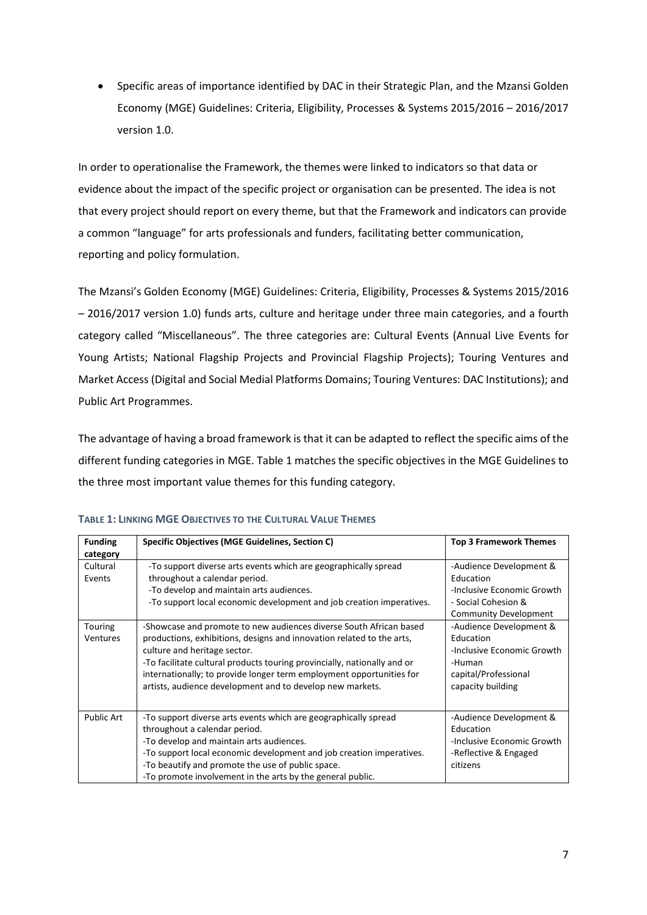- Specific areas of importance identified by DAC in their Strategic Plan, and the Mzansi Golden Economy (MGE) Guidelines: Criteria, Eligibility, Processes & Systems 2015/2016 – 2016/2017 version 1.0.

In order to operationalise the Framework, the themes were linked to indicators so that data or evidence about the impact of the specific project or organisation can be presented. The idea is not that every project should report on every theme, but that the Framework and indicators can provide a common "language" for arts professionals and funders, facilitating better communication, reporting and policy formulation.

The Mzansi's Golden Economy (MGE) Guidelines: Criteria, Eligibility, Processes & Systems 2015/2016 – 2016/2017 version 1.0) funds arts, culture and heritage under three main categories, and a fourth category called "Miscellaneous". The three categories are: Cultural Events (Annual Live Events for Young Artists; National Flagship Projects and Provincial Flagship Projects); Touring Ventures and Market Access (Digital and Social Medial Platforms Domains; Touring Ventures: DAC Institutions); and Public Art Programmes.

The advantage of having a broad framework is that it can be adapted to reflect the specific aims of the different funding categories in MGE. Table 1 matches the specific objectives in the MGE Guidelines to the three most important value themes for this funding category.

**Table 1: Linking MGE Objectives to the Cultural Value Themes**

| Funding category | Specific Objectives (MGE Guidelines, Section C) | Top 3 Framework Themes |
|---|---|---|
| Cultural Events | -To support diverse arts events which are geographically spread throughout a calendar period.<br>-To develop and maintain arts audiences.<br>-To support local economic development and job creation imperatives. | -Audience Development & Education<br>-Inclusive Economic Growth<br>- Social Cohesion & Community Development |
| Touring Ventures | -Showcase and promote to new audiences diverse South African based productions, exhibitions, designs and innovation related to the arts, culture and heritage sector.<br>-To facilitate cultural products touring provincially, nationally and or internationally; to provide longer term employment opportunities for artists, audience development and to develop new markets. | -Audience Development & Education<br>-Inclusive Economic Growth<br>-Human capital/Professional capacity building |
| Public Art | -To support diverse arts events which are geographically spread throughout a calendar period.<br>-To develop and maintain arts audiences.<br>-To support local economic development and job creation imperatives.<br>-To beautify and promote the use of public space.<br>-To promote involvement in the arts by the general public. | -Audience Development & Education<br>-Inclusive Economic Growth<br>-Reflective & Engaged citizens |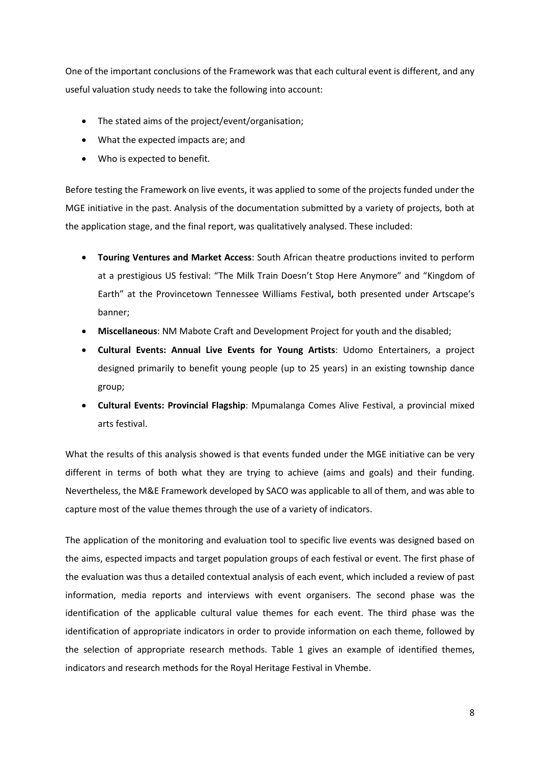One of the important conclusions of the Framework was that each cultural event is different, and any useful valuation study needs to take the following into account:

- The stated aims of the project/event/organisation;
- What the expected impacts are; and
- Who is expected to benefit.

Before testing the Framework on live events, it was applied to some of the projects funded under the MGE initiative in the past. Analysis of the documentation submitted by a variety of projects, both at the application stage, and the final report, was qualitatively analysed. These included:

- **Touring Ventures and Market Access**: South African theatre productions invited to perform at a prestigious US festival: "The Milk Train Doesn't Stop Here Anymore" and "Kingdom of Earth" at the Provincetown Tennessee Williams Festival**,** both presented under Artscape's banner;
- **Miscellaneous**: NM Mabote Craft and Development Project for youth and the disabled;
- **Cultural Events: Annual Live Events for Young Artists**: Udomo Entertainers, a project designed primarily to benefit young people (up to 25 years) in an existing township dance group;
- **Cultural Events: Provincial Flagship**: Mpumalanga Comes Alive Festival, a provincial mixed arts festival.

What the results of this analysis showed is that events funded under the MGE initiative can be very different in terms of both what they are trying to achieve (aims and goals) and their funding. Nevertheless, the M&E Framework developed by SACO was applicable to all of them, and was able to capture most of the value themes through the use of a variety of indicators.

The application of the monitoring and evaluation tool to specific live events was designed based on the aims, espected impacts and target population groups of each festival or event. The first phase of the evaluation was thus a detailed contextual analysis of each event, which included a review of past information, media reports and interviews with event organisers. The second phase was the identification of the applicable cultural value themes for each event. The third phase was the identification of appropriate indicators in order to provide information on each theme, followed by the selection of appropriate research methods. Table 1 gives an example of identified themes, indicators and research methods for the Royal Heritage Festival in Vhembe.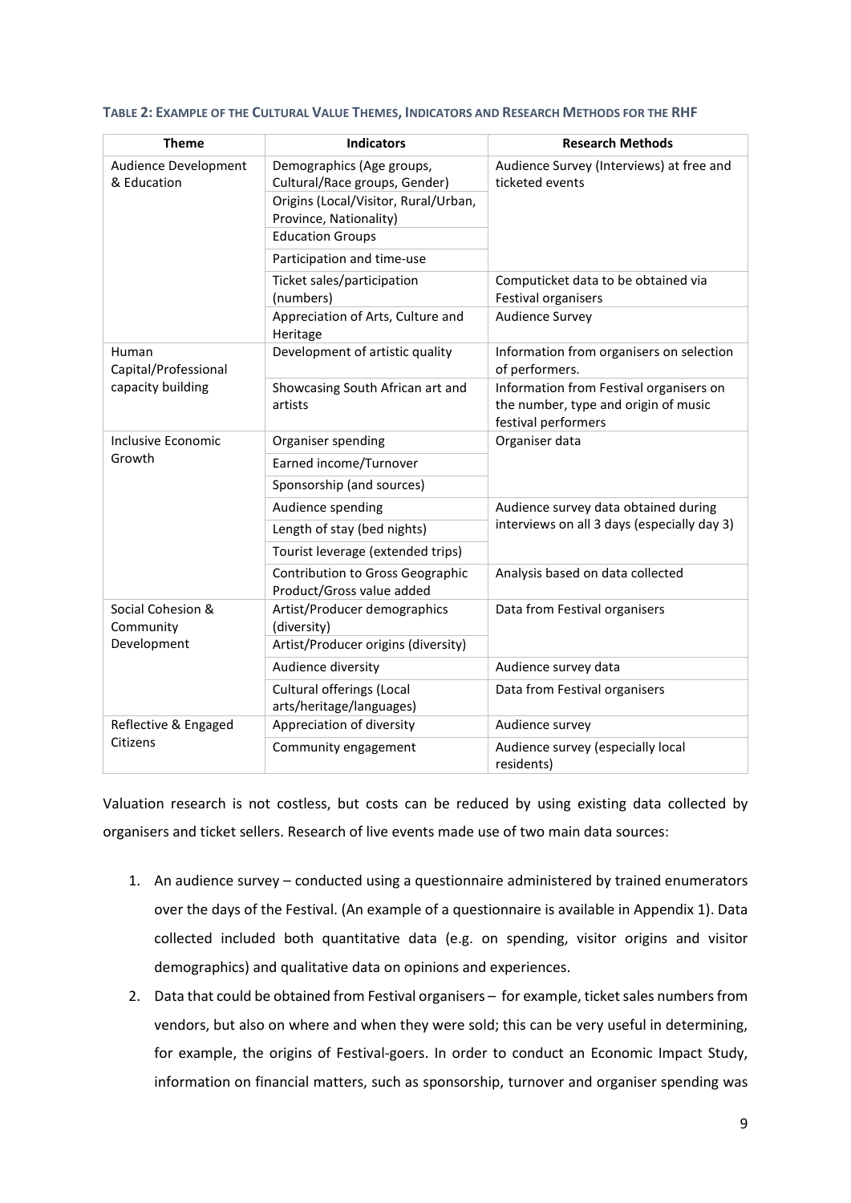**TABLE 2: EXAMPLE OF THE CULTURAL VALUE THEMES, INDICATORS AND RESEARCH METHODS FOR THE RHF**

| Theme | Indicators | Research Methods |
|---|---|---|
| Audience Development & Education | Demographics (Age groups, Cultural/Race groups, Gender) | Audience Survey (Interviews) at free and ticketed events |
| | Origins (Local/Visitor, Rural/Urban, Province, Nationality) | |
| | Education Groups | |
| | Participation and time-use | |
| | Ticket sales/participation (numbers) | Computicket data to be obtained via Festival organisers |
| | Appreciation of Arts, Culture and Heritage | Audience Survey |
| Human Capital/Professional capacity building | Development of artistic quality | Information from organisers on selection of performers. |
| | Showcasing South African art and artists | Information from Festival organisers on the number, type and origin of music festival performers |
| Inclusive Economic Growth | Organiser spending | Organiser data |
| | Earned income/Turnover | |
| | Sponsorship (and sources) | |
| | Audience spending | Audience survey data obtained during interviews on all 3 days (especially day 3) |
| | Length of stay (bed nights) | |
| | Tourist leverage (extended trips) | |
| | Contribution to Gross Geographic Product/Gross value added | Analysis based on data collected |
| Social Cohesion & Community Development | Artist/Producer demographics (diversity) | Data from Festival organisers |
| | Artist/Producer origins (diversity) | |
| | Audience diversity | Audience survey data |
| | Cultural offerings (Local arts/heritage/languages) | Data from Festival organisers |
| Reflective & Engaged Citizens | Appreciation of diversity | Audience survey |
| | Community engagement | Audience survey (especially local residents) |

Valuation research is not costless, but costs can be reduced by using existing data collected by organisers and ticket sellers. Research of live events made use of two main data sources:

1. An audience survey – conducted using a questionnaire administered by trained enumerators over the days of the Festival. (An example of a questionnaire is available in Appendix 1). Data collected included both quantitative data (e.g. on spending, visitor origins and visitor demographics) and qualitative data on opinions and experiences.
2. Data that could be obtained from Festival organisers – for example, ticket sales numbers from vendors, but also on where and when they were sold; this can be very useful in determining, for example, the origins of Festival-goers. In order to conduct an Economic Impact Study, information on financial matters, such as sponsorship, turnover and organiser spending was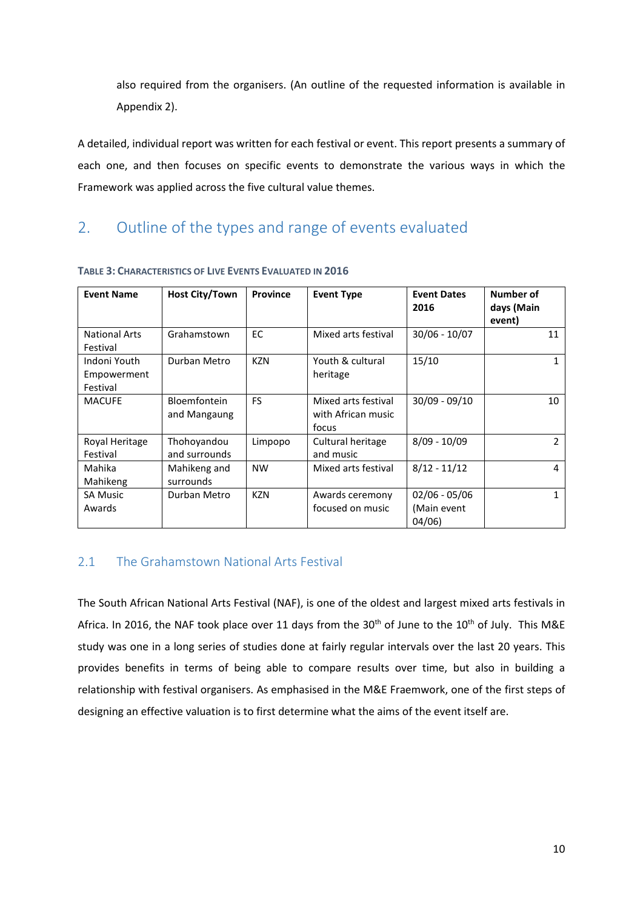also required from the organisers. (An outline of the requested information is available in Appendix 2).

A detailed, individual report was written for each festival or event. This report presents a summary of each one, and then focuses on specific events to demonstrate the various ways in which the Framework was applied across the five cultural value themes.

## 2. Outline of the types and range of events evaluated

**Table 3: Characteristics of Live Events Evaluated in 2016**

| Event Name | Host City/Town | Province | Event Type | Event Dates 2016 | Number of days (Main event) |
|---|---|---|---|---|---|
| National Arts Festival | Grahamstown | EC | Mixed arts festival | 30/06 - 10/07 | 11 |
| Indoni Youth Empowerment Festival | Durban Metro | KZN | Youth & cultural heritage | 15/10 | 1 |
| MACUFE | Bloemfontein and Mangaung | FS | Mixed arts festival with African music focus | 30/09 - 09/10 | 10 |
| Royal Heritage Festival | Thohoyandou and surrounds | Limpopo | Cultural heritage and music | 8/09 - 10/09 | 2 |
| Mahika Mahikeng | Mahikeng and surrounds | NW | Mixed arts festival | 8/12 - 11/12 | 4 |
| SA Music Awards | Durban Metro | KZN | Awards ceremony focused on music | 02/06 - 05/06 (Main event 04/06) | 1 |

### 2.1 The Grahamstown National Arts Festival

The South African National Arts Festival (NAF), is one of the oldest and largest mixed arts festivals in Africa. In 2016, the NAF took place over 11 days from the 30th of June to the 10th of July. This M&E study was one in a long series of studies done at fairly regular intervals over the last 20 years. This provides benefits in terms of being able to compare results over time, but also in building a relationship with festival organisers. As emphasised in the M&E Fraemwork, one of the first steps of designing an effective valuation is to first determine what the aims of the event itself are.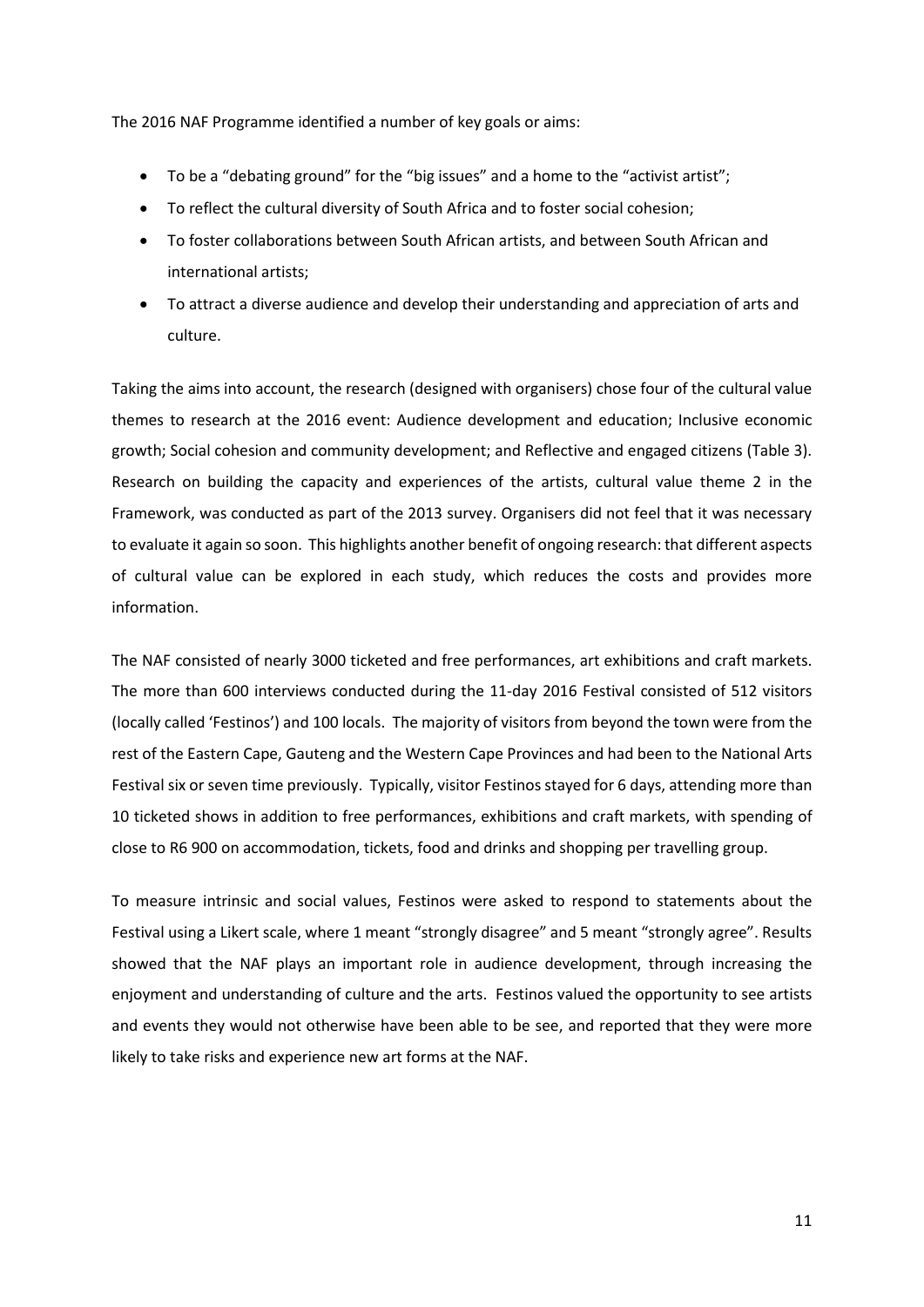The 2016 NAF Programme identified a number of key goals or aims:

- To be a "debating ground" for the "big issues" and a home to the "activist artist";
- To reflect the cultural diversity of South Africa and to foster social cohesion;
- To foster collaborations between South African artists, and between South African and international artists;
- To attract a diverse audience and develop their understanding and appreciation of arts and culture.

Taking the aims into account, the research (designed with organisers) chose four of the cultural value themes to research at the 2016 event: Audience development and education; Inclusive economic growth; Social cohesion and community development; and Reflective and engaged citizens (Table 3). Research on building the capacity and experiences of the artists, cultural value theme 2 in the Framework, was conducted as part of the 2013 survey. Organisers did not feel that it was necessary to evaluate it again so soon. This highlights another benefit of ongoing research: that different aspects of cultural value can be explored in each study, which reduces the costs and provides more information.

The NAF consisted of nearly 3000 ticketed and free performances, art exhibitions and craft markets. The more than 600 interviews conducted during the 11-day 2016 Festival consisted of 512 visitors (locally called 'Festinos') and 100 locals. The majority of visitors from beyond the town were from the rest of the Eastern Cape, Gauteng and the Western Cape Provinces and had been to the National Arts Festival six or seven time previously. Typically, visitor Festinos stayed for 6 days, attending more than 10 ticketed shows in addition to free performances, exhibitions and craft markets, with spending of close to R6 900 on accommodation, tickets, food and drinks and shopping per travelling group.

To measure intrinsic and social values, Festinos were asked to respond to statements about the Festival using a Likert scale, where 1 meant "strongly disagree" and 5 meant "strongly agree". Results showed that the NAF plays an important role in audience development, through increasing the enjoyment and understanding of culture and the arts. Festinos valued the opportunity to see artists and events they would not otherwise have been able to be see, and reported that they were more likely to take risks and experience new art forms at the NAF.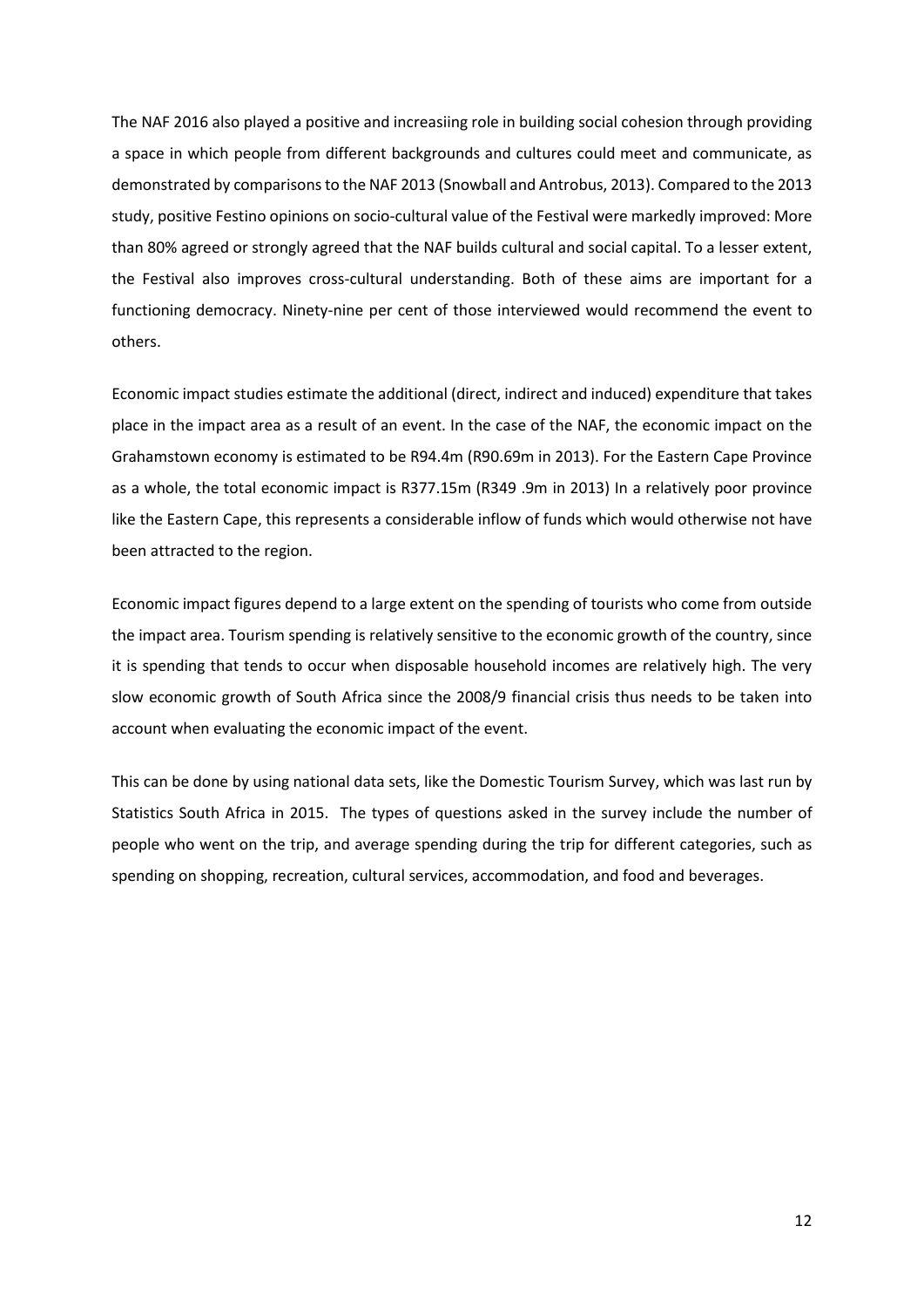The NAF 2016 also played a positive and increasiing role in building social cohesion through providing a space in which people from different backgrounds and cultures could meet and communicate, as demonstrated by comparisons to the NAF 2013 (Snowball and Antrobus, 2013). Compared to the 2013 study, positive Festino opinions on socio-cultural value of the Festival were markedly improved: More than 80% agreed or strongly agreed that the NAF builds cultural and social capital. To a lesser extent, the Festival also improves cross-cultural understanding. Both of these aims are important for a functioning democracy. Ninety-nine per cent of those interviewed would recommend the event to others.

Economic impact studies estimate the additional (direct, indirect and induced) expenditure that takes place in the impact area as a result of an event. In the case of the NAF, the economic impact on the Grahamstown economy is estimated to be R94.4m (R90.69m in 2013). For the Eastern Cape Province as a whole, the total economic impact is R377.15m (R349 .9m in 2013) In a relatively poor province like the Eastern Cape, this represents a considerable inflow of funds which would otherwise not have been attracted to the region.

Economic impact figures depend to a large extent on the spending of tourists who come from outside the impact area. Tourism spending is relatively sensitive to the economic growth of the country, since it is spending that tends to occur when disposable household incomes are relatively high. The very slow economic growth of South Africa since the 2008/9 financial crisis thus needs to be taken into account when evaluating the economic impact of the event.

This can be done by using national data sets, like the Domestic Tourism Survey, which was last run by Statistics South Africa in 2015. The types of questions asked in the survey include the number of people who went on the trip, and average spending during the trip for different categories, such as spending on shopping, recreation, cultural services, accommodation, and food and beverages.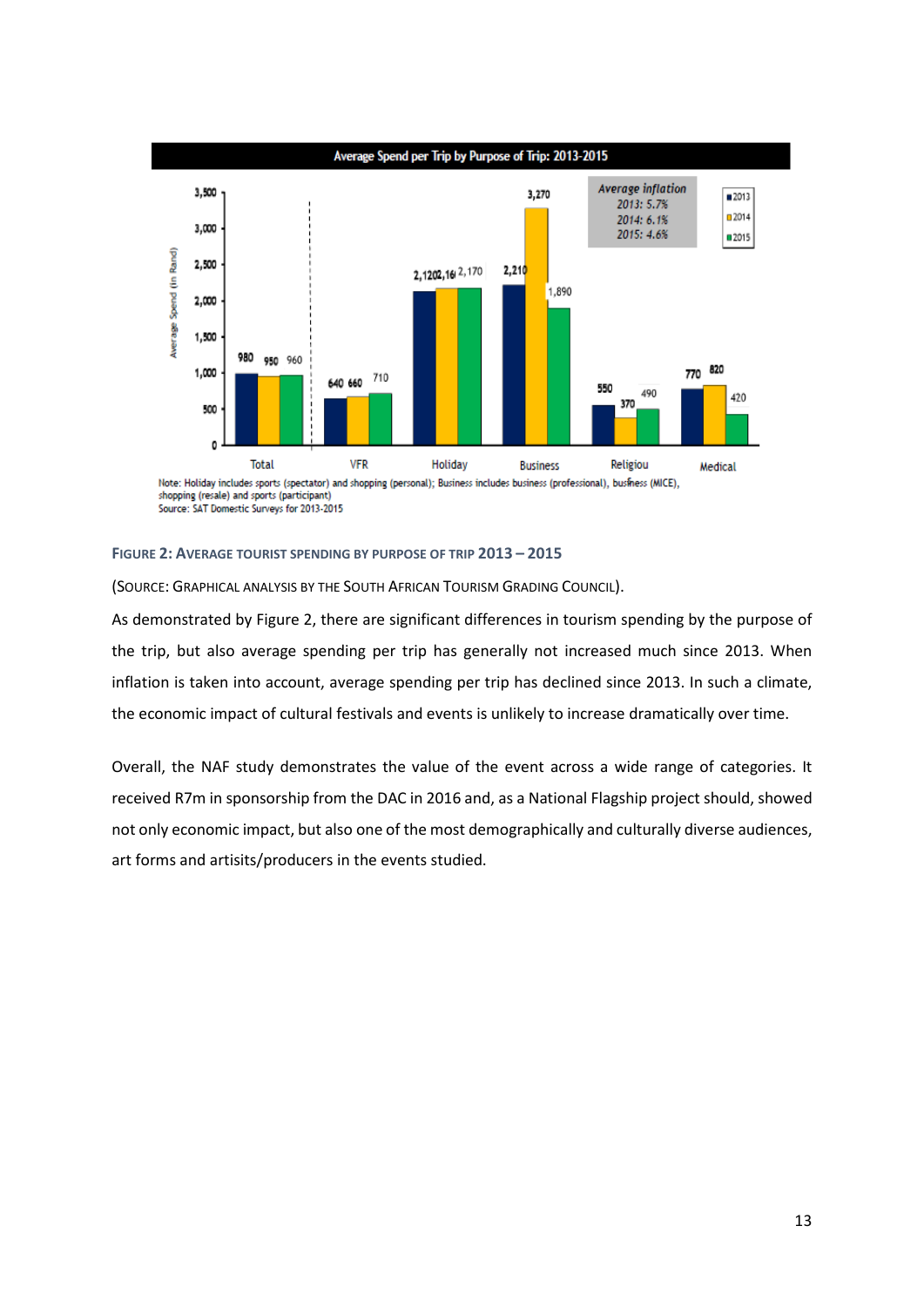**Average Spend per Trip by Purpose of Trip: 2013-2015**

| Purpose | 2013 | 2014 | 2015 |
|---|---|---|---|
| Total | 980 | 950 | 960 |
| VFR | 640 | 660 | 710 |
| Holiday | 2,120 | 2,160 | 2,170 |
| Business | 2,210 | 3,270 | 1,890 |
| Religiou | 550 | 370 | 490 |
| Medical | 770 | 820 | 420 |

Average inflation
2013: 5.7%
2014: 6.1%
2015: 4.6%

Note: Holiday includes sports (spectator) and shopping (personal); Business includes business (professional), business (MICE), shopping (resale) and sports (participant)
Source: SAT Domestic Surveys for 2013-2015

FIGURE 2: AVERAGE TOURIST SPENDING BY PURPOSE OF TRIP 2013 – 2015

(SOURCE: GRAPHICAL ANALYSIS BY THE SOUTH AFRICAN TOURISM GRADING COUNCIL).

As demonstrated by Figure 2, there are significant differences in tourism spending by the purpose of the trip, but also average spending per trip has generally not increased much since 2013. When inflation is taken into account, average spending per trip has declined since 2013. In such a climate, the economic impact of cultural festivals and events is unlikely to increase dramatically over time.

Overall, the NAF study demonstrates the value of the event across a wide range of categories. It received R7m in sponsorship from the DAC in 2016 and, as a National Flagship project should, showed not only economic impact, but also one of the most demographically and culturally diverse audiences, art forms and artisits/producers in the events studied.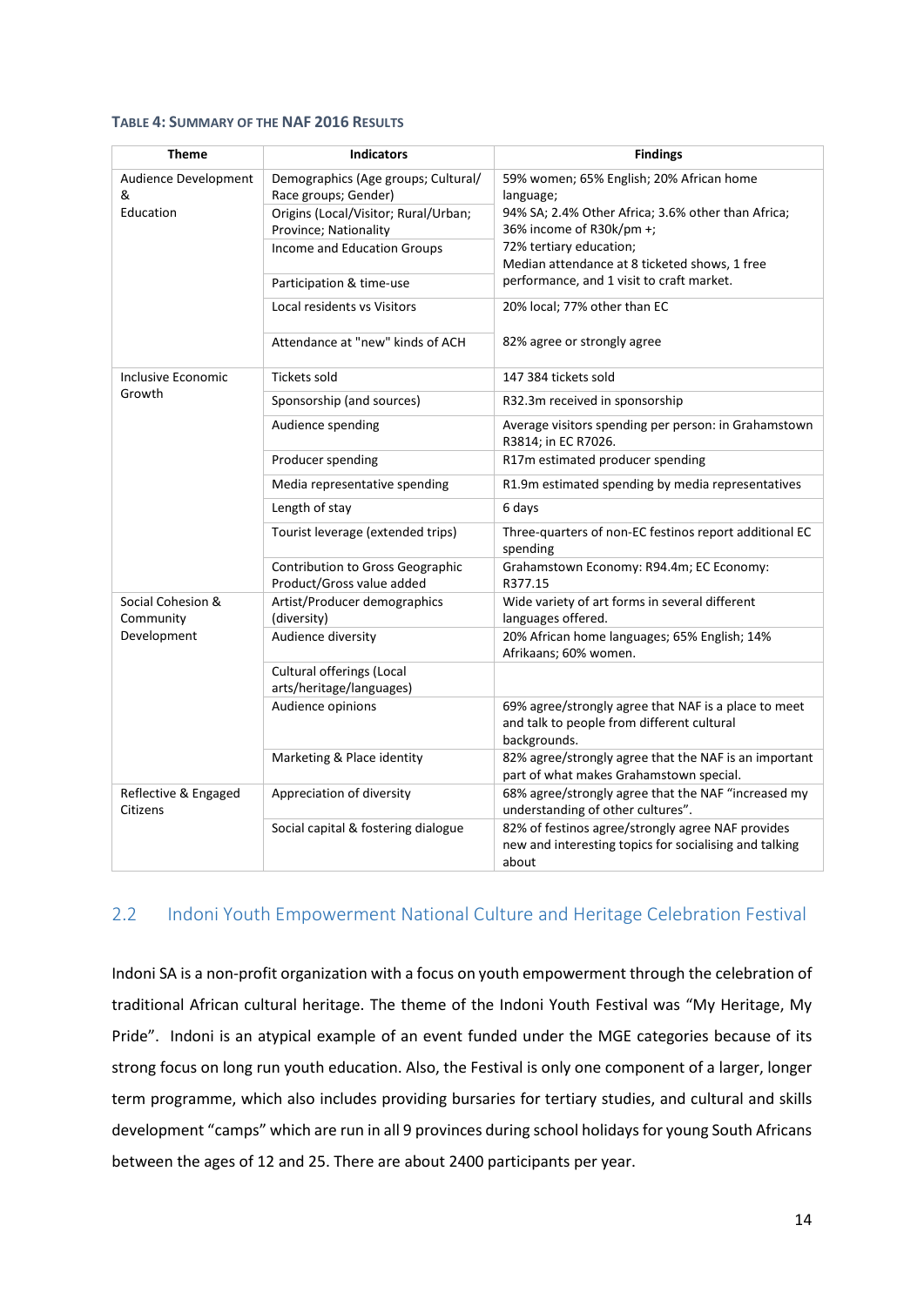**Table 4: Summary of the NAF 2016 Results**

| Theme | Indicators | Findings |
|---|---|---|
| Audience Development & Education | Demographics (Age groups; Cultural/ Race groups; Gender) | 59% women; 65% English; 20% African home language; |
| | Origins (Local/Visitor; Rural/Urban; Province; Nationality | 94% SA; 2.4% Other Africa; 3.6% other than Africa; 36% income of R30k/pm +; |
| | Income and Education Groups | 72% tertiary education; |
| | Participation & time-use | Median attendance at 8 ticketed shows, 1 free performance, and 1 visit to craft market. |
| | Local residents vs Visitors | 20% local; 77% other than EC |
| | Attendance at "new" kinds of ACH | 82% agree or strongly agree |
| Inclusive Economic Growth | Tickets sold | 147 384 tickets sold |
| | Sponsorship (and sources) | R32.3m received in sponsorship |
| | Audience spending | Average visitors spending per person: in Grahamstown R3814; in EC R7026. |
| | Producer spending | R17m estimated producer spending |
| | Media representative spending | R1.9m estimated spending by media representatives |
| | Length of stay | 6 days |
| | Tourist leverage (extended trips) | Three-quarters of non-EC festinos report additional EC spending |
| | Contribution to Gross Geographic Product/Gross value added | Grahamstown Economy: R94.4m; EC Economy: R377.15 |
| Social Cohesion & Community Development | Artist/Producer demographics (diversity) | Wide variety of art forms in several different languages offered. |
| | Audience diversity | 20% African home languages; 65% English; 14% Afrikaans; 60% women. |
| | Cultural offerings (Local arts/heritage/languages) | |
| | Audience opinions | 69% agree/strongly agree that NAF is a place to meet and talk to people from different cultural backgrounds. |
| | Marketing & Place identity | 82% agree/strongly agree that the NAF is an important part of what makes Grahamstown special. |
| Reflective & Engaged Citizens | Appreciation of diversity | 68% agree/strongly agree that the NAF "increased my understanding of other cultures". |
| | Social capital & fostering dialogue | 82% of festinos agree/strongly agree NAF provides new and interesting topics for socialising and talking about |

## 2.2 Indoni Youth Empowerment National Culture and Heritage Celebration Festival

Indoni SA is a non-profit organization with a focus on youth empowerment through the celebration of traditional African cultural heritage. The theme of the Indoni Youth Festival was "My Heritage, My Pride". Indoni is an atypical example of an event funded under the MGE categories because of its strong focus on long run youth education. Also, the Festival is only one component of a larger, longer term programme, which also includes providing bursaries for tertiary studies, and cultural and skills development "camps" which are run in all 9 provinces during school holidays for young South Africans between the ages of 12 and 25. There are about 2400 participants per year.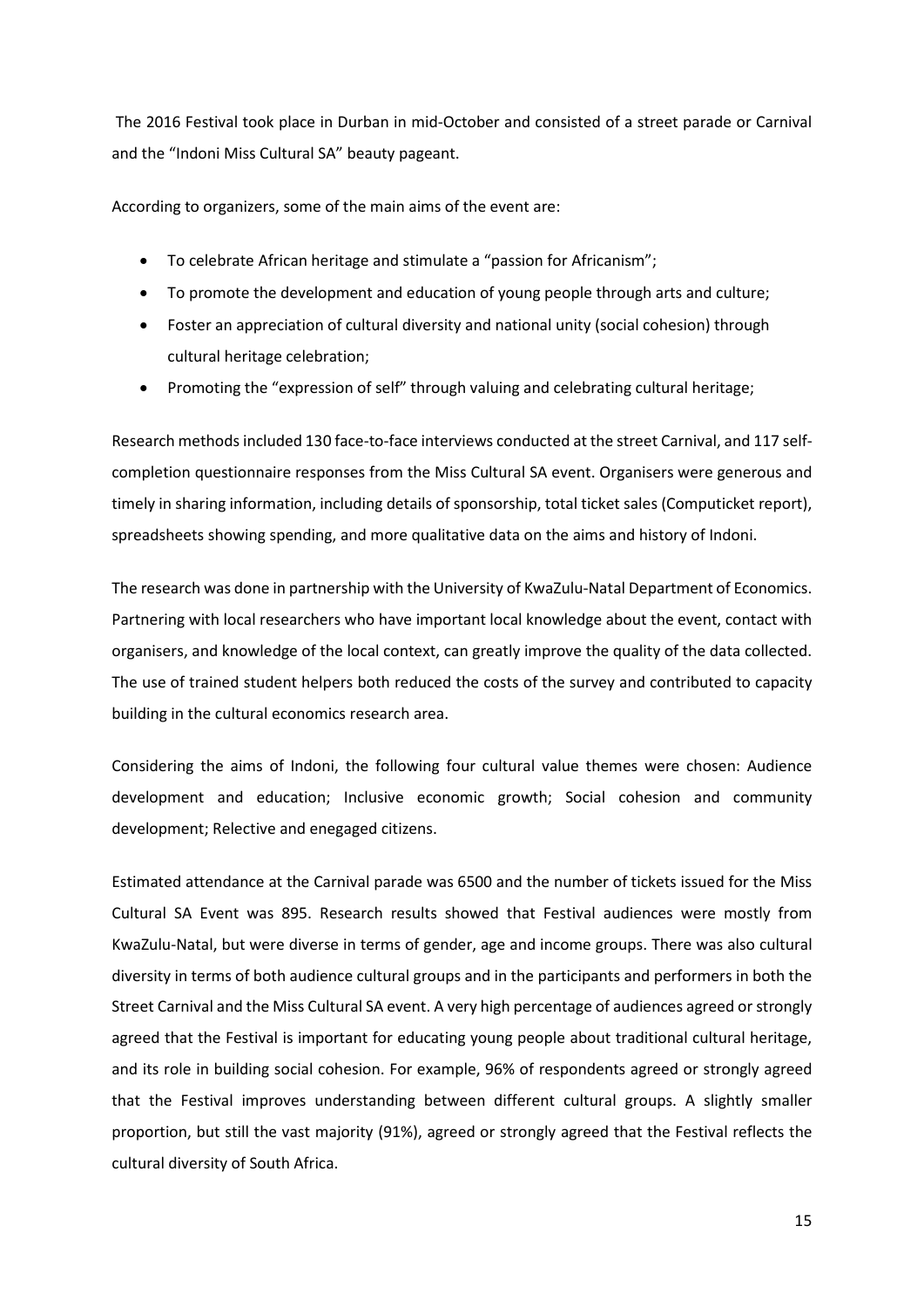The 2016 Festival took place in Durban in mid-October and consisted of a street parade or Carnival and the "Indoni Miss Cultural SA" beauty pageant.

According to organizers, some of the main aims of the event are:

- To celebrate African heritage and stimulate a "passion for Africanism";
- To promote the development and education of young people through arts and culture;
- Foster an appreciation of cultural diversity and national unity (social cohesion) through cultural heritage celebration;
- Promoting the "expression of self" through valuing and celebrating cultural heritage;

Research methods included 130 face-to-face interviews conducted at the street Carnival, and 117 self-completion questionnaire responses from the Miss Cultural SA event. Organisers were generous and timely in sharing information, including details of sponsorship, total ticket sales (Computicket report), spreadsheets showing spending, and more qualitative data on the aims and history of Indoni.

The research was done in partnership with the University of KwaZulu-Natal Department of Economics. Partnering with local researchers who have important local knowledge about the event, contact with organisers, and knowledge of the local context, can greatly improve the quality of the data collected. The use of trained student helpers both reduced the costs of the survey and contributed to capacity building in the cultural economics research area.

Considering the aims of Indoni, the following four cultural value themes were chosen: Audience development and education; Inclusive economic growth; Social cohesion and community development; Relective and enegaged citizens.

Estimated attendance at the Carnival parade was 6500 and the number of tickets issued for the Miss Cultural SA Event was 895. Research results showed that Festival audiences were mostly from KwaZulu-Natal, but were diverse in terms of gender, age and income groups. There was also cultural diversity in terms of both audience cultural groups and in the participants and performers in both the Street Carnival and the Miss Cultural SA event. A very high percentage of audiences agreed or strongly agreed that the Festival is important for educating young people about traditional cultural heritage, and its role in building social cohesion. For example, 96% of respondents agreed or strongly agreed that the Festival improves understanding between different cultural groups. A slightly smaller proportion, but still the vast majority (91%), agreed or strongly agreed that the Festival reflects the cultural diversity of South Africa.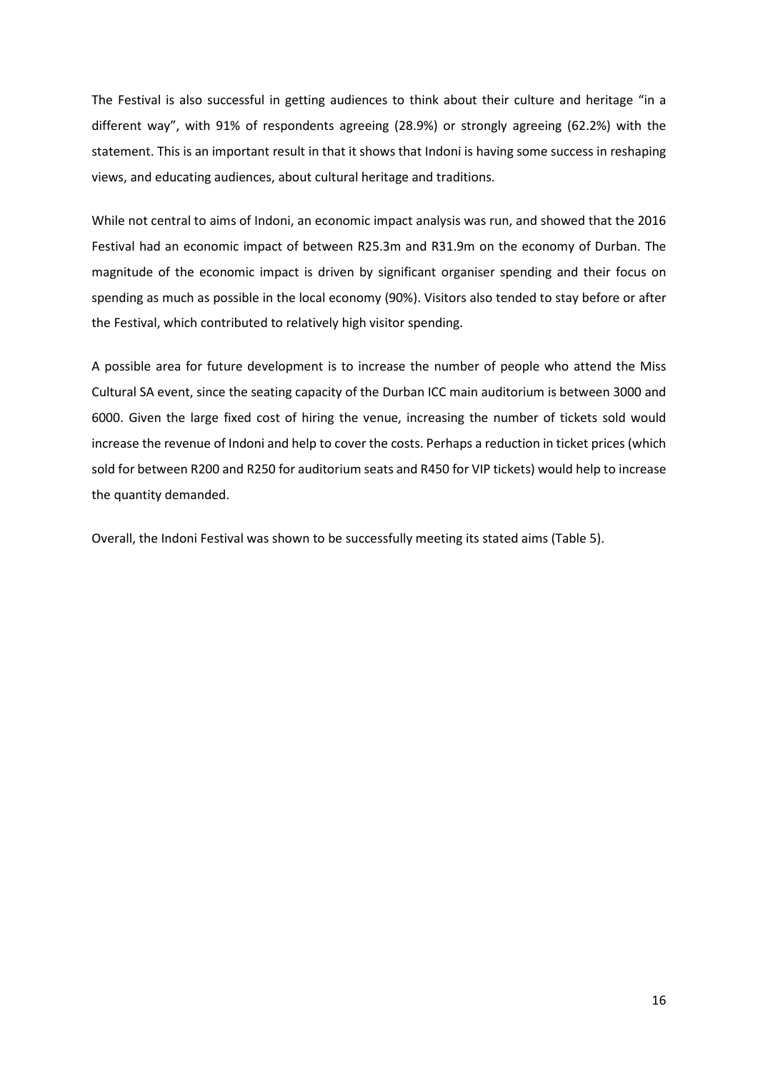The Festival is also successful in getting audiences to think about their culture and heritage "in a different way", with 91% of respondents agreeing (28.9%) or strongly agreeing (62.2%) with the statement. This is an important result in that it shows that Indoni is having some success in reshaping views, and educating audiences, about cultural heritage and traditions.

While not central to aims of Indoni, an economic impact analysis was run, and showed that the 2016 Festival had an economic impact of between R25.3m and R31.9m on the economy of Durban. The magnitude of the economic impact is driven by significant organiser spending and their focus on spending as much as possible in the local economy (90%). Visitors also tended to stay before or after the Festival, which contributed to relatively high visitor spending.

A possible area for future development is to increase the number of people who attend the Miss Cultural SA event, since the seating capacity of the Durban ICC main auditorium is between 3000 and 6000. Given the large fixed cost of hiring the venue, increasing the number of tickets sold would increase the revenue of Indoni and help to cover the costs. Perhaps a reduction in ticket prices (which sold for between R200 and R250 for auditorium seats and R450 for VIP tickets) would help to increase the quantity demanded.

Overall, the Indoni Festival was shown to be successfully meeting its stated aims (Table 5).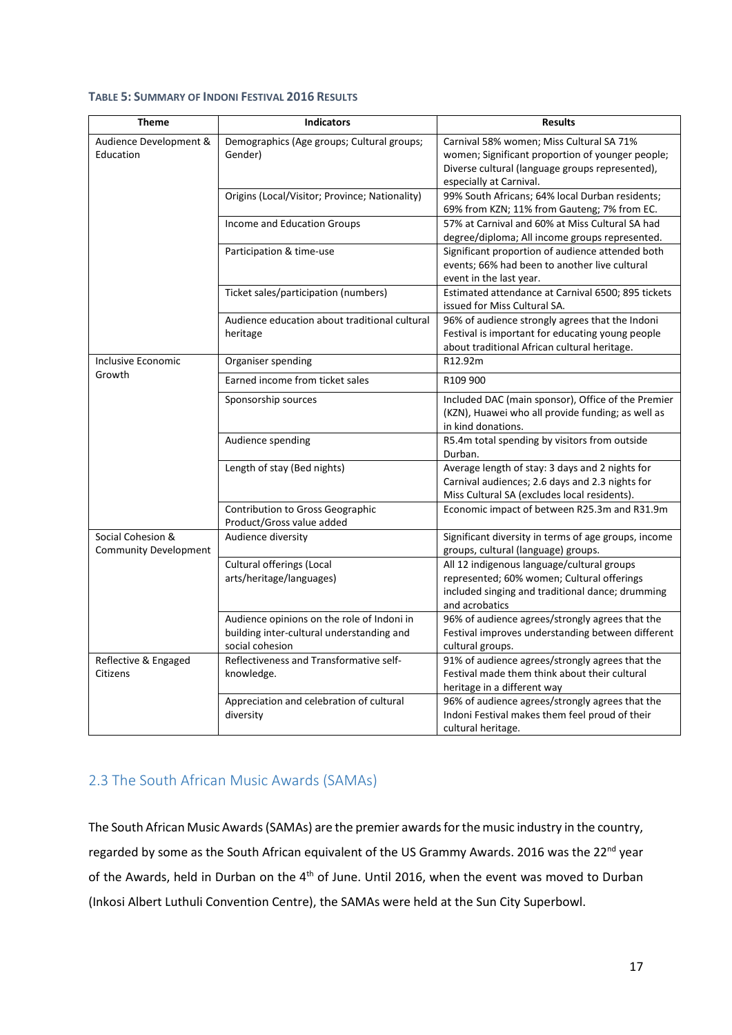**TABLE 5: SUMMARY OF INDONI FESTIVAL 2016 RESULTS**

| Theme | Indicators | Results |
|---|---|---|
| Audience Development & Education | Demographics (Age groups; Cultural groups; Gender) | Carnival 58% women; Miss Cultural SA 71% women; Significant proportion of younger people; Diverse cultural (language groups represented), especially at Carnival. |
| | Origins (Local/Visitor; Province; Nationality) | 99% South Africans; 64% local Durban residents; 69% from KZN; 11% from Gauteng; 7% from EC. |
| | Income and Education Groups | 57% at Carnival and 60% at Miss Cultural SA had degree/diploma; All income groups represented. |
| | Participation & time-use | Significant proportion of audience attended both events; 66% had been to another live cultural event in the last year. |
| | Ticket sales/participation (numbers) | Estimated attendance at Carnival 6500; 895 tickets issued for Miss Cultural SA. |
| | Audience education about traditional cultural heritage | 96% of audience strongly agrees that the Indoni Festival is important for educating young people about traditional African cultural heritage. |
| Inclusive Economic Growth | Organiser spending | R12.92m |
| | Earned income from ticket sales | R109 900 |
| | Sponsorship sources | Included DAC (main sponsor), Office of the Premier (KZN), Huawei who all provide funding; as well as in kind donations. |
| | Audience spending | R5.4m total spending by visitors from outside Durban. |
| | Length of stay (Bed nights) | Average length of stay: 3 days and 2 nights for Carnival audiences; 2.6 days and 2.3 nights for Miss Cultural SA (excludes local residents). |
| | Contribution to Gross Geographic Product/Gross value added | Economic impact of between R25.3m and R31.9m |
| Social Cohesion & Community Development | Audience diversity | Significant diversity in terms of age groups, income groups, cultural (language) groups. |
| | Cultural offerings (Local arts/heritage/languages) | All 12 indigenous language/cultural groups represented; 60% women; Cultural offerings included singing and traditional dance; drumming and acrobatics |
| | Audience opinions on the role of Indoni in building inter-cultural understanding and social cohesion | 96% of audience agrees/strongly agrees that the Festival improves understanding between different cultural groups. |
| Reflective & Engaged Citizens | Reflectiveness and Transformative self-knowledge. | 91% of audience agrees/strongly agrees that the Festival made them think about their cultural heritage in a different way |
| | Appreciation and celebration of cultural diversity | 96% of audience agrees/strongly agrees that the Indoni Festival makes them feel proud of their cultural heritage. |

## 2.3 The South African Music Awards (SAMAs)

The South African Music Awards (SAMAs) are the premier awards for the music industry in the country, regarded by some as the South African equivalent of the US Grammy Awards. 2016 was the 22nd year of the Awards, held in Durban on the 4th of June. Until 2016, when the event was moved to Durban (Inkosi Albert Luthuli Convention Centre), the SAMAs were held at the Sun City Superbowl.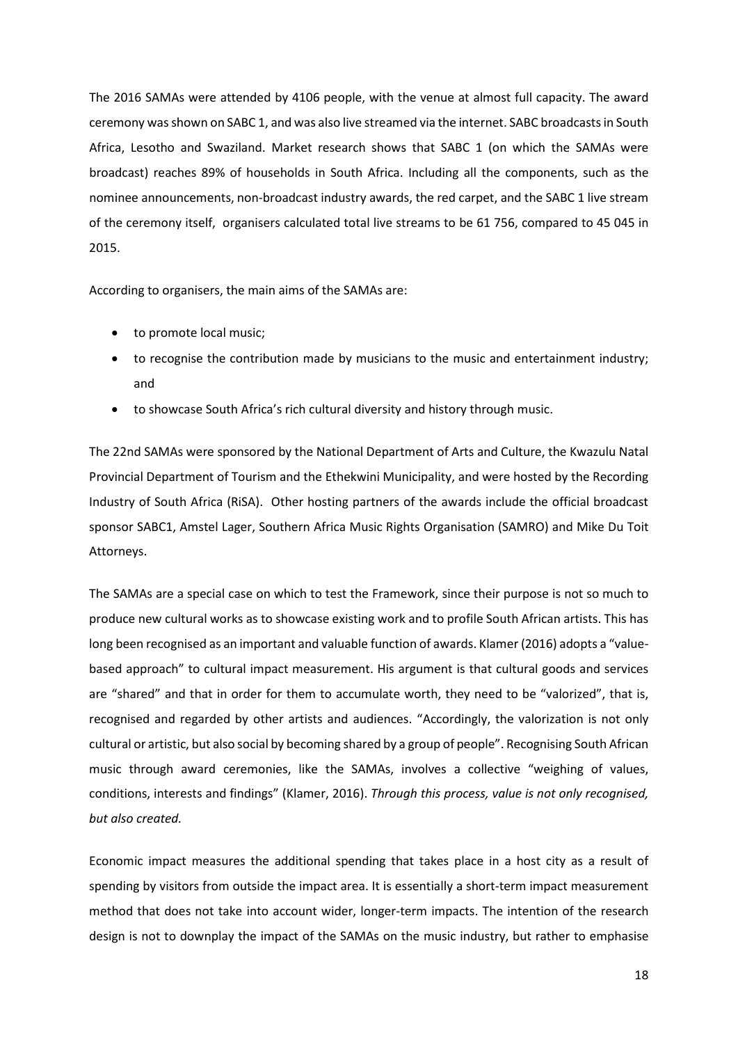The 2016 SAMAs were attended by 4106 people, with the venue at almost full capacity. The award ceremony was shown on SABC 1, and was also live streamed via the internet. SABC broadcasts in South Africa, Lesotho and Swaziland. Market research shows that SABC 1 (on which the SAMAs were broadcast) reaches 89% of households in South Africa. Including all the components, such as the nominee announcements, non-broadcast industry awards, the red carpet, and the SABC 1 live stream of the ceremony itself, organisers calculated total live streams to be 61 756, compared to 45 045 in 2015.

According to organisers, the main aims of the SAMAs are:

- to promote local music;
- to recognise the contribution made by musicians to the music and entertainment industry; and
- to showcase South Africa's rich cultural diversity and history through music.

The 22nd SAMAs were sponsored by the National Department of Arts and Culture, the Kwazulu Natal Provincial Department of Tourism and the Ethekwini Municipality, and were hosted by the Recording Industry of South Africa (RiSA). Other hosting partners of the awards include the official broadcast sponsor SABC1, Amstel Lager, Southern Africa Music Rights Organisation (SAMRO) and Mike Du Toit Attorneys.

The SAMAs are a special case on which to test the Framework, since their purpose is not so much to produce new cultural works as to showcase existing work and to profile South African artists. This has long been recognised as an important and valuable function of awards. Klamer (2016) adopts a "value-based approach" to cultural impact measurement. His argument is that cultural goods and services are "shared" and that in order for them to accumulate worth, they need to be "valorized", that is, recognised and regarded by other artists and audiences. "Accordingly, the valorization is not only cultural or artistic, but also social by becoming shared by a group of people". Recognising South African music through award ceremonies, like the SAMAs, involves a collective "weighing of values, conditions, interests and findings" (Klamer, 2016). *Through this process, value is not only recognised, but also created.*

Economic impact measures the additional spending that takes place in a host city as a result of spending by visitors from outside the impact area. It is essentially a short-term impact measurement method that does not take into account wider, longer-term impacts. The intention of the research design is not to downplay the impact of the SAMAs on the music industry, but rather to emphasise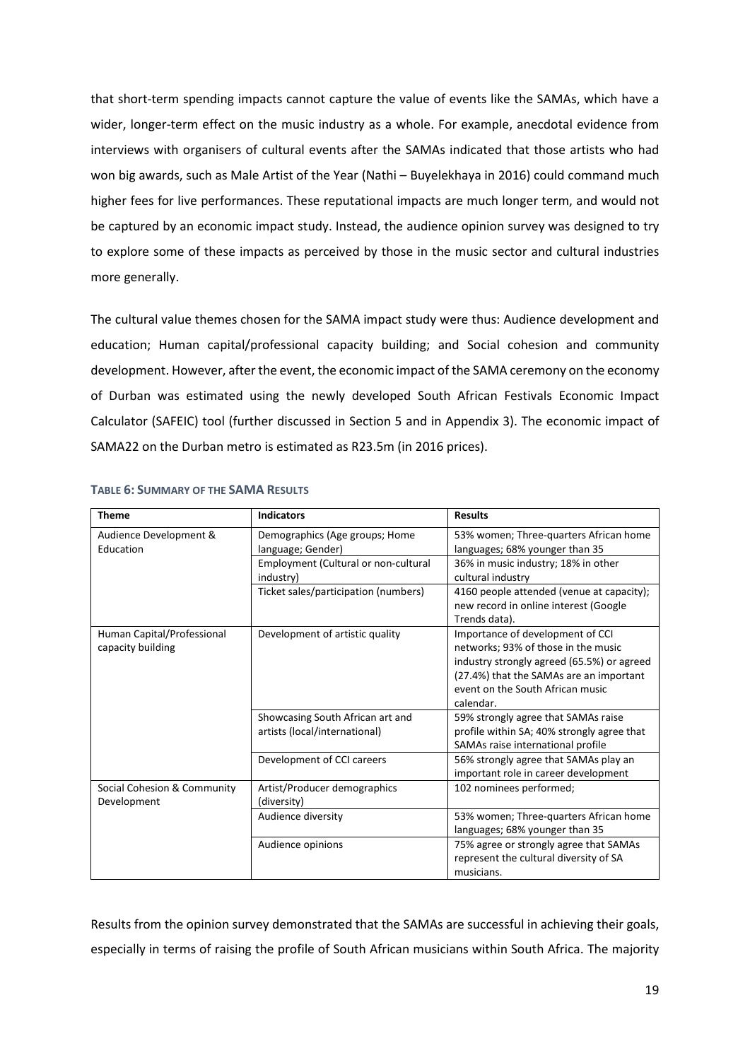that short-term spending impacts cannot capture the value of events like the SAMAs, which have a wider, longer-term effect on the music industry as a whole. For example, anecdotal evidence from interviews with organisers of cultural events after the SAMAs indicated that those artists who had won big awards, such as Male Artist of the Year (Nathi – Buyelekhaya in 2016) could command much higher fees for live performances. These reputational impacts are much longer term, and would not be captured by an economic impact study. Instead, the audience opinion survey was designed to try to explore some of these impacts as perceived by those in the music sector and cultural industries more generally.

The cultural value themes chosen for the SAMA impact study were thus: Audience development and education; Human capital/professional capacity building; and Social cohesion and community development. However, after the event, the economic impact of the SAMA ceremony on the economy of Durban was estimated using the newly developed South African Festivals Economic Impact Calculator (SAFEIC) tool (further discussed in Section 5 and in Appendix 3). The economic impact of SAMA22 on the Durban metro is estimated as R23.5m (in 2016 prices).

**TABLE 6: SUMMARY OF THE SAMA RESULTS**

| Theme | Indicators | Results |
|---|---|---|
| Audience Development & Education | Demographics (Age groups; Home language; Gender) | 53% women; Three-quarters African home languages; 68% younger than 35 |
| | Employment (Cultural or non-cultural industry) | 36% in music industry; 18% in other cultural industry |
| | Ticket sales/participation (numbers) | 4160 people attended (venue at capacity); new record in online interest (Google Trends data). |
| Human Capital/Professional capacity building | Development of artistic quality | Importance of development of CCI networks; 93% of those in the music industry strongly agreed (65.5%) or agreed (27.4%) that the SAMAs are an important event on the South African music calendar. |
| | Showcasing South African art and artists (local/international) | 59% strongly agree that SAMAs raise profile within SA; 40% strongly agree that SAMAs raise international profile |
| | Development of CCI careers | 56% strongly agree that SAMAs play an important role in career development |
| Social Cohesion & Community Development | Artist/Producer demographics (diversity) | 102 nominees performed; |
| | Audience diversity | 53% women; Three-quarters African home languages; 68% younger than 35 |
| | Audience opinions | 75% agree or strongly agree that SAMAs represent the cultural diversity of SA musicians. |

Results from the opinion survey demonstrated that the SAMAs are successful in achieving their goals, especially in terms of raising the profile of South African musicians within South Africa. The majority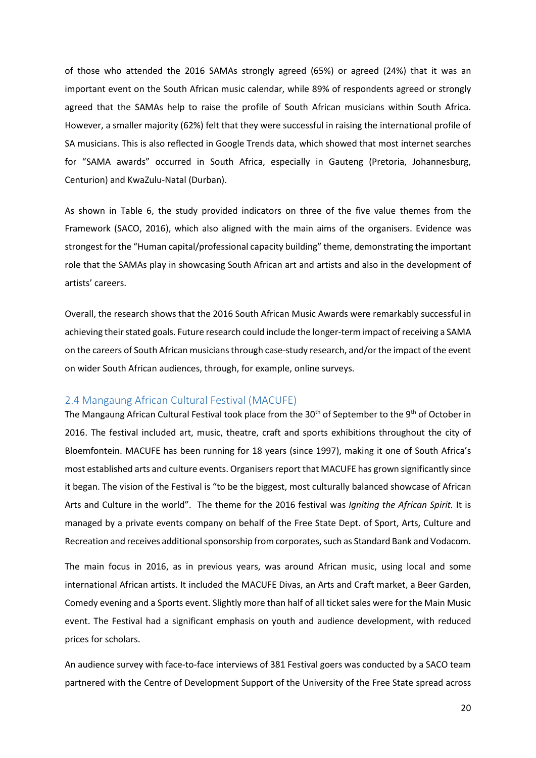of those who attended the 2016 SAMAs strongly agreed (65%) or agreed (24%) that it was an important event on the South African music calendar, while 89% of respondents agreed or strongly agreed that the SAMAs help to raise the profile of South African musicians within South Africa. However, a smaller majority (62%) felt that they were successful in raising the international profile of SA musicians. This is also reflected in Google Trends data, which showed that most internet searches for "SAMA awards" occurred in South Africa, especially in Gauteng (Pretoria, Johannesburg, Centurion) and KwaZulu-Natal (Durban).

As shown in Table 6, the study provided indicators on three of the five value themes from the Framework (SACO, 2016), which also aligned with the main aims of the organisers. Evidence was strongest for the "Human capital/professional capacity building" theme, demonstrating the important role that the SAMAs play in showcasing South African art and artists and also in the development of artists' careers.

Overall, the research shows that the 2016 South African Music Awards were remarkably successful in achieving their stated goals. Future research could include the longer-term impact of receiving a SAMA on the careers of South African musicians through case-study research, and/or the impact of the event on wider South African audiences, through, for example, online surveys.

## 2.4 Mangaung African Cultural Festival (MACUFE)

The Mangaung African Cultural Festival took place from the 30th of September to the 9th of October in 2016. The festival included art, music, theatre, craft and sports exhibitions throughout the city of Bloemfontein. MACUFE has been running for 18 years (since 1997), making it one of South Africa's most established arts and culture events. Organisers report that MACUFE has grown significantly since it began. The vision of the Festival is "to be the biggest, most culturally balanced showcase of African Arts and Culture in the world". The theme for the 2016 festival was *Igniting the African Spirit.* It is managed by a private events company on behalf of the Free State Dept. of Sport, Arts, Culture and Recreation and receives additional sponsorship from corporates, such as Standard Bank and Vodacom.

The main focus in 2016, as in previous years, was around African music, using local and some international African artists. It included the MACUFE Divas, an Arts and Craft market, a Beer Garden, Comedy evening and a Sports event. Slightly more than half of all ticket sales were for the Main Music event. The Festival had a significant emphasis on youth and audience development, with reduced prices for scholars.

An audience survey with face-to-face interviews of 381 Festival goers was conducted by a SACO team partnered with the Centre of Development Support of the University of the Free State spread across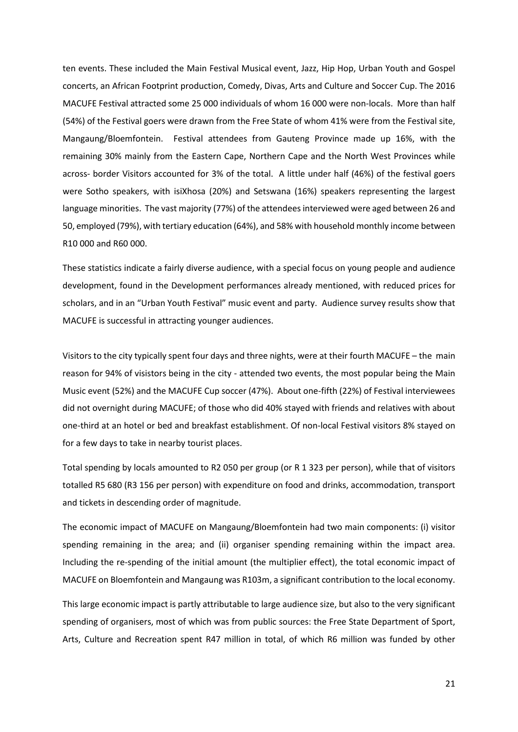ten events. These included the Main Festival Musical event, Jazz, Hip Hop, Urban Youth and Gospel concerts, an African Footprint production, Comedy, Divas, Arts and Culture and Soccer Cup. The 2016 MACUFE Festival attracted some 25 000 individuals of whom 16 000 were non-locals. More than half (54%) of the Festival goers were drawn from the Free State of whom 41% were from the Festival site, Mangaung/Bloemfontein. Festival attendees from Gauteng Province made up 16%, with the remaining 30% mainly from the Eastern Cape, Northern Cape and the North West Provinces while across- border Visitors accounted for 3% of the total. A little under half (46%) of the festival goers were Sotho speakers, with isiXhosa (20%) and Setswana (16%) speakers representing the largest language minorities. The vast majority (77%) of the attendees interviewed were aged between 26 and 50, employed (79%), with tertiary education (64%), and 58% with household monthly income between R10 000 and R60 000.

These statistics indicate a fairly diverse audience, with a special focus on young people and audience development, found in the Development performances already mentioned, with reduced prices for scholars, and in an "Urban Youth Festival" music event and party. Audience survey results show that MACUFE is successful in attracting younger audiences.

Visitors to the city typically spent four days and three nights, were at their fourth MACUFE – the main reason for 94% of visistors being in the city - attended two events, the most popular being the Main Music event (52%) and the MACUFE Cup soccer (47%). About one-fifth (22%) of Festival interviewees did not overnight during MACUFE; of those who did 40% stayed with friends and relatives with about one-third at an hotel or bed and breakfast establishment. Of non-local Festival visitors 8% stayed on for a few days to take in nearby tourist places.

Total spending by locals amounted to R2 050 per group (or R 1 323 per person), while that of visitors totalled R5 680 (R3 156 per person) with expenditure on food and drinks, accommodation, transport and tickets in descending order of magnitude.

The economic impact of MACUFE on Mangaung/Bloemfontein had two main components: (i) visitor spending remaining in the area; and (ii) organiser spending remaining within the impact area. Including the re-spending of the initial amount (the multiplier effect), the total economic impact of MACUFE on Bloemfontein and Mangaung was R103m, a significant contribution to the local economy.

This large economic impact is partly attributable to large audience size, but also to the very significant spending of organisers, most of which was from public sources: the Free State Department of Sport, Arts, Culture and Recreation spent R47 million in total, of which R6 million was funded by other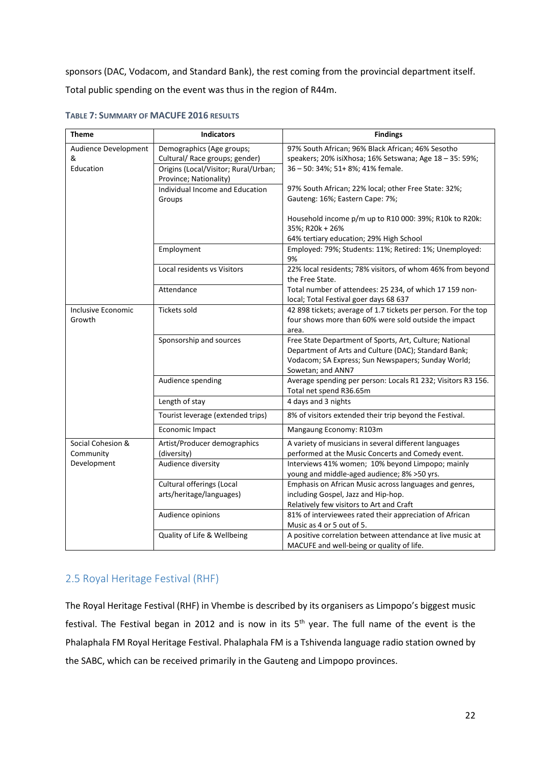sponsors (DAC, Vodacom, and Standard Bank), the rest coming from the provincial department itself. Total public spending on the event was thus in the region of R44m.

**TABLE 7: SUMMARY OF MACUFE 2016 RESULTS**

| Theme | Indicators | Findings |
|---|---|---|
| Audience Development & Education | Demographics (Age groups; Cultural/ Race groups; gender) | 97% South African; 96% Black African; 46% Sesotho speakers; 20% isiXhosa; 16% Setswana; Age 18 – 35: 59%; 36 – 50: 34%; 51+ 8%; 41% female. |
| | Origins (Local/Visitor; Rural/Urban; Province; Nationality) | 97% South African; 22% local; other Free State: 32%; Gauteng: 16%; Eastern Cape: 7%; |
| | Individual Income and Education Groups | Household income p/m up to R10 000: 39%; R10k to R20k: 35%; R20k + 26%<br>64% tertiary education; 29% High School |
| | Employment | Employed: 79%; Students: 11%; Retired: 1%; Unemployed: 9% |
| | Local residents vs Visitors | 22% local residents; 78% visitors, of whom 46% from beyond the Free State. |
| | Attendance | Total number of attendees: 25 234, of which 17 159 non-local; Total Festival goer days 68 637 |
| Inclusive Economic Growth | Tickets sold | 42 898 tickets; average of 1.7 tickets per person. For the top four shows more than 60% were sold outside the impact area. |
| | Sponsorship and sources | Free State Department of Sports, Art, Culture; National Department of Arts and Culture (DAC); Standard Bank; Vodacom; SA Express; Sun Newspapers; Sunday World; Sowetan; and ANN7 |
| | Audience spending | Average spending per person: Locals R1 232; Visitors R3 156. Total net spend R36.65m |
| | Length of stay | 4 days and 3 nights |
| | Tourist leverage (extended trips) | 8% of visitors extended their trip beyond the Festival. |
| | Economic Impact | Mangaung Economy: R103m |
| Social Cohesion & Community Development | Artist/Producer demographics (diversity) | A variety of musicians in several different languages performed at the Music Concerts and Comedy event. |
| | Audience diversity | Interviews 41% women; 10% beyond Limpopo; mainly young and middle-aged audience; 8% >50 yrs. |
| | Cultural offerings (Local arts/heritage/languages) | Emphasis on African Music across languages and genres, including Gospel, Jazz and Hip-hop.<br>Relatively few visitors to Art and Craft |
| | Audience opinions | 81% of interviewees rated their appreciation of African Music as 4 or 5 out of 5. |
| | Quality of Life & Wellbeing | A positive correlation between attendance at live music at MACUFE and well-being or quality of life. |

## 2.5 Royal Heritage Festival (RHF)

The Royal Heritage Festival (RHF) in Vhembe is described by its organisers as Limpopo's biggest music festival. The Festival began in 2012 and is now in its 5th year. The full name of the event is the Phalaphala FM Royal Heritage Festival. Phalaphala FM is a Tshivenda language radio station owned by the SABC, which can be received primarily in the Gauteng and Limpopo provinces.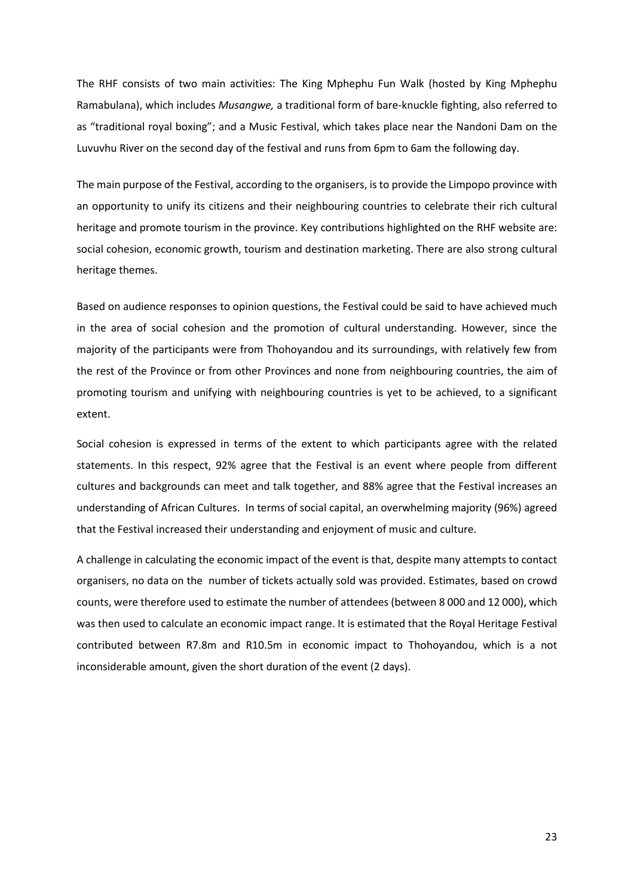The RHF consists of two main activities: The King Mphephu Fun Walk (hosted by King Mphephu Ramabulana), which includes *Musangwe,* a traditional form of bare-knuckle fighting, also referred to as "traditional royal boxing"; and a Music Festival, which takes place near the Nandoni Dam on the Luvuvhu River on the second day of the festival and runs from 6pm to 6am the following day.

The main purpose of the Festival, according to the organisers, is to provide the Limpopo province with an opportunity to unify its citizens and their neighbouring countries to celebrate their rich cultural heritage and promote tourism in the province. Key contributions highlighted on the RHF website are: social cohesion, economic growth, tourism and destination marketing. There are also strong cultural heritage themes.

Based on audience responses to opinion questions, the Festival could be said to have achieved much in the area of social cohesion and the promotion of cultural understanding. However, since the majority of the participants were from Thohoyandou and its surroundings, with relatively few from the rest of the Province or from other Provinces and none from neighbouring countries, the aim of promoting tourism and unifying with neighbouring countries is yet to be achieved, to a significant extent.

Social cohesion is expressed in terms of the extent to which participants agree with the related statements. In this respect, 92% agree that the Festival is an event where people from different cultures and backgrounds can meet and talk together, and 88% agree that the Festival increases an understanding of African Cultures. In terms of social capital, an overwhelming majority (96%) agreed that the Festival increased their understanding and enjoyment of music and culture.

A challenge in calculating the economic impact of the event is that, despite many attempts to contact organisers, no data on the number of tickets actually sold was provided. Estimates, based on crowd counts, were therefore used to estimate the number of attendees (between 8 000 and 12 000), which was then used to calculate an economic impact range. It is estimated that the Royal Heritage Festival contributed between R7.8m and R10.5m in economic impact to Thohoyandou, which is a not inconsiderable amount, given the short duration of the event (2 days).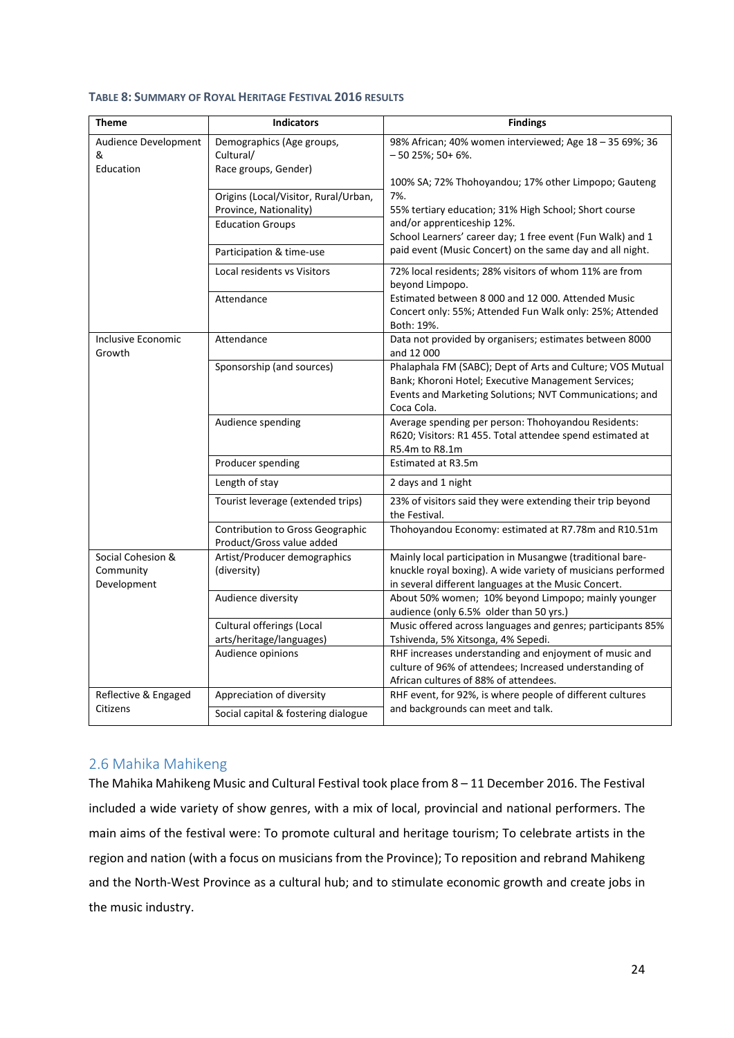**TABLE 8: SUMMARY OF ROYAL HERITAGE FESTIVAL 2016 RESULTS**

| Theme | Indicators | Findings |
|---|---|---|
| Audience Development & Education | Demographics (Age groups, Cultural/ Race groups, Gender) | 98% African; 40% women interviewed; Age 18 – 35 69%; 36 – 50 25%; 50+ 6%. |
| | Origins (Local/Visitor, Rural/Urban, Province, Nationality) | 100% SA; 72% Thohoyandou; 17% other Limpopo; Gauteng 7%. |
| | Education Groups | 55% tertiary education; 31% High School; Short course and/or apprenticeship 12%. |
| | Participation & time-use | School Learners' career day; 1 free event (Fun Walk) and 1 paid event (Music Concert) on the same day and all night. |
| | Local residents vs Visitors | 72% local residents; 28% visitors of whom 11% are from beyond Limpopo. |
| | Attendance | Estimated between 8 000 and 12 000. Attended Music Concert only: 55%; Attended Fun Walk only: 25%; Attended Both: 19%. |
| Inclusive Economic Growth | Attendance | Data not provided by organisers; estimates between 8000 and 12 000 |
| | Sponsorship (and sources) | Phalaphala FM (SABC); Dept of Arts and Culture; VOS Mutual Bank; Khoroni Hotel; Executive Management Services; Events and Marketing Solutions; NVT Communications; and Coca Cola. |
| | Audience spending | Average spending per person: Thohoyandou Residents: R620; Visitors: R1 455. Total attendee spend estimated at R5.4m to R8.1m |
| | Producer spending | Estimated at R3.5m |
| | Length of stay | 2 days and 1 night |
| | Tourist leverage (extended trips) | 23% of visitors said they were extending their trip beyond the Festival. |
| | Contribution to Gross Geographic Product/Gross value added | Thohoyandou Economy: estimated at R7.78m and R10.51m |
| Social Cohesion & Community Development | Artist/Producer demographics (diversity) | Mainly local participation in Musangwe (traditional bare-knuckle royal boxing). A wide variety of musicians performed in several different languages at the Music Concert. |
| | Audience diversity | About 50% women; 10% beyond Limpopo; mainly younger audience (only 6.5% older than 50 yrs.) |
| | Cultural offerings (Local arts/heritage/languages) | Music offered across languages and genres; participants 85% Tshivenda, 5% Xitsonga, 4% Sepedi. |
| | Audience opinions | RHF increases understanding and enjoyment of music and culture of 96% of attendees; Increased understanding of African cultures of 88% of attendees. |
| Reflective & Engaged Citizens | Appreciation of diversity | RHF event, for 92%, is where people of different cultures and backgrounds can meet and talk. |
| | Social capital & fostering dialogue | |

## 2.6 Mahika Mahikeng

The Mahika Mahikeng Music and Cultural Festival took place from 8 – 11 December 2016. The Festival included a wide variety of show genres, with a mix of local, provincial and national performers. The main aims of the festival were: To promote cultural and heritage tourism; To celebrate artists in the region and nation (with a focus on musicians from the Province); To reposition and rebrand Mahikeng and the North-West Province as a cultural hub; and to stimulate economic growth and create jobs in the music industry.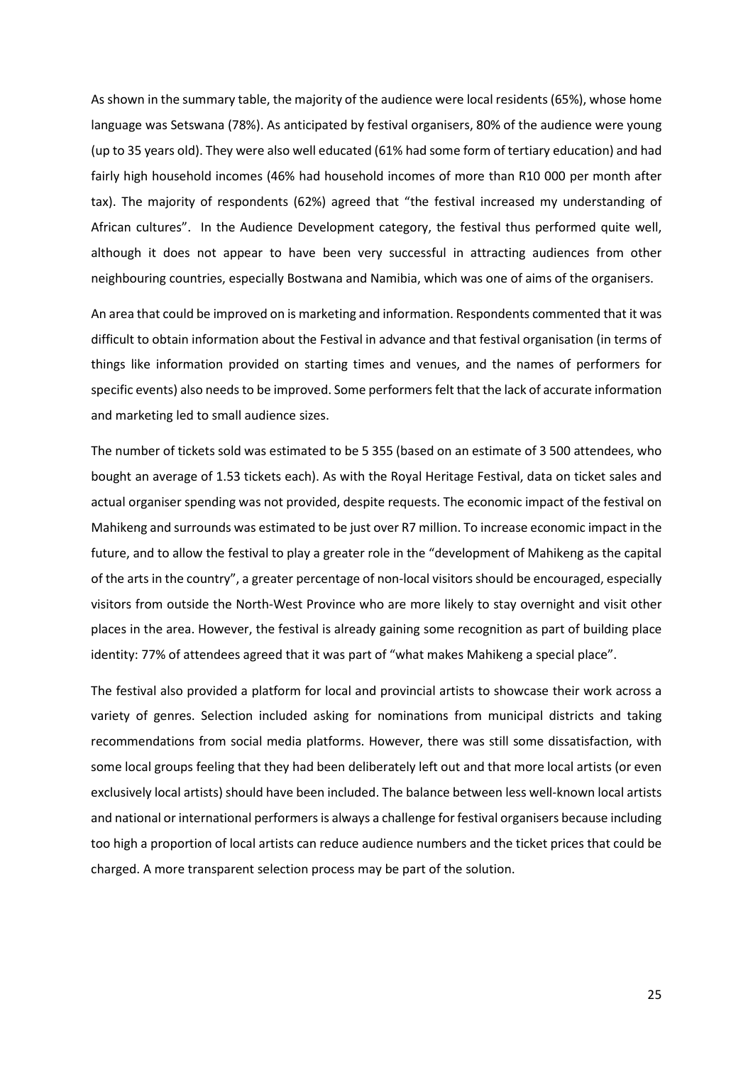As shown in the summary table, the majority of the audience were local residents (65%), whose home language was Setswana (78%). As anticipated by festival organisers, 80% of the audience were young (up to 35 years old). They were also well educated (61% had some form of tertiary education) and had fairly high household incomes (46% had household incomes of more than R10 000 per month after tax). The majority of respondents (62%) agreed that "the festival increased my understanding of African cultures". In the Audience Development category, the festival thus performed quite well, although it does not appear to have been very successful in attracting audiences from other neighbouring countries, especially Bostwana and Namibia, which was one of aims of the organisers.

An area that could be improved on is marketing and information. Respondents commented that it was difficult to obtain information about the Festival in advance and that festival organisation (in terms of things like information provided on starting times and venues, and the names of performers for specific events) also needs to be improved. Some performers felt that the lack of accurate information and marketing led to small audience sizes.

The number of tickets sold was estimated to be 5 355 (based on an estimate of 3 500 attendees, who bought an average of 1.53 tickets each). As with the Royal Heritage Festival, data on ticket sales and actual organiser spending was not provided, despite requests. The economic impact of the festival on Mahikeng and surrounds was estimated to be just over R7 million. To increase economic impact in the future, and to allow the festival to play a greater role in the "development of Mahikeng as the capital of the arts in the country", a greater percentage of non-local visitors should be encouraged, especially visitors from outside the North-West Province who are more likely to stay overnight and visit other places in the area. However, the festival is already gaining some recognition as part of building place identity: 77% of attendees agreed that it was part of "what makes Mahikeng a special place".

The festival also provided a platform for local and provincial artists to showcase their work across a variety of genres. Selection included asking for nominations from municipal districts and taking recommendations from social media platforms. However, there was still some dissatisfaction, with some local groups feeling that they had been deliberately left out and that more local artists (or even exclusively local artists) should have been included. The balance between less well-known local artists and national or international performers is always a challenge for festival organisers because including too high a proportion of local artists can reduce audience numbers and the ticket prices that could be charged. A more transparent selection process may be part of the solution.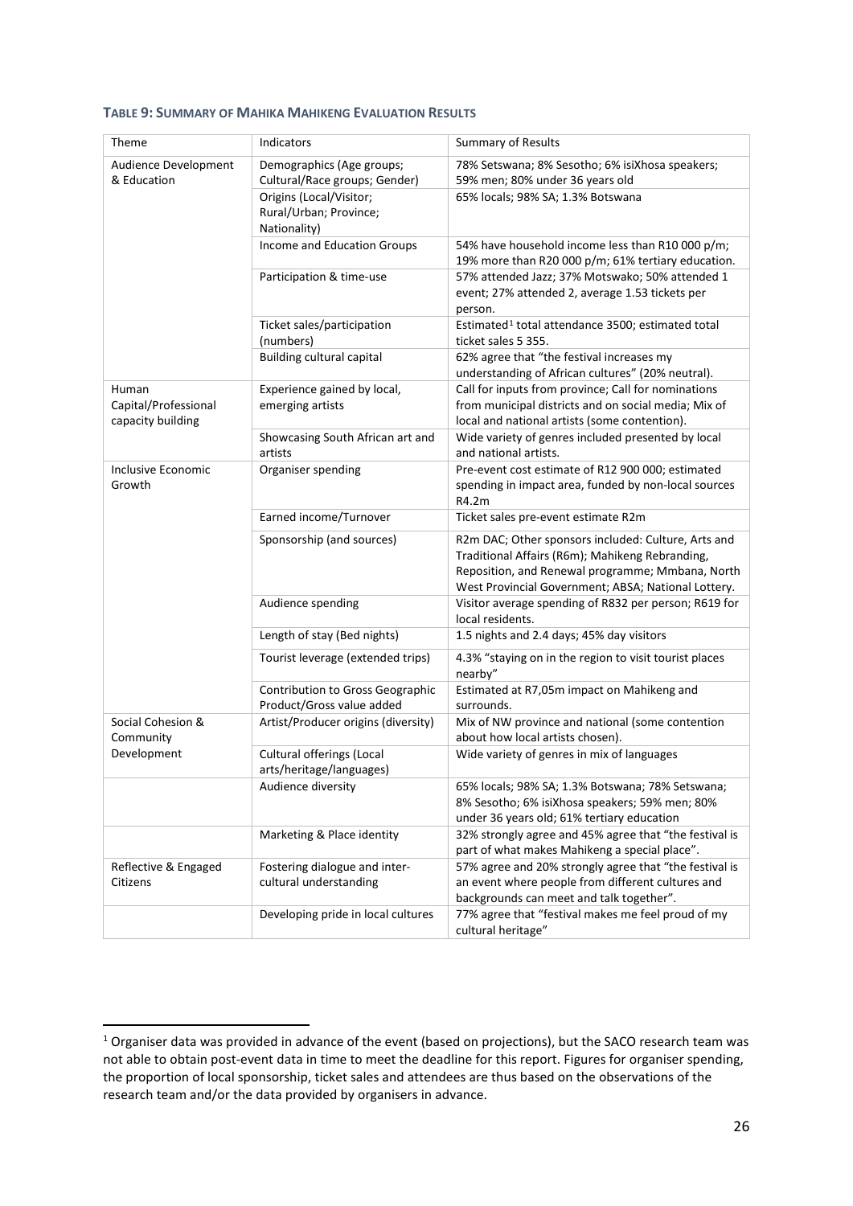**TABLE 9: SUMMARY OF MAHIKA MAHIKENG EVALUATION RESULTS**

| Theme | Indicators | Summary of Results |
|---|---|---|
| Audience Development & Education | Demographics (Age groups; Cultural/Race groups; Gender) | 78% Setswana; 8% Sesotho; 6% isiXhosa speakers; 59% men; 80% under 36 years old |
| | Origins (Local/Visitor; Rural/Urban; Province; Nationality) | 65% locals; 98% SA; 1.3% Botswana |
| | Income and Education Groups | 54% have household income less than R10 000 p/m; 19% more than R20 000 p/m; 61% tertiary education. |
| | Participation & time-use | 57% attended Jazz; 37% Motswako; 50% attended 1 event; 27% attended 2, average 1.53 tickets per person. |
| | Ticket sales/participation (numbers) | Estimated[1] total attendance 3500; estimated total ticket sales 5 355. |
| | Building cultural capital | 62% agree that "the festival increases my understanding of African cultures" (20% neutral). |
| Human Capital/Professional capacity building | Experience gained by local, emerging artists | Call for inputs from province; Call for nominations from municipal districts and on social media; Mix of local and national artists (some contention). |
| | Showcasing South African art and artists | Wide variety of genres included presented by local and national artists. |
| Inclusive Economic Growth | Organiser spending | Pre-event cost estimate of R12 900 000; estimated spending in impact area, funded by non-local sources R4.2m |
| | Earned income/Turnover | Ticket sales pre-event estimate R2m |
| | Sponsorship (and sources) | R2m DAC; Other sponsors included: Culture, Arts and Traditional Affairs (R6m); Mahikeng Rebranding, Reposition, and Renewal programme; Mmbana, North West Provincial Government; ABSA; National Lottery. |
| | Audience spending | Visitor average spending of R832 per person; R619 for local residents. |
| | Length of stay (Bed nights) | 1.5 nights and 2.4 days; 45% day visitors |
| | Tourist leverage (extended trips) | 4.3% "staying on in the region to visit tourist places nearby" |
| | Contribution to Gross Geographic Product/Gross value added | Estimated at R7,05m impact on Mahikeng and surrounds. |
| Social Cohesion & Community Development | Artist/Producer origins (diversity) | Mix of NW province and national (some contention about how local artists chosen). |
| | Cultural offerings (Local arts/heritage/languages) | Wide variety of genres in mix of languages |
| | Audience diversity | 65% locals; 98% SA; 1.3% Botswana; 78% Setswana; 8% Sesotho; 6% isiXhosa speakers; 59% men; 80% under 36 years old; 61% tertiary education |
| | Marketing & Place identity | 32% strongly agree and 45% agree that "the festival is part of what makes Mahikeng a special place". |
| Reflective & Engaged Citizens | Fostering dialogue and inter-cultural understanding | 57% agree and 20% strongly agree that "the festival is an event where people from different cultures and backgrounds can meet and talk together". |
| | Developing pride in local cultures | 77% agree that "festival makes me feel proud of my cultural heritage" |

[1] Organiser data was provided in advance of the event (based on projections), but the SACO research team was not able to obtain post-event data in time to meet the deadline for this report. Figures for organiser spending, the proportion of local sponsorship, ticket sales and attendees are thus based on the observations of the research team and/or the data provided by organisers in advance.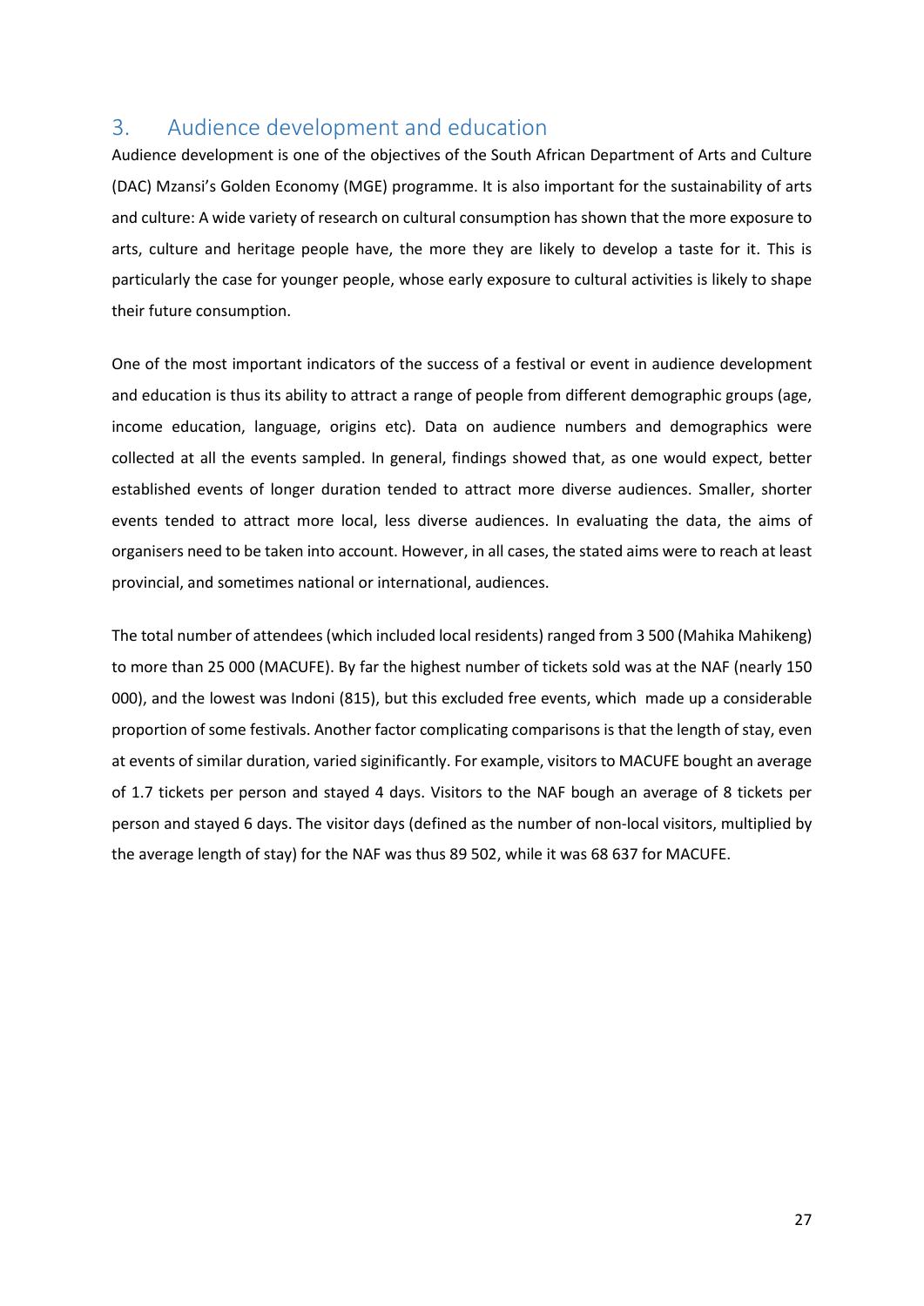## 3. Audience development and education

Audience development is one of the objectives of the South African Department of Arts and Culture (DAC) Mzansi's Golden Economy (MGE) programme. It is also important for the sustainability of arts and culture: A wide variety of research on cultural consumption has shown that the more exposure to arts, culture and heritage people have, the more they are likely to develop a taste for it. This is particularly the case for younger people, whose early exposure to cultural activities is likely to shape their future consumption.

One of the most important indicators of the success of a festival or event in audience development and education is thus its ability to attract a range of people from different demographic groups (age, income education, language, origins etc). Data on audience numbers and demographics were collected at all the events sampled. In general, findings showed that, as one would expect, better established events of longer duration tended to attract more diverse audiences. Smaller, shorter events tended to attract more local, less diverse audiences. In evaluating the data, the aims of organisers need to be taken into account. However, in all cases, the stated aims were to reach at least provincial, and sometimes national or international, audiences.

The total number of attendees (which included local residents) ranged from 3 500 (Mahika Mahikeng) to more than 25 000 (MACUFE). By far the highest number of tickets sold was at the NAF (nearly 150 000), and the lowest was Indoni (815), but this excluded free events, which made up a considerable proportion of some festivals. Another factor complicating comparisons is that the length of stay, even at events of similar duration, varied siginificantly. For example, visitors to MACUFE bought an average of 1.7 tickets per person and stayed 4 days. Visitors to the NAF bough an average of 8 tickets per person and stayed 6 days. The visitor days (defined as the number of non-local visitors, multiplied by the average length of stay) for the NAF was thus 89 502, while it was 68 637 for MACUFE.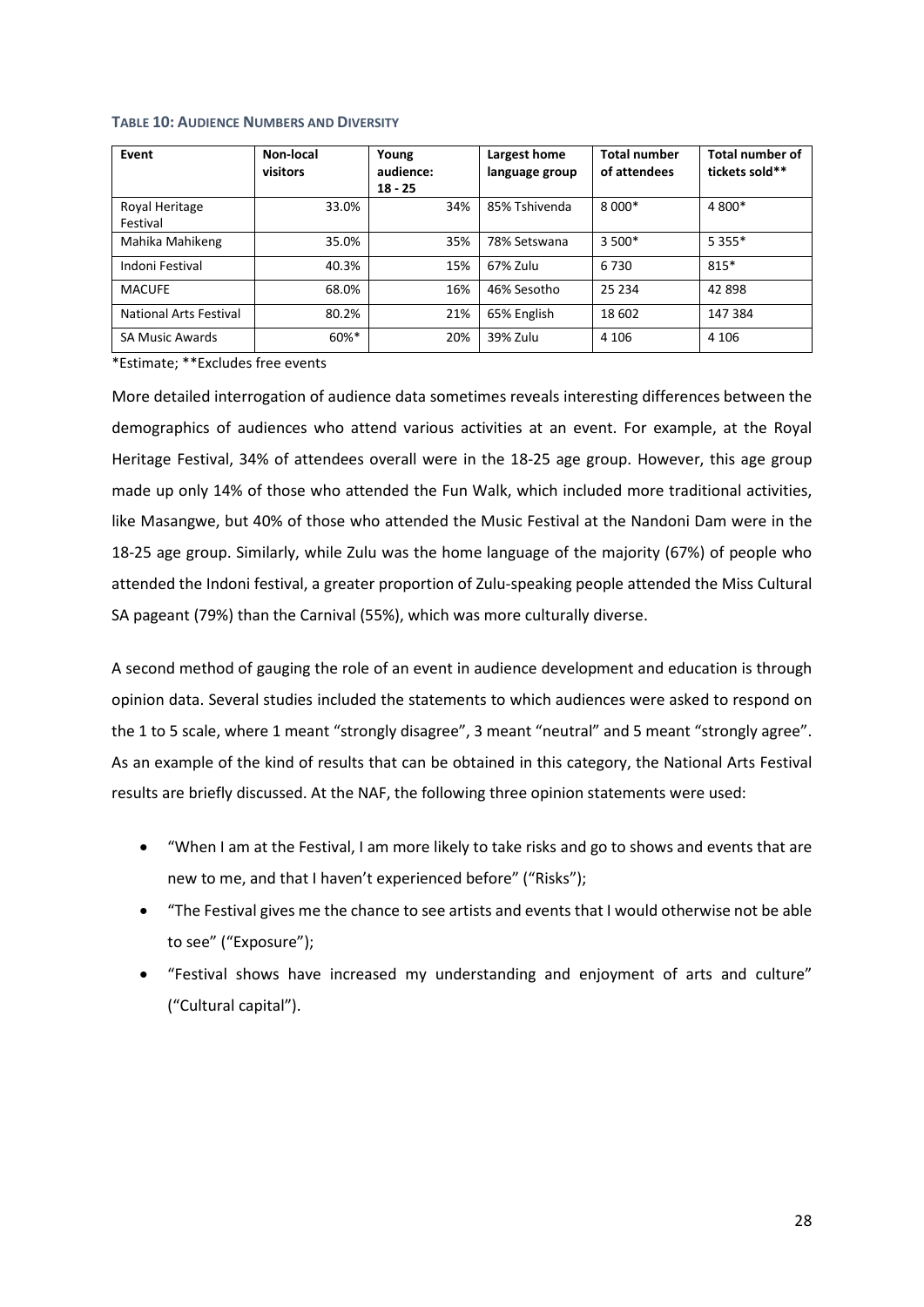**TABLE 10: AUDIENCE NUMBERS AND DIVERSITY**

| Event | Non-local visitors | Young audience: 18 - 25 | Largest home language group | Total number of attendees | Total number of tickets sold** |
|---|---|---|---|---|---|
| Royal Heritage Festival | 33.0% | 34% | 85% Tshivenda | 8 000* | 4 800* |
| Mahika Mahikeng | 35.0% | 35% | 78% Setswana | 3 500* | 5 355* |
| Indoni Festival | 40.3% | 15% | 67% Zulu | 6 730 | 815* |
| MACUFE | 68.0% | 16% | 46% Sesotho | 25 234 | 42 898 |
| National Arts Festival | 80.2% | 21% | 65% English | 18 602 | 147 384 |
| SA Music Awards | 60%* | 20% | 39% Zulu | 4 106 | 4 106 |

*Estimate; **Excludes free events

More detailed interrogation of audience data sometimes reveals interesting differences between the demographics of audiences who attend various activities at an event. For example, at the Royal Heritage Festival, 34% of attendees overall were in the 18-25 age group. However, this age group made up only 14% of those who attended the Fun Walk, which included more traditional activities, like Masangwe, but 40% of those who attended the Music Festival at the Nandoni Dam were in the 18-25 age group. Similarly, while Zulu was the home language of the majority (67%) of people who attended the Indoni festival, a greater proportion of Zulu-speaking people attended the Miss Cultural SA pageant (79%) than the Carnival (55%), which was more culturally diverse.

A second method of gauging the role of an event in audience development and education is through opinion data. Several studies included the statements to which audiences were asked to respond on the 1 to 5 scale, where 1 meant "strongly disagree", 3 meant "neutral" and 5 meant "strongly agree". As an example of the kind of results that can be obtained in this category, the National Arts Festival results are briefly discussed. At the NAF, the following three opinion statements were used:

- "When I am at the Festival, I am more likely to take risks and go to shows and events that are new to me, and that I haven't experienced before" ("Risks");
- "The Festival gives me the chance to see artists and events that I would otherwise not be able to see" ("Exposure");
- "Festival shows have increased my understanding and enjoyment of arts and culture" ("Cultural capital").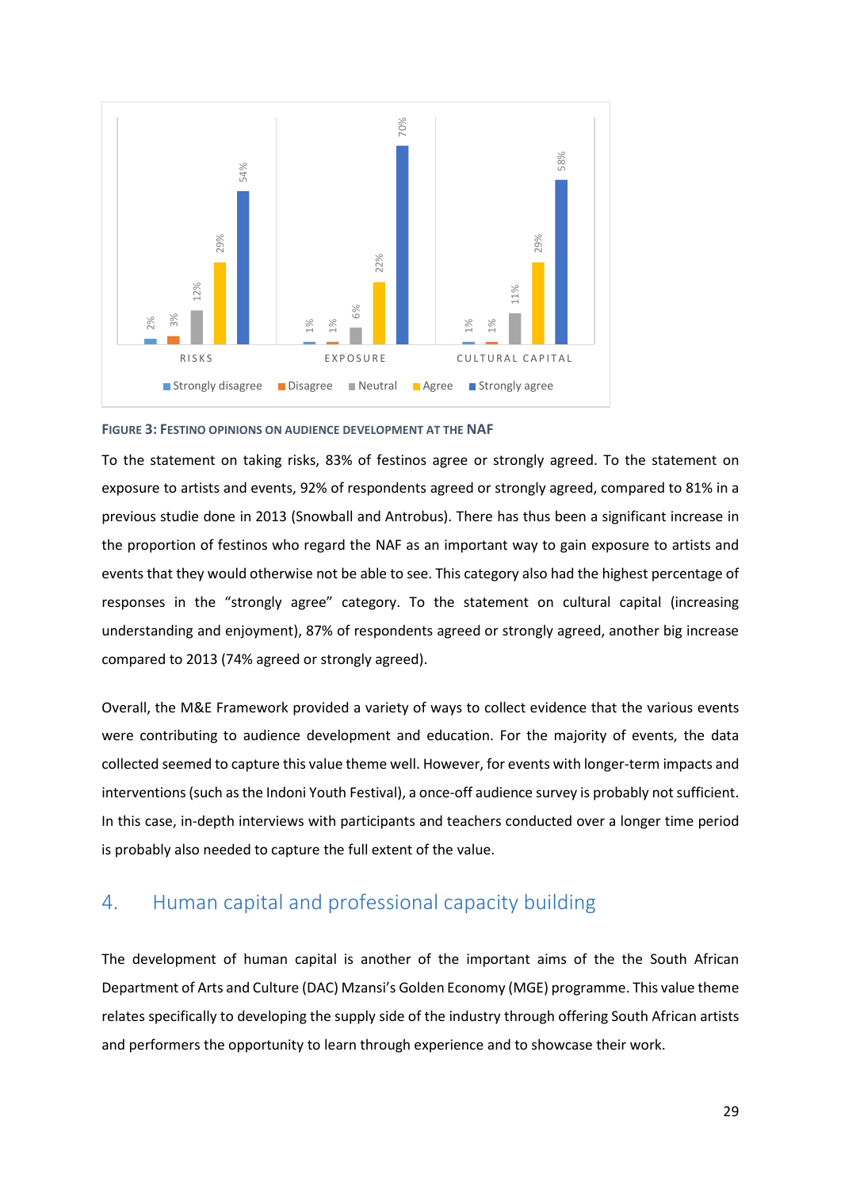| | Strongly disagree | Disagree | Neutral | Agree | Strongly agree |
|---|---|---|---|---|---|
| RISKS | 2% | 3% | 12% | 29% | 54% |
| EXPOSURE | 1% | 1% | 6% | 22% | 70% |
| CULTURAL CAPITAL | 1% | 1% | 11% | 29% | 58% |

**FIGURE 3: FESTINO OPINIONS ON AUDIENCE DEVELOPMENT AT THE NAF**

To the statement on taking risks, 83% of festinos agree or strongly agreed. To the statement on exposure to artists and events, 92% of respondents agreed or strongly agreed, compared to 81% in a previous studie done in 2013 (Snowball and Antrobus). There has thus been a significant increase in the proportion of festinos who regard the NAF as an important way to gain exposure to artists and events that they would otherwise not be able to see. This category also had the highest percentage of responses in the "strongly agree" category. To the statement on cultural capital (increasing understanding and enjoyment), 87% of respondents agreed or strongly agreed, another big increase compared to 2013 (74% agreed or strongly agreed).

Overall, the M&E Framework provided a variety of ways to collect evidence that the various events were contributing to audience development and education. For the majority of events, the data collected seemed to capture this value theme well. However, for events with longer-term impacts and interventions (such as the Indoni Youth Festival), a once-off audience survey is probably not sufficient. In this case, in-depth interviews with participants and teachers conducted over a longer time period is probably also needed to capture the full extent of the value.

## 4. Human capital and professional capacity building

The development of human capital is another of the important aims of the the South African Department of Arts and Culture (DAC) Mzansi's Golden Economy (MGE) programme. This value theme relates specifically to developing the supply side of the industry through offering South African artists and performers the opportunity to learn through experience and to showcase their work.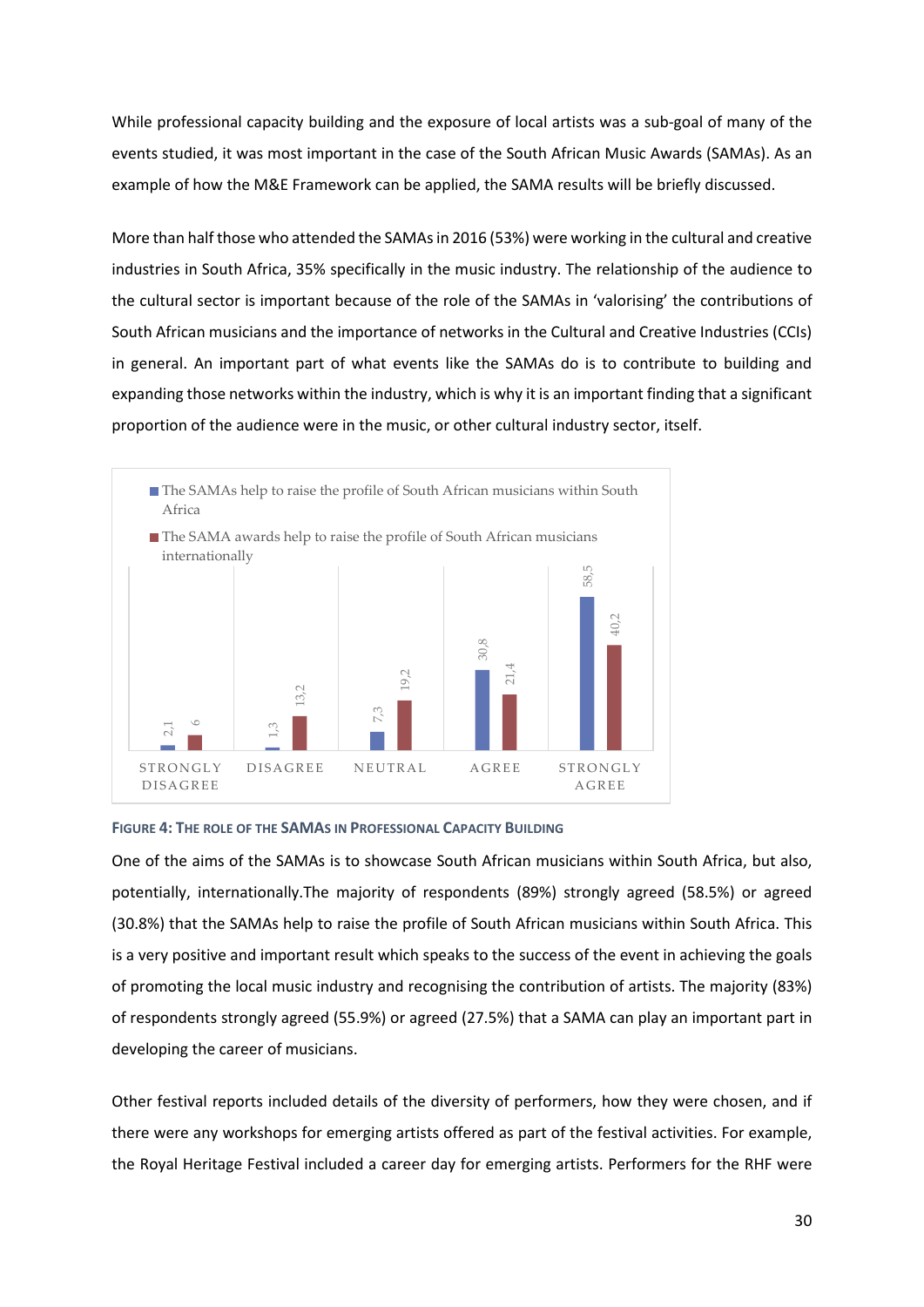While professional capacity building and the exposure of local artists was a sub-goal of many of the events studied, it was most important in the case of the South African Music Awards (SAMAs). As an example of how the M&E Framework can be applied, the SAMA results will be briefly discussed.

More than half those who attended the SAMAs in 2016 (53%) were working in the cultural and creative industries in South Africa, 35% specifically in the music industry. The relationship of the audience to the cultural sector is important because of the role of the SAMAs in 'valorising' the contributions of South African musicians and the importance of networks in the Cultural and Creative Industries (CCIs) in general. An important part of what events like the SAMAs do is to contribute to building and expanding those networks within the industry, which is why it is an important finding that a significant proportion of the audience were in the music, or other cultural industry sector, itself.

| | Strongly disagree | Disagree | Neutral | Agree | Strongly agree |
|---|---|---|---|---|---|
| The SAMAs help to raise the profile of South African musicians within South Africa | 2,1 | 1,3 | 7,3 | 30,8 | 58,5 |
| The SAMA awards help to raise the profile of South African musicians internationally | 6 | 13,2 | 19,2 | 21,4 | 40,2 |

**Figure 4: The role of the SAMAs in Professional Capacity Building**

One of the aims of the SAMAs is to showcase South African musicians within South Africa, but also, potentially, internationally.The majority of respondents (89%) strongly agreed (58.5%) or agreed (30.8%) that the SAMAs help to raise the profile of South African musicians within South Africa. This is a very positive and important result which speaks to the success of the event in achieving the goals of promoting the local music industry and recognising the contribution of artists. The majority (83%) of respondents strongly agreed (55.9%) or agreed (27.5%) that a SAMA can play an important part in developing the career of musicians.

Other festival reports included details of the diversity of performers, how they were chosen, and if there were any workshops for emerging artists offered as part of the festival activities. For example, the Royal Heritage Festival included a career day for emerging artists. Performers for the RHF were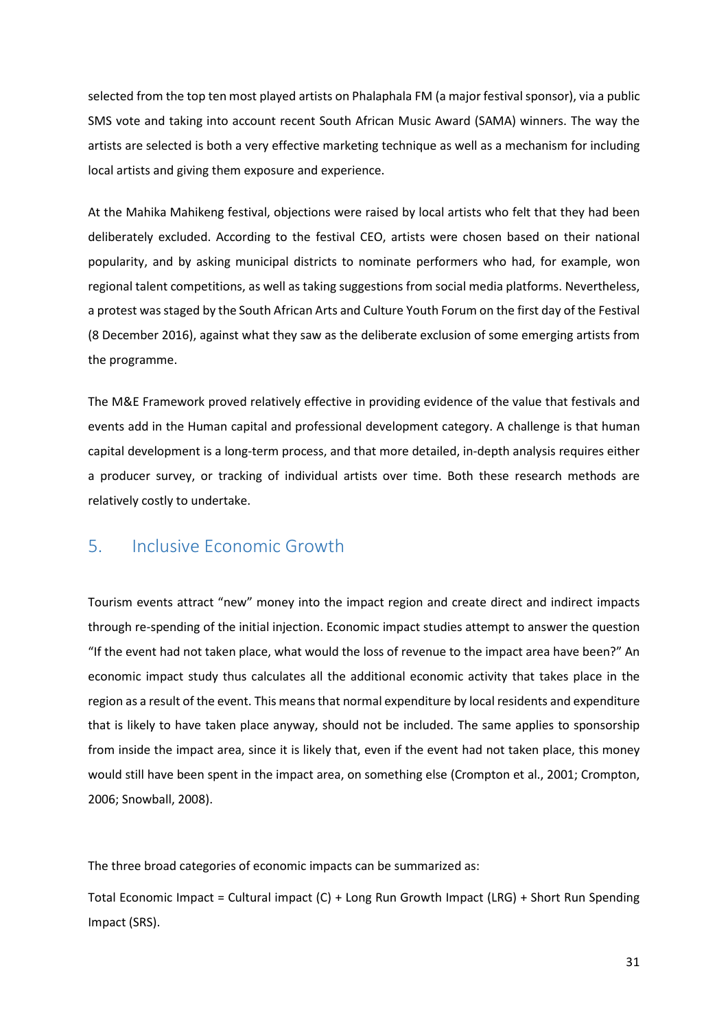selected from the top ten most played artists on Phalaphala FM (a major festival sponsor), via a public SMS vote and taking into account recent South African Music Award (SAMA) winners. The way the artists are selected is both a very effective marketing technique as well as a mechanism for including local artists and giving them exposure and experience.

At the Mahika Mahikeng festival, objections were raised by local artists who felt that they had been deliberately excluded. According to the festival CEO, artists were chosen based on their national popularity, and by asking municipal districts to nominate performers who had, for example, won regional talent competitions, as well as taking suggestions from social media platforms. Nevertheless, a protest was staged by the South African Arts and Culture Youth Forum on the first day of the Festival (8 December 2016), against what they saw as the deliberate exclusion of some emerging artists from the programme.

The M&E Framework proved relatively effective in providing evidence of the value that festivals and events add in the Human capital and professional development category. A challenge is that human capital development is a long-term process, and that more detailed, in-depth analysis requires either a producer survey, or tracking of individual artists over time. Both these research methods are relatively costly to undertake.

## 5. Inclusive Economic Growth

Tourism events attract "new" money into the impact region and create direct and indirect impacts through re-spending of the initial injection. Economic impact studies attempt to answer the question "If the event had not taken place, what would the loss of revenue to the impact area have been?" An economic impact study thus calculates all the additional economic activity that takes place in the region as a result of the event. This means that normal expenditure by local residents and expenditure that is likely to have taken place anyway, should not be included. The same applies to sponsorship from inside the impact area, since it is likely that, even if the event had not taken place, this money would still have been spent in the impact area, on something else (Crompton et al., 2001; Crompton, 2006; Snowball, 2008).

The three broad categories of economic impacts can be summarized as:

Total Economic Impact = Cultural impact (C) + Long Run Growth Impact (LRG) + Short Run Spending Impact (SRS).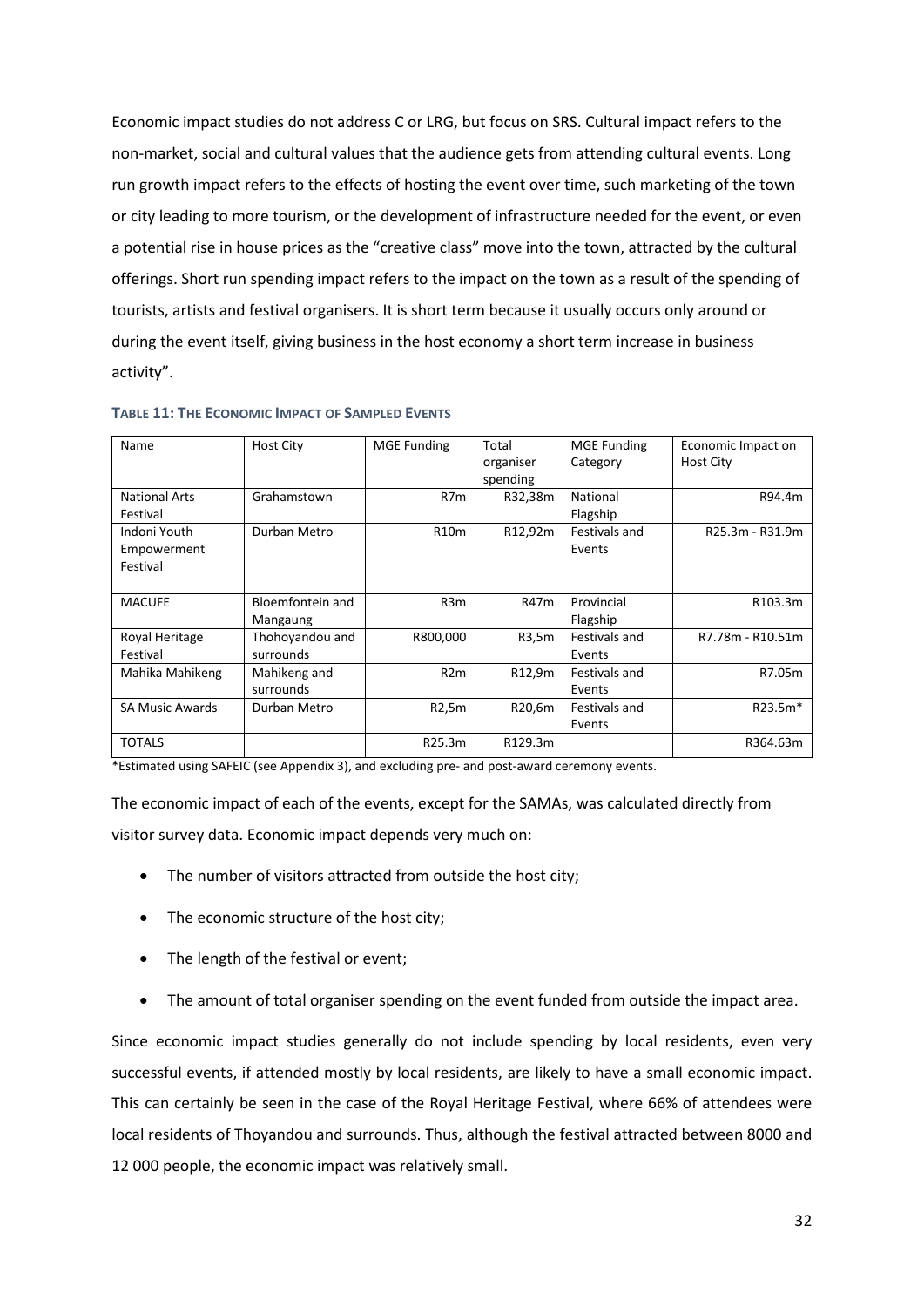Economic impact studies do not address C or LRG, but focus on SRS. Cultural impact refers to the non-market, social and cultural values that the audience gets from attending cultural events. Long run growth impact refers to the effects of hosting the event over time, such marketing of the town or city leading to more tourism, or the development of infrastructure needed for the event, or even a potential rise in house prices as the "creative class" move into the town, attracted by the cultural offerings. Short run spending impact refers to the impact on the town as a result of the spending of tourists, artists and festival organisers. It is short term because it usually occurs only around or during the event itself, giving business in the host economy a short term increase in business activity".

**TABLE 11: THE ECONOMIC IMPACT OF SAMPLED EVENTS**

| Name | Host City | MGE Funding | Total organiser spending | MGE Funding Category | Economic Impact on Host City |
|---|---|---|---|---|---|
| National Arts Festival | Grahamstown | R7m | R32,38m | National Flagship | R94.4m |
| Indoni Youth Empowerment Festival | Durban Metro | R10m | R12,92m | Festivals and Events | R25.3m - R31.9m |
| MACUFE | Bloemfontein and Mangaung | R3m | R47m | Provincial Flagship | R103.3m |
| Royal Heritage Festival | Thohoyandou and surrounds | R800,000 | R3,5m | Festivals and Events | R7.78m - R10.51m |
| Mahika Mahikeng | Mahikeng and surrounds | R2m | R12,9m | Festivals and Events | R7.05m |
| SA Music Awards | Durban Metro | R2,5m | R20,6m | Festivals and Events | R23.5m* |
| TOTALS | | R25.3m | R129.3m | | R364.63m |

*Estimated using SAFEIC (see Appendix 3), and excluding pre- and post-award ceremony events.

The economic impact of each of the events, except for the SAMAs, was calculated directly from visitor survey data. Economic impact depends very much on:

- The number of visitors attracted from outside the host city;
- The economic structure of the host city;
- The length of the festival or event;
- The amount of total organiser spending on the event funded from outside the impact area.

Since economic impact studies generally do not include spending by local residents, even very successful events, if attended mostly by local residents, are likely to have a small economic impact. This can certainly be seen in the case of the Royal Heritage Festival, where 66% of attendees were local residents of Thoyandou and surrounds. Thus, although the festival attracted between 8000 and 12 000 people, the economic impact was relatively small.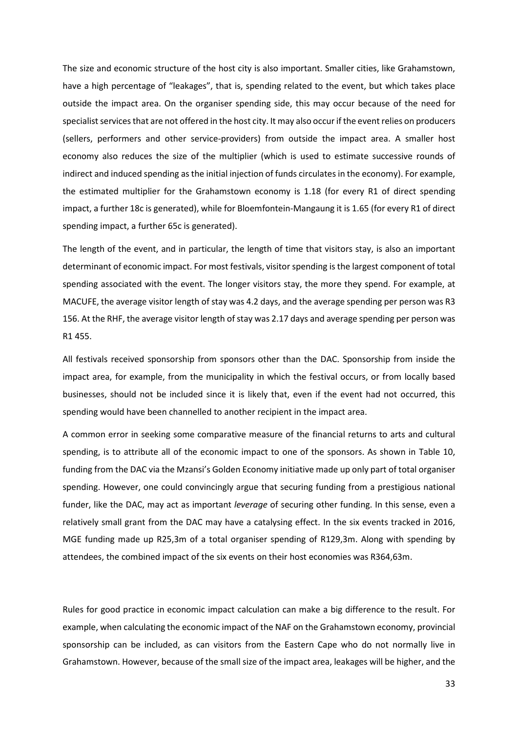The size and economic structure of the host city is also important. Smaller cities, like Grahamstown, have a high percentage of "leakages", that is, spending related to the event, but which takes place outside the impact area. On the organiser spending side, this may occur because of the need for specialist services that are not offered in the host city. It may also occur if the event relies on producers (sellers, performers and other service-providers) from outside the impact area. A smaller host economy also reduces the size of the multiplier (which is used to estimate successive rounds of indirect and induced spending as the initial injection of funds circulates in the economy). For example, the estimated multiplier for the Grahamstown economy is 1.18 (for every R1 of direct spending impact, a further 18c is generated), while for Bloemfontein-Mangaung it is 1.65 (for every R1 of direct spending impact, a further 65c is generated).

The length of the event, and in particular, the length of time that visitors stay, is also an important determinant of economic impact. For most festivals, visitor spending is the largest component of total spending associated with the event. The longer visitors stay, the more they spend. For example, at MACUFE, the average visitor length of stay was 4.2 days, and the average spending per person was R3 156. At the RHF, the average visitor length of stay was 2.17 days and average spending per person was R1 455.

All festivals received sponsorship from sponsors other than the DAC. Sponsorship from inside the impact area, for example, from the municipality in which the festival occurs, or from locally based businesses, should not be included since it is likely that, even if the event had not occurred, this spending would have been channelled to another recipient in the impact area.

A common error in seeking some comparative measure of the financial returns to arts and cultural spending, is to attribute all of the economic impact to one of the sponsors. As shown in Table 10, funding from the DAC via the Mzansi's Golden Economy initiative made up only part of total organiser spending. However, one could convincingly argue that securing funding from a prestigious national funder, like the DAC, may act as important *leverage* of securing other funding. In this sense, even a relatively small grant from the DAC may have a catalysing effect. In the six events tracked in 2016, MGE funding made up R25,3m of a total organiser spending of R129,3m. Along with spending by attendees, the combined impact of the six events on their host economies was R364,63m.

Rules for good practice in economic impact calculation can make a big difference to the result. For example, when calculating the economic impact of the NAF on the Grahamstown economy, provincial sponsorship can be included, as can visitors from the Eastern Cape who do not normally live in Grahamstown. However, because of the small size of the impact area, leakages will be higher, and the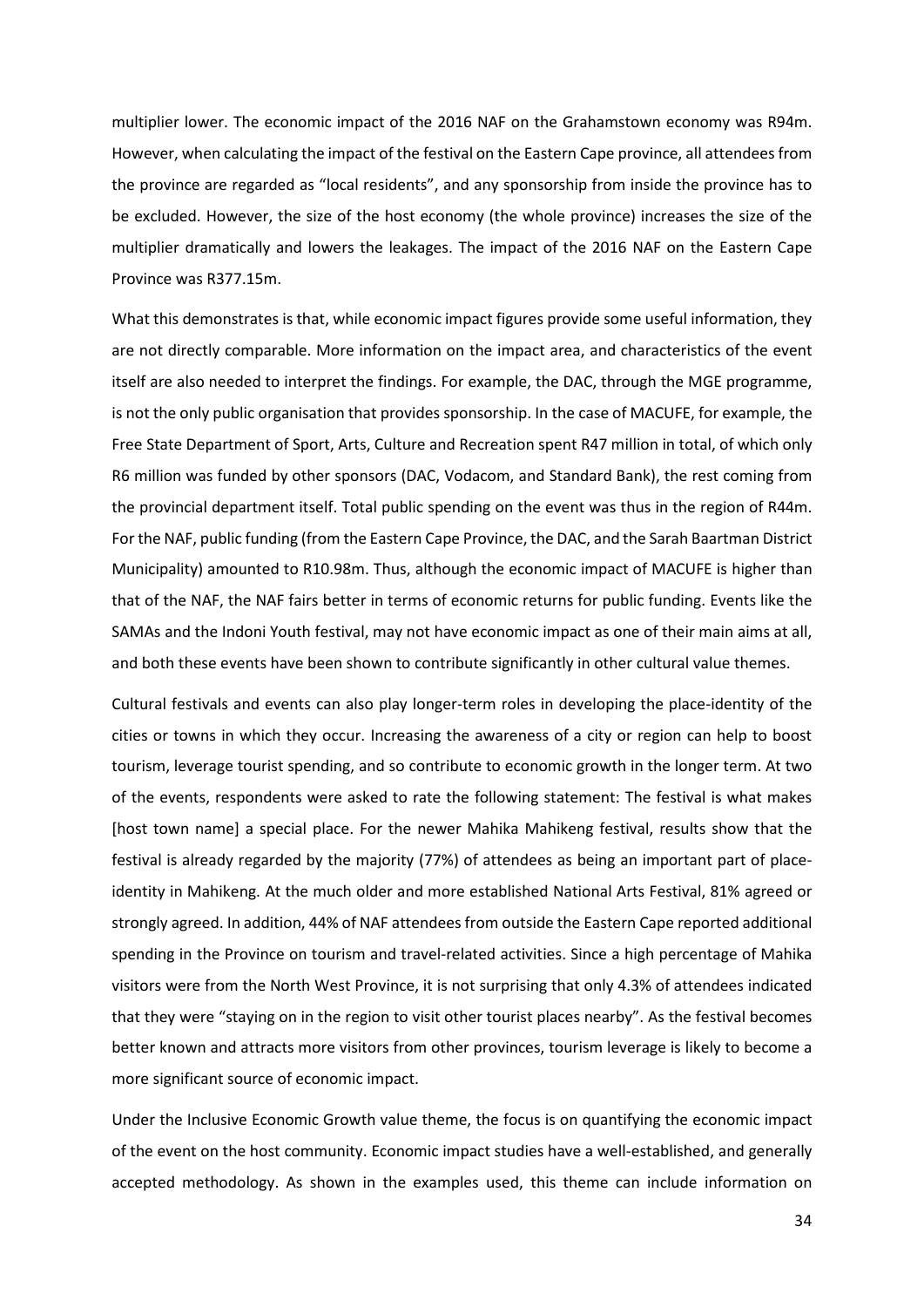multiplier lower. The economic impact of the 2016 NAF on the Grahamstown economy was R94m. However, when calculating the impact of the festival on the Eastern Cape province, all attendees from the province are regarded as "local residents", and any sponsorship from inside the province has to be excluded. However, the size of the host economy (the whole province) increases the size of the multiplier dramatically and lowers the leakages. The impact of the 2016 NAF on the Eastern Cape Province was R377.15m.

What this demonstrates is that, while economic impact figures provide some useful information, they are not directly comparable. More information on the impact area, and characteristics of the event itself are also needed to interpret the findings. For example, the DAC, through the MGE programme, is not the only public organisation that provides sponsorship. In the case of MACUFE, for example, the Free State Department of Sport, Arts, Culture and Recreation spent R47 million in total, of which only R6 million was funded by other sponsors (DAC, Vodacom, and Standard Bank), the rest coming from the provincial department itself. Total public spending on the event was thus in the region of R44m. For the NAF, public funding (from the Eastern Cape Province, the DAC, and the Sarah Baartman District Municipality) amounted to R10.98m. Thus, although the economic impact of MACUFE is higher than that of the NAF, the NAF fairs better in terms of economic returns for public funding. Events like the SAMAs and the Indoni Youth festival, may not have economic impact as one of their main aims at all, and both these events have been shown to contribute significantly in other cultural value themes.

Cultural festivals and events can also play longer-term roles in developing the place-identity of the cities or towns in which they occur. Increasing the awareness of a city or region can help to boost tourism, leverage tourist spending, and so contribute to economic growth in the longer term. At two of the events, respondents were asked to rate the following statement: The festival is what makes [host town name] a special place. For the newer Mahika Mahikeng festival, results show that the festival is already regarded by the majority (77%) of attendees as being an important part of place-identity in Mahikeng. At the much older and more established National Arts Festival, 81% agreed or strongly agreed. In addition, 44% of NAF attendees from outside the Eastern Cape reported additional spending in the Province on tourism and travel-related activities. Since a high percentage of Mahika visitors were from the North West Province, it is not surprising that only 4.3% of attendees indicated that they were "staying on in the region to visit other tourist places nearby". As the festival becomes better known and attracts more visitors from other provinces, tourism leverage is likely to become a more significant source of economic impact.

Under the Inclusive Economic Growth value theme, the focus is on quantifying the economic impact of the event on the host community. Economic impact studies have a well-established, and generally accepted methodology. As shown in the examples used, this theme can include information on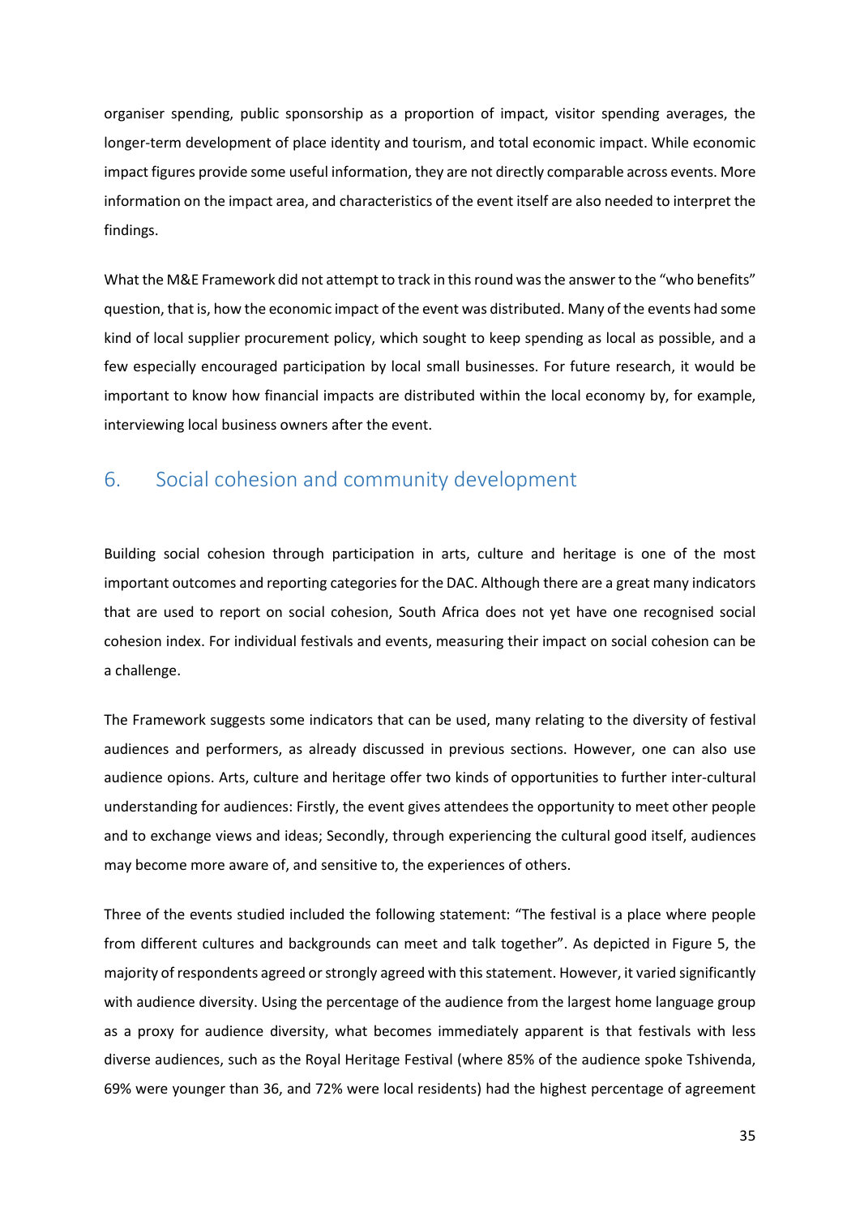organiser spending, public sponsorship as a proportion of impact, visitor spending averages, the longer-term development of place identity and tourism, and total economic impact. While economic impact figures provide some useful information, they are not directly comparable across events. More information on the impact area, and characteristics of the event itself are also needed to interpret the findings.

What the M&E Framework did not attempt to track in this round was the answer to the "who benefits" question, that is, how the economic impact of the event was distributed. Many of the events had some kind of local supplier procurement policy, which sought to keep spending as local as possible, and a few especially encouraged participation by local small businesses. For future research, it would be important to know how financial impacts are distributed within the local economy by, for example, interviewing local business owners after the event.

## 6. Social cohesion and community development

Building social cohesion through participation in arts, culture and heritage is one of the most important outcomes and reporting categories for the DAC. Although there are a great many indicators that are used to report on social cohesion, South Africa does not yet have one recognised social cohesion index. For individual festivals and events, measuring their impact on social cohesion can be a challenge.

The Framework suggests some indicators that can be used, many relating to the diversity of festival audiences and performers, as already discussed in previous sections. However, one can also use audience opions. Arts, culture and heritage offer two kinds of opportunities to further inter-cultural understanding for audiences: Firstly, the event gives attendees the opportunity to meet other people and to exchange views and ideas; Secondly, through experiencing the cultural good itself, audiences may become more aware of, and sensitive to, the experiences of others.

Three of the events studied included the following statement: "The festival is a place where people from different cultures and backgrounds can meet and talk together". As depicted in Figure 5, the majority of respondents agreed or strongly agreed with this statement. However, it varied significantly with audience diversity. Using the percentage of the audience from the largest home language group as a proxy for audience diversity, what becomes immediately apparent is that festivals with less diverse audiences, such as the Royal Heritage Festival (where 85% of the audience spoke Tshivenda, 69% were younger than 36, and 72% were local residents) had the highest percentage of agreement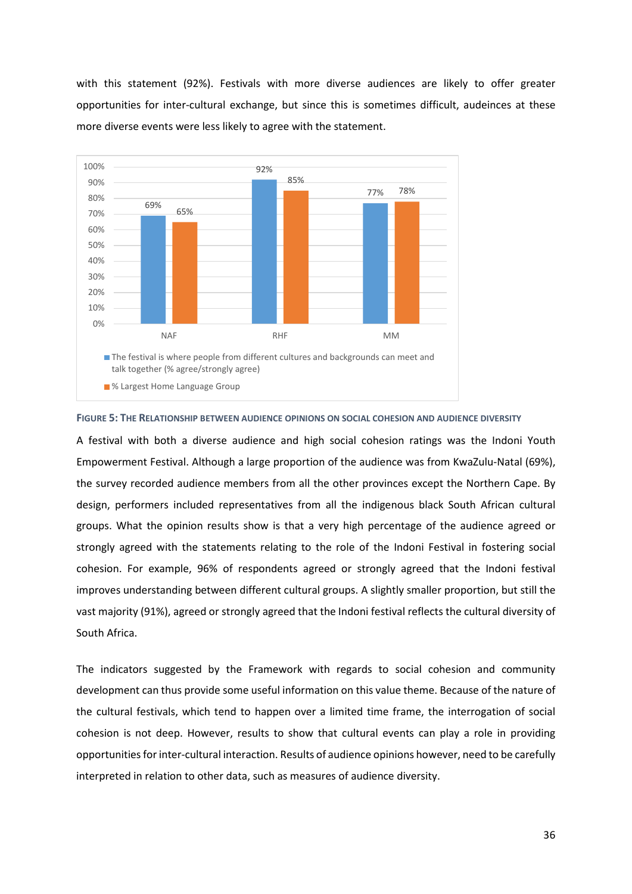with this statement (92%). Festivals with more diverse audiences are likely to offer greater opportunities for inter-cultural exchange, but since this is sometimes difficult, audeinces at these more diverse events were less likely to agree with the statement.

| | NAF | RHF | MM |
|---|---|---|---|
| The festival is where people from different cultures and backgrounds can meet and talk together (% agree/strongly agree) | 69% | 92% | 77% |
| % Largest Home Language Group | 65% | 85% | 78% |

**FIGURE 5: THE RELATIONSHIP BETWEEN AUDIENCE OPINIONS ON SOCIAL COHESION AND AUDIENCE DIVERSITY**

A festival with both a diverse audience and high social cohesion ratings was the Indoni Youth Empowerment Festival. Although a large proportion of the audience was from KwaZulu-Natal (69%), the survey recorded audience members from all the other provinces except the Northern Cape. By design, performers included representatives from all the indigenous black South African cultural groups. What the opinion results show is that a very high percentage of the audience agreed or strongly agreed with the statements relating to the role of the Indoni Festival in fostering social cohesion. For example, 96% of respondents agreed or strongly agreed that the Indoni festival improves understanding between different cultural groups. A slightly smaller proportion, but still the vast majority (91%), agreed or strongly agreed that the Indoni festival reflects the cultural diversity of South Africa.

The indicators suggested by the Framework with regards to social cohesion and community development can thus provide some useful information on this value theme. Because of the nature of the cultural festivals, which tend to happen over a limited time frame, the interrogation of social cohesion is not deep. However, results to show that cultural events can play a role in providing opportunities for inter-cultural interaction. Results of audience opinions however, need to be carefully interpreted in relation to other data, such as measures of audience diversity.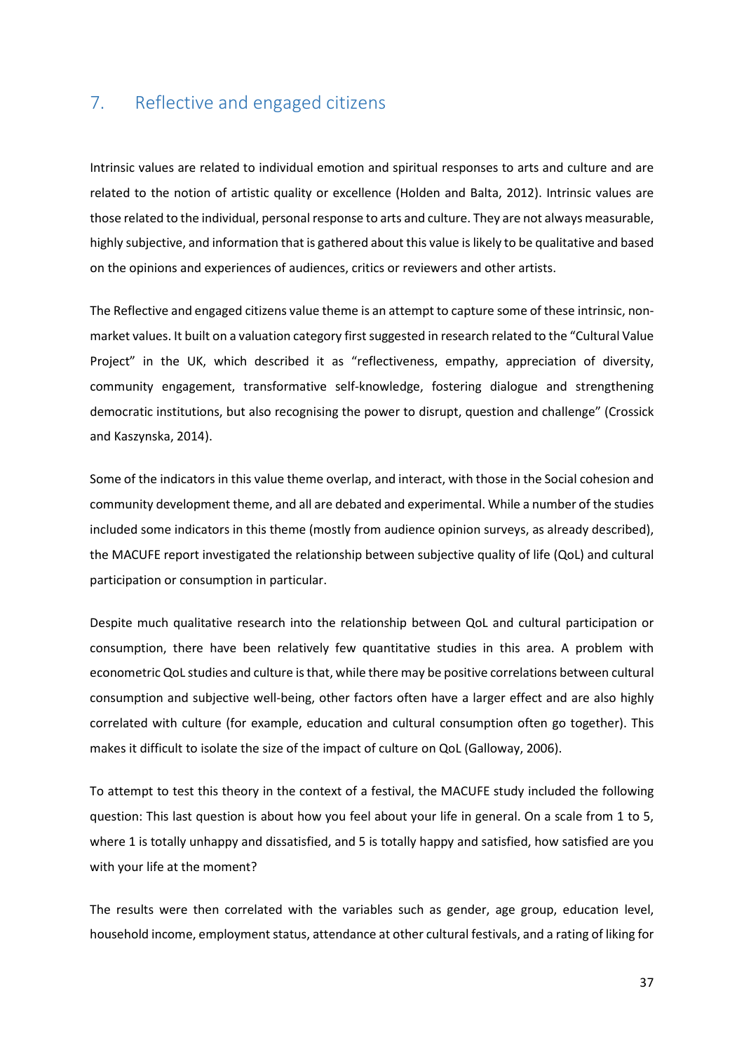## 7. Reflective and engaged citizens

Intrinsic values are related to individual emotion and spiritual responses to arts and culture and are related to the notion of artistic quality or excellence (Holden and Balta, 2012). Intrinsic values are those related to the individual, personal response to arts and culture. They are not always measurable, highly subjective, and information that is gathered about this value is likely to be qualitative and based on the opinions and experiences of audiences, critics or reviewers and other artists.

The Reflective and engaged citizens value theme is an attempt to capture some of these intrinsic, non-market values. It built on a valuation category first suggested in research related to the "Cultural Value Project" in the UK, which described it as "reflectiveness, empathy, appreciation of diversity, community engagement, transformative self-knowledge, fostering dialogue and strengthening democratic institutions, but also recognising the power to disrupt, question and challenge" (Crossick and Kaszynska, 2014).

Some of the indicators in this value theme overlap, and interact, with those in the Social cohesion and community development theme, and all are debated and experimental. While a number of the studies included some indicators in this theme (mostly from audience opinion surveys, as already described), the MACUFE report investigated the relationship between subjective quality of life (QoL) and cultural participation or consumption in particular.

Despite much qualitative research into the relationship between QoL and cultural participation or consumption, there have been relatively few quantitative studies in this area. A problem with econometric QoL studies and culture is that, while there may be positive correlations between cultural consumption and subjective well-being, other factors often have a larger effect and are also highly correlated with culture (for example, education and cultural consumption often go together). This makes it difficult to isolate the size of the impact of culture on QoL (Galloway, 2006).

To attempt to test this theory in the context of a festival, the MACUFE study included the following question: This last question is about how you feel about your life in general. On a scale from 1 to 5, where 1 is totally unhappy and dissatisfied, and 5 is totally happy and satisfied, how satisfied are you with your life at the moment?

The results were then correlated with the variables such as gender, age group, education level, household income, employment status, attendance at other cultural festivals, and a rating of liking for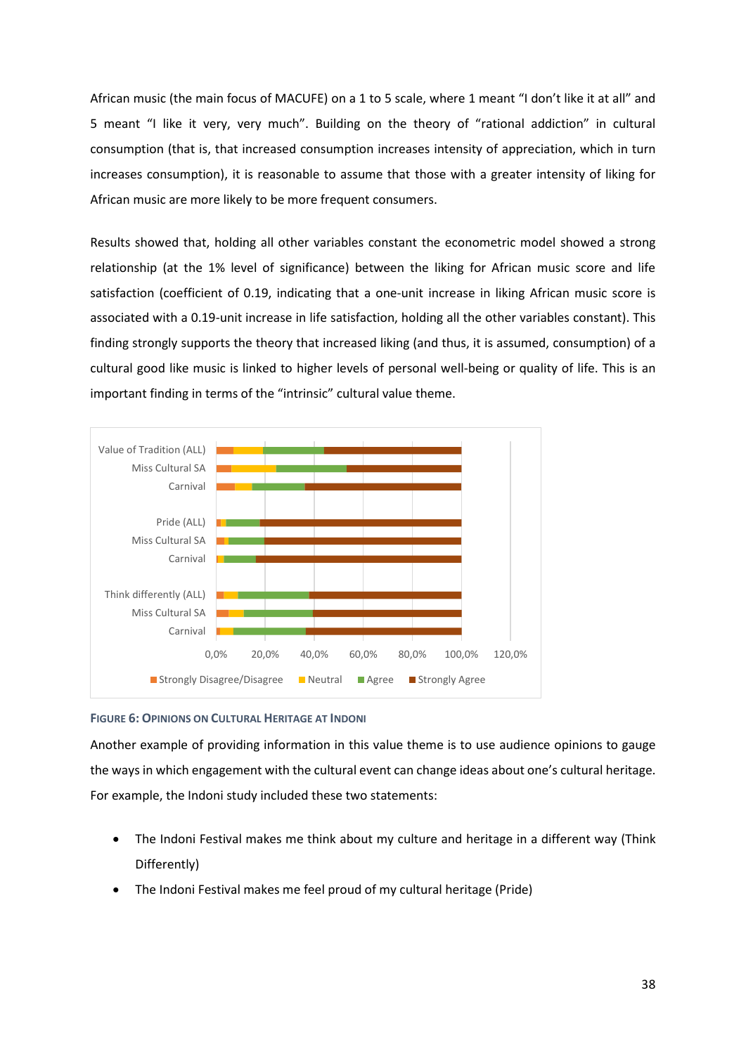African music (the main focus of MACUFE) on a 1 to 5 scale, where 1 meant "I don't like it at all" and 5 meant "I like it very, very much". Building on the theory of "rational addiction" in cultural consumption (that is, that increased consumption increases intensity of appreciation, which in turn increases consumption), it is reasonable to assume that those with a greater intensity of liking for African music are more likely to be more frequent consumers.

Results showed that, holding all other variables constant the econometric model showed a strong relationship (at the 1% level of significance) between the liking for African music score and life satisfaction (coefficient of 0.19, indicating that a one-unit increase in liking African music score is associated with a 0.19-unit increase in life satisfaction, holding all the other variables constant). This finding strongly supports the theory that increased liking (and thus, it is assumed, consumption) of a cultural good like music is linked to higher levels of personal well-being or quality of life. This is an important finding in terms of the "intrinsic" cultural value theme.

**Figure 6: Opinions on Cultural Heritage at Indoni**

Another example of providing information in this value theme is to use audience opinions to gauge the ways in which engagement with the cultural event can change ideas about one's cultural heritage. For example, the Indoni study included these two statements:

- The Indoni Festival makes me think about my culture and heritage in a different way (Think Differently)
- The Indoni Festival makes me feel proud of my cultural heritage (Pride)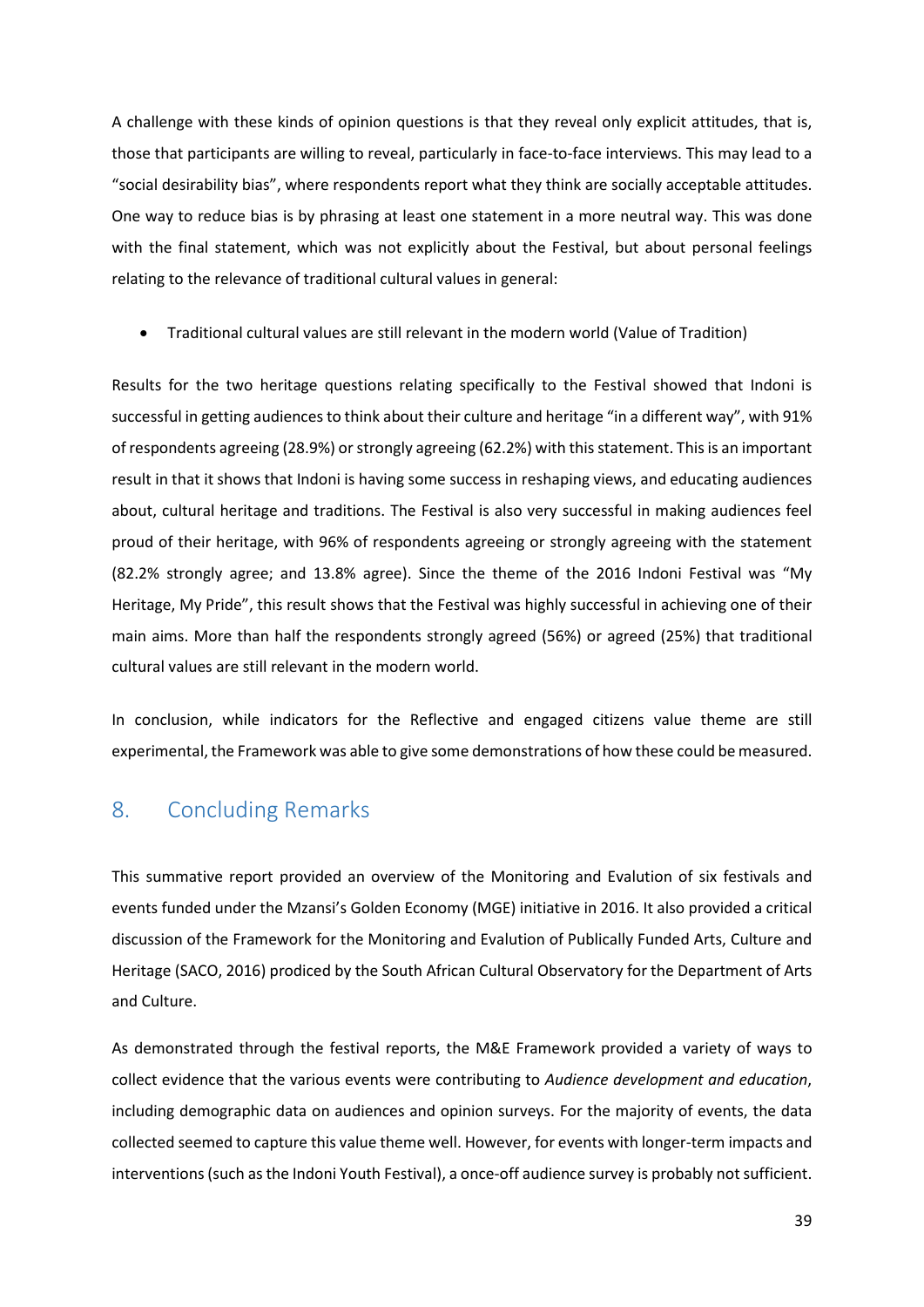A challenge with these kinds of opinion questions is that they reveal only explicit attitudes, that is, those that participants are willing to reveal, particularly in face-to-face interviews. This may lead to a "social desirability bias", where respondents report what they think are socially acceptable attitudes. One way to reduce bias is by phrasing at least one statement in a more neutral way. This was done with the final statement, which was not explicitly about the Festival, but about personal feelings relating to the relevance of traditional cultural values in general:

- Traditional cultural values are still relevant in the modern world (Value of Tradition)

Results for the two heritage questions relating specifically to the Festival showed that Indoni is successful in getting audiences to think about their culture and heritage "in a different way", with 91% of respondents agreeing (28.9%) or strongly agreeing (62.2%) with this statement. This is an important result in that it shows that Indoni is having some success in reshaping views, and educating audiences about, cultural heritage and traditions. The Festival is also very successful in making audiences feel proud of their heritage, with 96% of respondents agreeing or strongly agreeing with the statement (82.2% strongly agree; and 13.8% agree). Since the theme of the 2016 Indoni Festival was "My Heritage, My Pride", this result shows that the Festival was highly successful in achieving one of their main aims. More than half the respondents strongly agreed (56%) or agreed (25%) that traditional cultural values are still relevant in the modern world.

In conclusion, while indicators for the Reflective and engaged citizens value theme are still experimental, the Framework was able to give some demonstrations of how these could be measured.

## 8. Concluding Remarks

This summative report provided an overview of the Monitoring and Evalution of six festivals and events funded under the Mzansi's Golden Economy (MGE) initiative in 2016. It also provided a critical discussion of the Framework for the Monitoring and Evalution of Publically Funded Arts, Culture and Heritage (SACO, 2016) prodiced by the South African Cultural Observatory for the Department of Arts and Culture.

As demonstrated through the festival reports, the M&E Framework provided a variety of ways to collect evidence that the various events were contributing to *Audience development and education*, including demographic data on audiences and opinion surveys. For the majority of events, the data collected seemed to capture this value theme well. However, for events with longer-term impacts and interventions (such as the Indoni Youth Festival), a once-off audience survey is probably not sufficient.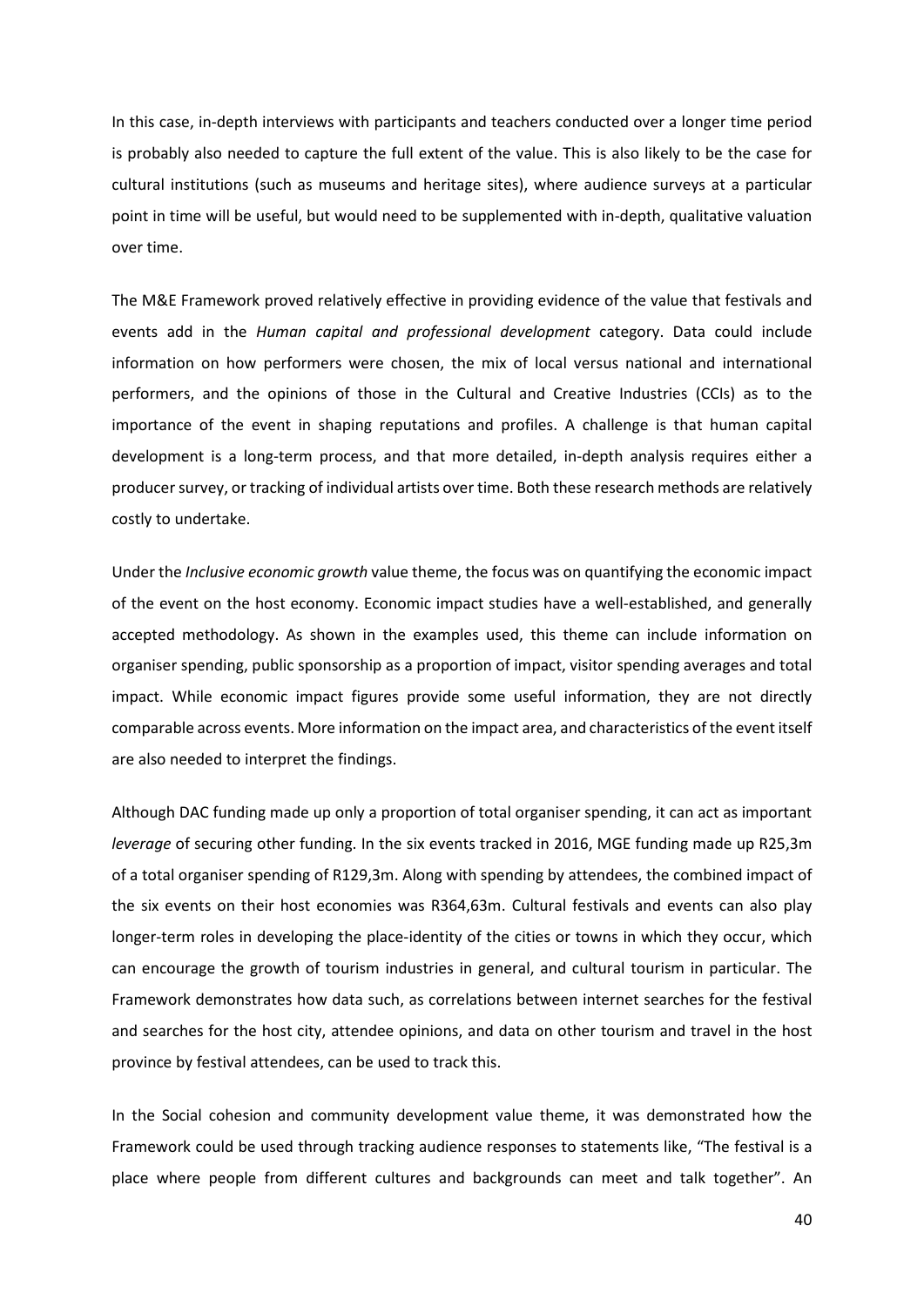In this case, in-depth interviews with participants and teachers conducted over a longer time period is probably also needed to capture the full extent of the value. This is also likely to be the case for cultural institutions (such as museums and heritage sites), where audience surveys at a particular point in time will be useful, but would need to be supplemented with in-depth, qualitative valuation over time.

The M&E Framework proved relatively effective in providing evidence of the value that festivals and events add in the *Human capital and professional development* category. Data could include information on how performers were chosen, the mix of local versus national and international performers, and the opinions of those in the Cultural and Creative Industries (CCIs) as to the importance of the event in shaping reputations and profiles. A challenge is that human capital development is a long-term process, and that more detailed, in-depth analysis requires either a producer survey, or tracking of individual artists over time. Both these research methods are relatively costly to undertake.

Under the *Inclusive economic growth* value theme, the focus was on quantifying the economic impact of the event on the host economy. Economic impact studies have a well-established, and generally accepted methodology. As shown in the examples used, this theme can include information on organiser spending, public sponsorship as a proportion of impact, visitor spending averages and total impact. While economic impact figures provide some useful information, they are not directly comparable across events. More information on the impact area, and characteristics of the event itself are also needed to interpret the findings.

Although DAC funding made up only a proportion of total organiser spending, it can act as important *leverage* of securing other funding. In the six events tracked in 2016, MGE funding made up R25,3m of a total organiser spending of R129,3m. Along with spending by attendees, the combined impact of the six events on their host economies was R364,63m. Cultural festivals and events can also play longer-term roles in developing the place-identity of the cities or towns in which they occur, which can encourage the growth of tourism industries in general, and cultural tourism in particular. The Framework demonstrates how data such, as correlations between internet searches for the festival and searches for the host city, attendee opinions, and data on other tourism and travel in the host province by festival attendees, can be used to track this.

In the Social cohesion and community development value theme, it was demonstrated how the Framework could be used through tracking audience responses to statements like, "The festival is a place where people from different cultures and backgrounds can meet and talk together". An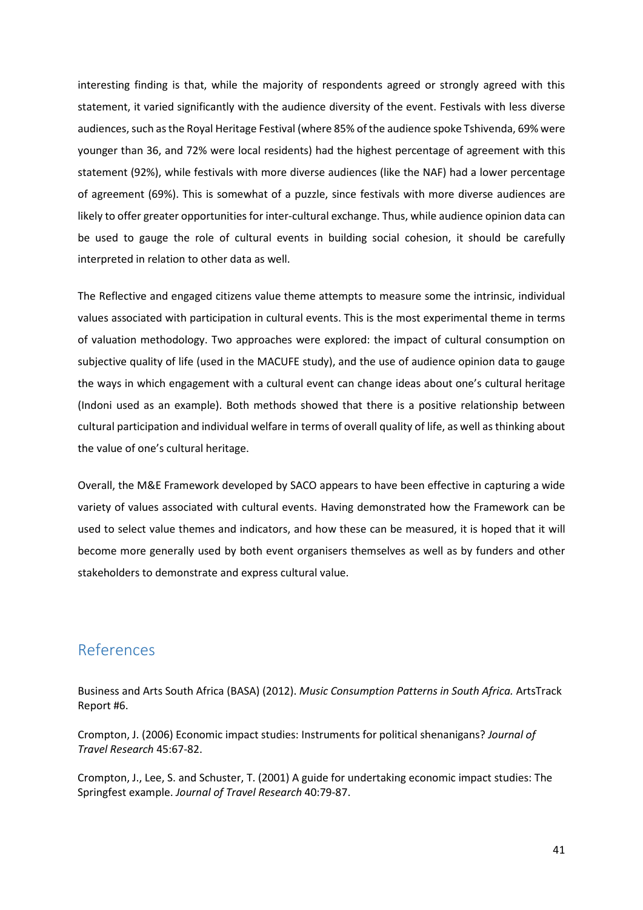interesting finding is that, while the majority of respondents agreed or strongly agreed with this statement, it varied significantly with the audience diversity of the event. Festivals with less diverse audiences, such as the Royal Heritage Festival (where 85% of the audience spoke Tshivenda, 69% were younger than 36, and 72% were local residents) had the highest percentage of agreement with this statement (92%), while festivals with more diverse audiences (like the NAF) had a lower percentage of agreement (69%). This is somewhat of a puzzle, since festivals with more diverse audiences are likely to offer greater opportunities for inter-cultural exchange. Thus, while audience opinion data can be used to gauge the role of cultural events in building social cohesion, it should be carefully interpreted in relation to other data as well.

The Reflective and engaged citizens value theme attempts to measure some the intrinsic, individual values associated with participation in cultural events. This is the most experimental theme in terms of valuation methodology. Two approaches were explored: the impact of cultural consumption on subjective quality of life (used in the MACUFE study), and the use of audience opinion data to gauge the ways in which engagement with a cultural event can change ideas about one's cultural heritage (Indoni used as an example). Both methods showed that there is a positive relationship between cultural participation and individual welfare in terms of overall quality of life, as well as thinking about the value of one's cultural heritage.

Overall, the M&E Framework developed by SACO appears to have been effective in capturing a wide variety of values associated with cultural events. Having demonstrated how the Framework can be used to select value themes and indicators, and how these can be measured, it is hoped that it will become more generally used by both event organisers themselves as well as by funders and other stakeholders to demonstrate and express cultural value.

## References

Business and Arts South Africa (BASA) (2012). *Music Consumption Patterns in South Africa.* ArtsTrack Report #6.

Crompton, J. (2006) Economic impact studies: Instruments for political shenanigans? *Journal of Travel Research* 45:67-82.

Crompton, J., Lee, S. and Schuster, T. (2001) A guide for undertaking economic impact studies: The Springfest example. *Journal of Travel Research* 40:79-87.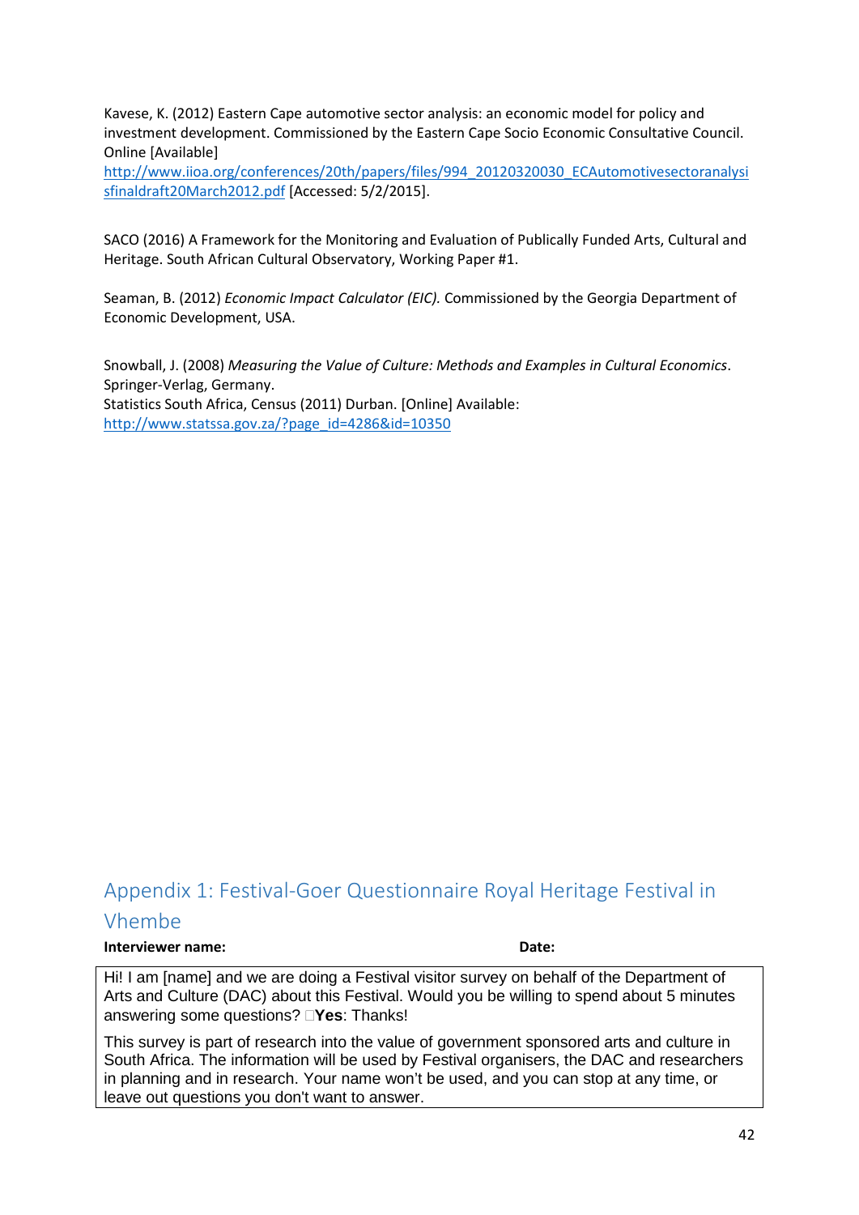Kavese, K. (2012) Eastern Cape automotive sector analysis: an economic model for policy and investment development. Commissioned by the Eastern Cape Socio Economic Consultative Council. Online [Available] http://www.iioa.org/conferences/20th/papers/files/994_20120320030_ECAutomotivesectoranalysisfinaldraft20March2012.pdf [Accessed: 5/2/2015].

SACO (2016) A Framework for the Monitoring and Evaluation of Publically Funded Arts, Cultural and Heritage. South African Cultural Observatory, Working Paper #1.

Seaman, B. (2012) *Economic Impact Calculator (EIC).* Commissioned by the Georgia Department of Economic Development, USA.

Snowball, J. (2008) *Measuring the Value of Culture: Methods and Examples in Cultural Economics*. Springer-Verlag, Germany.
Statistics South Africa, Census (2011) Durban. [Online] Available: http://www.statssa.gov.za/?page_id=4286&id=10350

## Appendix 1: Festival-Goer Questionnaire Royal Heritage Festival in Vhembe

**Interviewer name:** **Date:**

Hi! I am [name] and we are doing a Festival visitor survey on behalf of the Department of Arts and Culture (DAC) about this Festival. Would you be willing to spend about 5 minutes answering some questions? ☐**Yes**: Thanks!

This survey is part of research into the value of government sponsored arts and culture in South Africa. The information will be used by Festival organisers, the DAC and researchers in planning and in research. Your name won't be used, and you can stop at any time, or leave out questions you don't want to answer.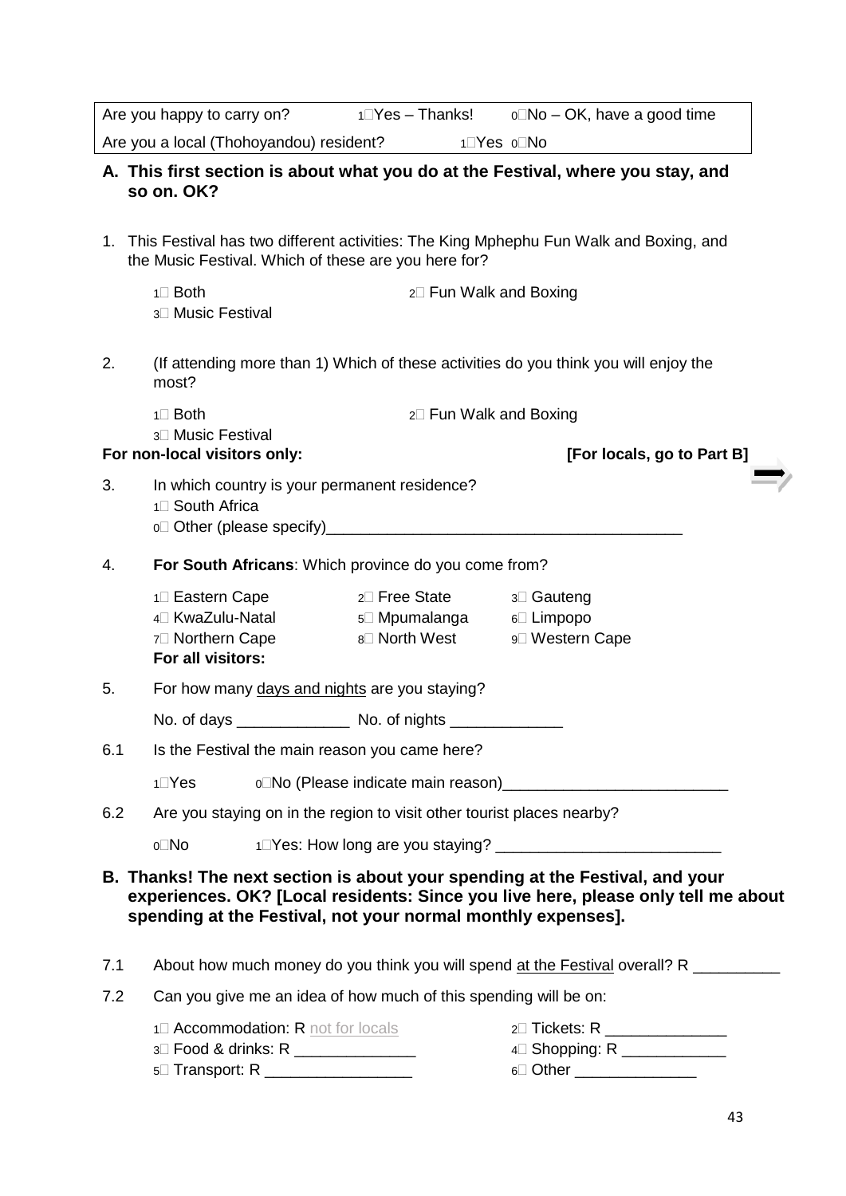| Are you happy to carry on? | 1☐Yes – Thanks! | 0☐No – OK, have a good time |
|---|---|---|
| Are you a local (Thohoyandou) resident? | 1☐Yes 0☐No | |

## A. This first section is about what you do at the Festival, where you stay, and so on. OK?

1. This Festival has two different activities: The King Mphephu Fun Walk and Boxing, and the Music Festival. Which of these are you here for?

   1☐ Both 2☐ Fun Walk and Boxing
   3☐ Music Festival

2. (If attending more than 1) Which of these activities do you think you will enjoy the most?

   1☐ Both 2☐ Fun Walk and Boxing
   3☐ Music Festival

**For non-local visitors only:** **[For locals, go to Part B]**

3. In which country is your permanent residence?
   1☐ South Africa
   0☐ Other (please specify)_________________________________________

4. **For South Africans**: Which province do you come from?

   1☐ Eastern Cape 2☐ Free State 3☐ Gauteng
   4☐ KwaZulu-Natal 5☐ Mpumalanga 6☐ Limpopo
   7☐ Northern Cape 8☐ North West 9☐ Western Cape

   **For all visitors:**

5. For how many days and nights are you staying?

   No. of days _____________ No. of nights _____________

6.1 Is the Festival the main reason you came here?

   1☐Yes 0☐No (Please indicate main reason)__________________________

6.2 Are you staying on in the region to visit other tourist places nearby?

   0☐No 1☐Yes: How long are you staying? __________________________

## B. Thanks! The next section is about your spending at the Festival, and your experiences. OK? [Local residents: Since you live here, please only tell me about spending at the Festival, not your normal monthly expenses].

7.1 About how much money do you think you will spend at the Festival overall? R __________

7.2 Can you give me an idea of how much of this spending will be on:

   1☐ Accommodation: R not for locals 2☐ Tickets: R ______________
   3☐ Food & drinks: R ______________ 4☐ Shopping: R ____________
   5☐ Transport: R _________________ 6☐ Other ______________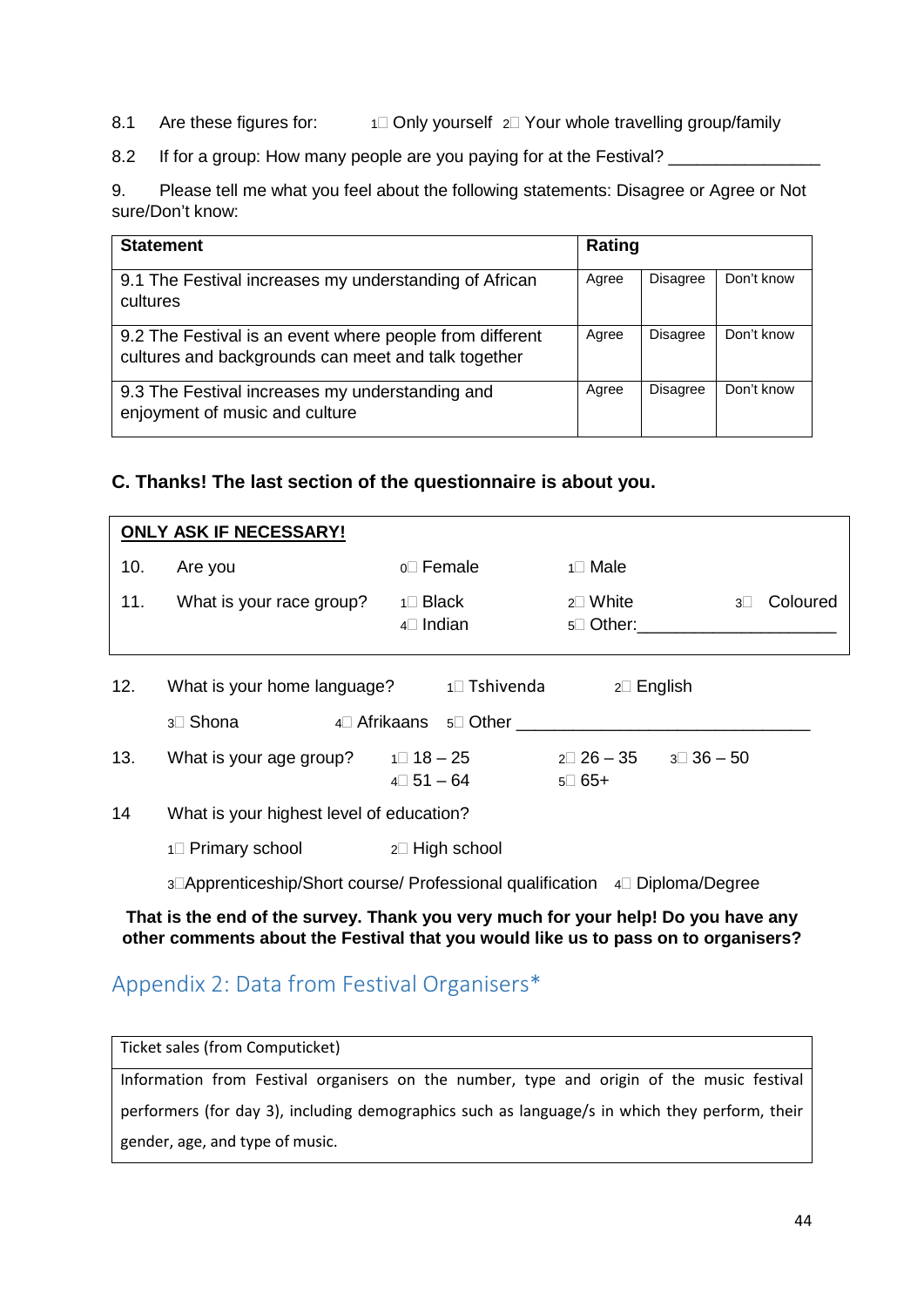8.1 Are these figures for: 1☐ Only yourself 2☐ Your whole travelling group/family

8.2 If for a group: How many people are you paying for at the Festival? _______________

9. Please tell me what you feel about the following statements: Disagree or Agree or Not sure/Don't know:

| Statement | Rating | | |
|---|---|---|---|
| 9.1 The Festival increases my understanding of African cultures | Agree | Disagree | Don't know |
| 9.2 The Festival is an event where people from different cultures and backgrounds can meet and talk together | Agree | Disagree | Don't know |
| 9.3 The Festival increases my understanding and enjoyment of music and culture | Agree | Disagree | Don't know |

### C. Thanks! The last section of the questionnaire is about you.

**ONLY ASK IF NECESSARY!**

10. Are you 0☐ Female 1☐ Male

11. What is your race group? 1☐ Black 2☐ White 3☐ Coloured 4☐ Indian 5☐ Other:____________________

12. What is your home language? 1☐ Tshivenda 2☐ English 3☐ Shona 4☐ Afrikaans 5☐ Other ______________________________

13. What is your age group? 1☐ 18 – 25 2☐ 26 – 35 3☐ 36 – 50 4☐ 51 – 64 5☐ 65+

14 What is your highest level of education?

1☐ Primary school 2☐ High school

3☐Apprenticeship/Short course/ Professional qualification 4☐ Diploma/Degree

**That is the end of the survey. Thank you very much for your help! Do you have any other comments about the Festival that you would like us to pass on to organisers?**

## Appendix 2: Data from Festival Organisers*

| Ticket sales (from Computicket) |
|---|
| Information from Festival organisers on the number, type and origin of the music festival performers (for day 3), including demographics such as language/s in which they perform, their gender, age, and type of music. |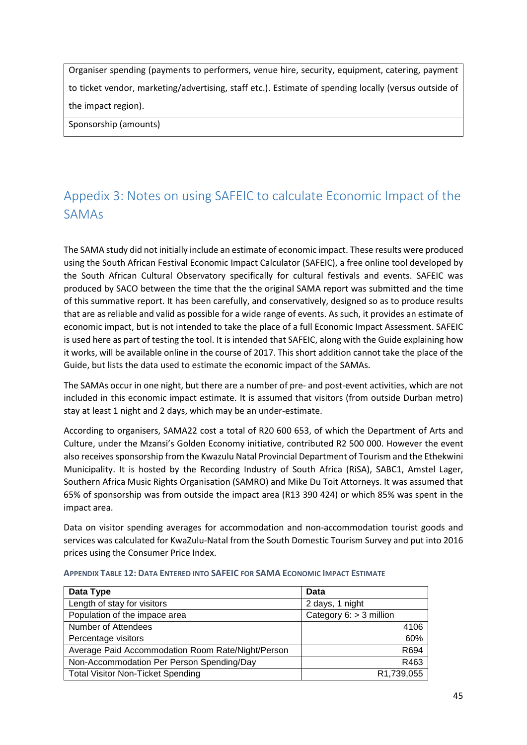| Organiser spending (payments to performers, venue hire, security, equipment, catering, payment to ticket vendor, marketing/advertising, staff etc.). Estimate of spending locally (versus outside of the impact region). |
|---|
| Sponsorship (amounts) |

## Appedix 3: Notes on using SAFEIC to calculate Economic Impact of the SAMAs

The SAMA study did not initially include an estimate of economic impact. These results were produced using the South African Festival Economic Impact Calculator (SAFEIC), a free online tool developed by the South African Cultural Observatory specifically for cultural festivals and events. SAFEIC was produced by SACO between the time that the the original SAMA report was submitted and the time of this summative report. It has been carefully, and conservatively, designed so as to produce results that are as reliable and valid as possible for a wide range of events. As such, it provides an estimate of economic impact, but is not intended to take the place of a full Economic Impact Assessment. SAFEIC is used here as part of testing the tool. It is intended that SAFEIC, along with the Guide explaining how it works, will be available online in the course of 2017. This short addition cannot take the place of the Guide, but lists the data used to estimate the economic impact of the SAMAs.

The SAMAs occur in one night, but there are a number of pre- and post-event activities, which are not included in this economic impact estimate. It is assumed that visitors (from outside Durban metro) stay at least 1 night and 2 days, which may be an under-estimate.

According to organisers, SAMA22 cost a total of R20 600 653, of which the Department of Arts and Culture, under the Mzansi's Golden Economy initiative, contributed R2 500 000. However the event also receives sponsorship from the Kwazulu Natal Provincial Department of Tourism and the Ethekwini Municipality. It is hosted by the Recording Industry of South Africa (RiSA), SABC1, Amstel Lager, Southern Africa Music Rights Organisation (SAMRO) and Mike Du Toit Attorneys. It was assumed that 65% of sponsorship was from outside the impact area (R13 390 424) or which 85% was spent in the impact area.

Data on visitor spending averages for accommodation and non-accommodation tourist goods and services was calculated for KwaZulu-Natal from the South Domestic Tourism Survey and put into 2016 prices using the Consumer Price Index.

**Appendix Table 12: Data Entered into SAFEIC for SAMA Economic Impact Estimate**

| Data Type | Data |
|---|---|
| Length of stay for visitors | 2 days, 1 night |
| Population of the impace area | Category 6: > 3 million |
| Number of Attendees | 4106 |
| Percentage visitors | 60% |
| Average Paid Accommodation Room Rate/Night/Person | R694 |
| Non-Accommodation Per Person Spending/Day | R463 |
| Total Visitor Non-Ticket Spending | R1,739,055 |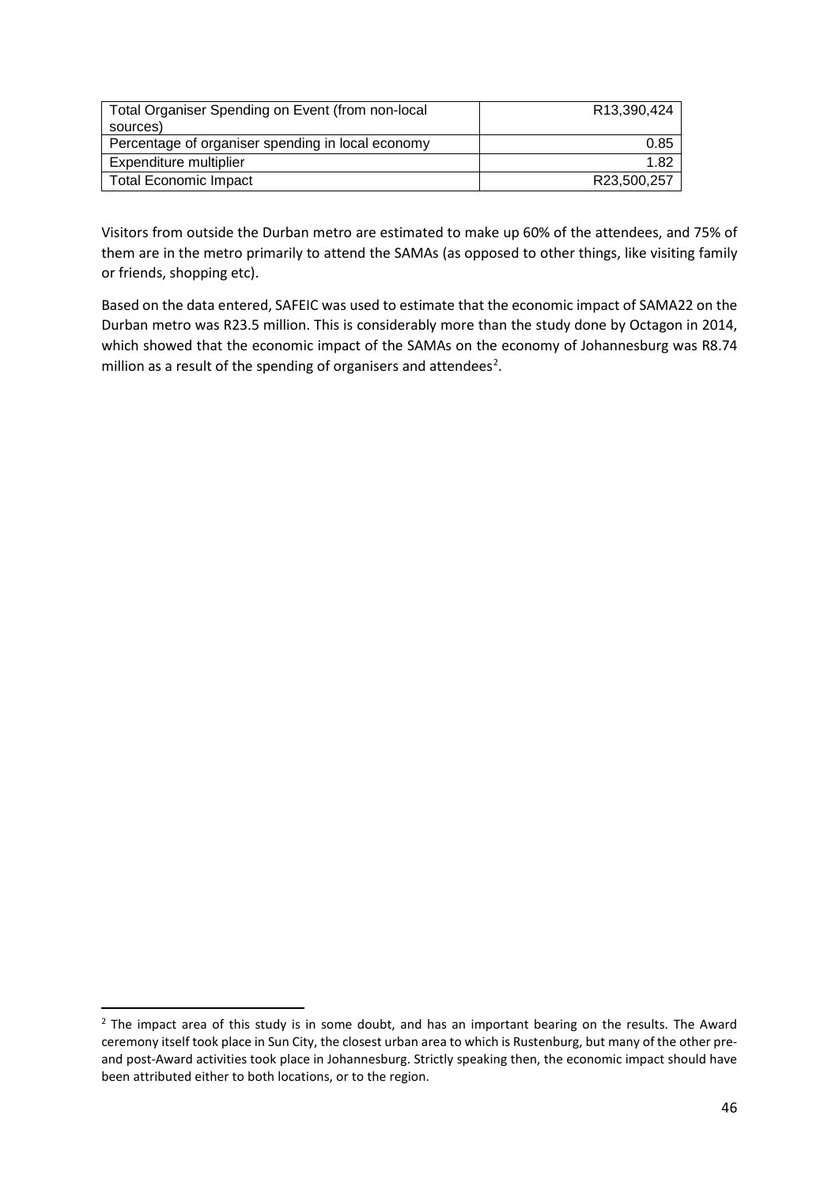| Total Organiser Spending on Event (from non-local sources) | R13,390,424 |
|---|---|
| Percentage of organiser spending in local economy | 0.85 |
| Expenditure multiplier | 1.82 |
| Total Economic Impact | R23,500,257 |

Visitors from outside the Durban metro are estimated to make up 60% of the attendees, and 75% of them are in the metro primarily to attend the SAMAs (as opposed to other things, like visiting family or friends, shopping etc).

Based on the data entered, SAFEIC was used to estimate that the economic impact of SAMA22 on the Durban metro was R23.5 million. This is considerably more than the study done by Octagon in 2014, which showed that the economic impact of the SAMAs on the economy of Johannesburg was R8.74 million as a result of the spending of organisers and attendees[2].

---

[2] The impact area of this study is in some doubt, and has an important bearing on the results. The Award ceremony itself took place in Sun City, the closest urban area to which is Rustenburg, but many of the other pre- and post-Award activities took place in Johannesburg. Strictly speaking then, the economic impact should have been attributed either to both locations, or to the region.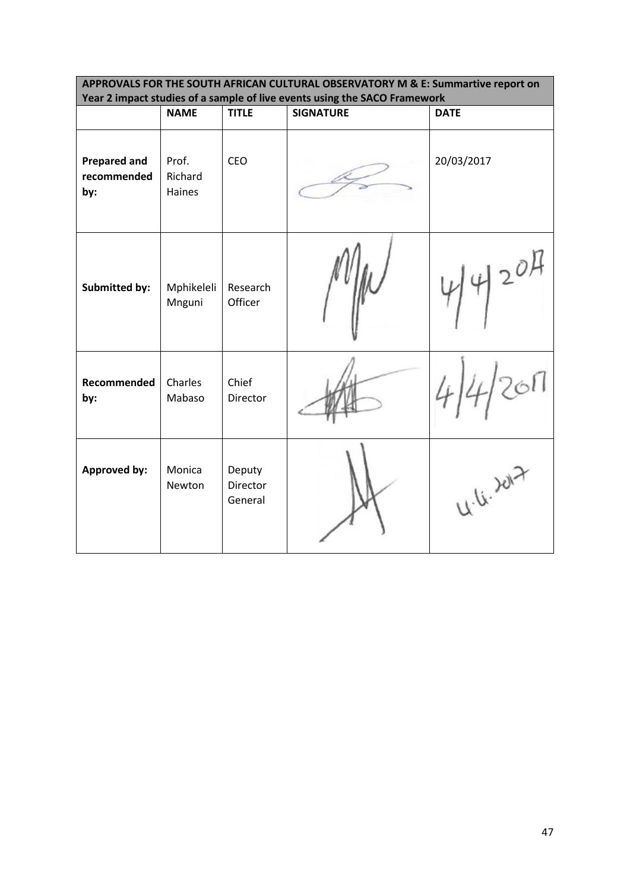| APPROVALS FOR THE SOUTH AFRICAN CULTURAL OBSERVATORY M & E: Summartive report on Year 2 impact studies of a sample of live events using the SACO Framework | | | | |
|---|---|---|---|---|
| | **NAME** | **TITLE** | **SIGNATURE** | **DATE** |
| **Prepared and recommended by:** | Prof. Richard Haines | CEO | | 20/03/2017 |
| **Submitted by:** | Mphikeleli Mnguni | Research Officer | | 4/4/2017 |
| **Recommended by:** | Charles Mabaso | Chief Director | | 4/4/2017 |
| **Approved by:** | Monica Newton | Deputy Director General | | 4.4.2017 |